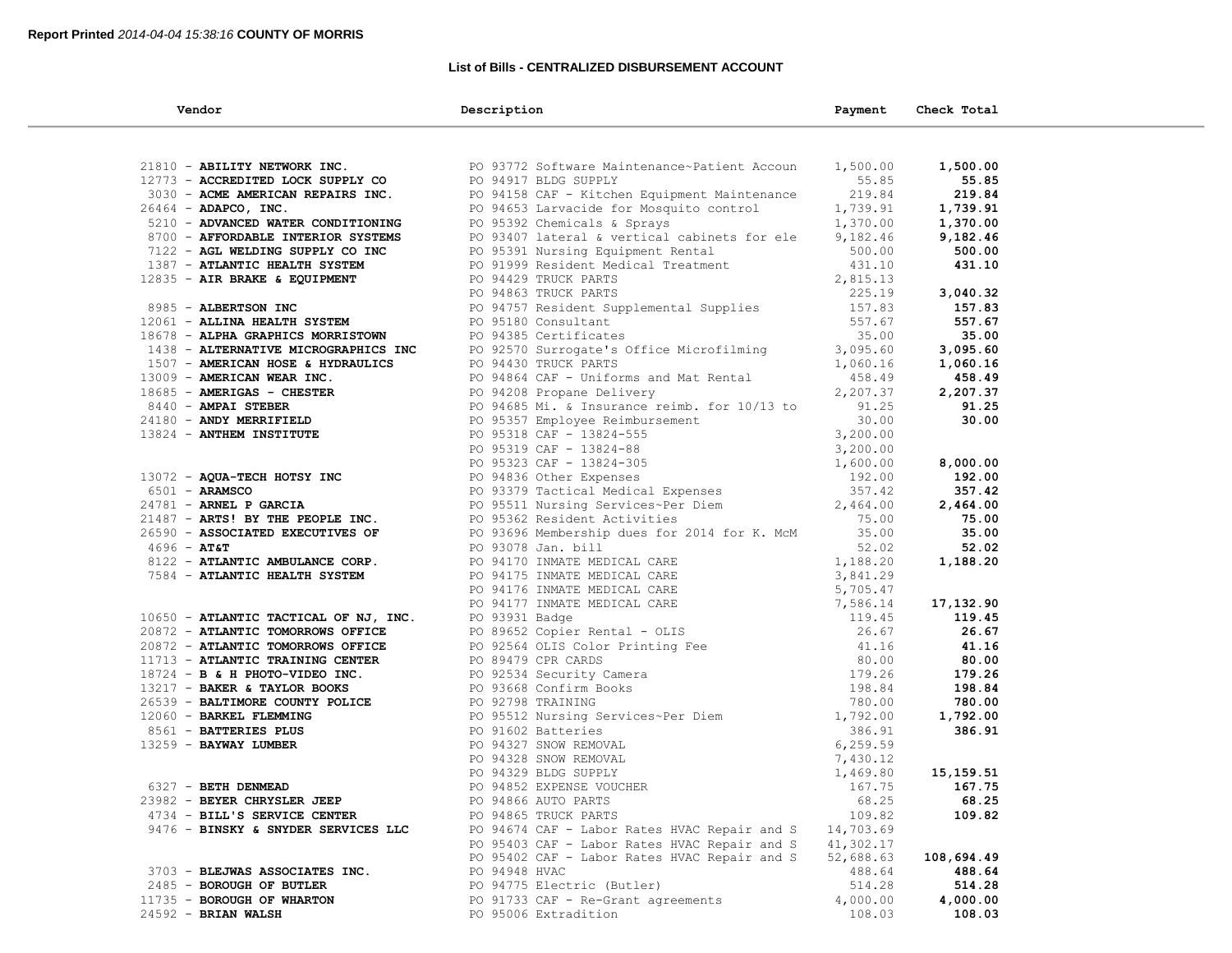**Report Printed** *2014-04-04 15:38:16* **COUNTY OF MORRIS**

**List of Bills - CENTRALIZED DISBURSEMENT ACCOUNT**

| Vendor | Description | Payment | Check Total |
|---|---|---|---|
| 21810 - **ABILITY NETWORK INC.** | PO 93772 Software Maintenance~Patient Accoun | 1,500.00 | **1,500.00** |
| 12773 - **ACCREDITED LOCK SUPPLY CO** | PO 94917 BLDG SUPPLY | 55.85 | **55.85** |
| 3030 - **ACME AMERICAN REPAIRS INC.** | PO 94158 CAF - Kitchen Equipment Maintenance | 219.84 | **219.84** |
| 26464 - **ADAPCO, INC.** | PO 94653 Larvacide for Mosquito control | 1,739.91 | **1,739.91** |
| 5210 - **ADVANCED WATER CONDITIONING** | PO 95392 Chemicals & Sprays | 1,370.00 | **1,370.00** |
| 8700 - **AFFORDABLE INTERIOR SYSTEMS** | PO 93407 lateral & vertical cabinets for ele | 9,182.46 | **9,182.46** |
| 7122 - **AGL WELDING SUPPLY CO INC** | PO 95391 Nursing Equipment Rental | 500.00 | **500.00** |
| 1387 - **ATLANTIC HEALTH SYSTEM** | PO 91999 Resident Medical Treatment | 431.10 | **431.10** |
| 12835 - **AIR BRAKE & EQUIPMENT** | PO 94429 TRUCK PARTS | 2,815.13 | |
| | PO 94863 TRUCK PARTS | 225.19 | **3,040.32** |
| 8985 - **ALBERTSON INC** | PO 94757 Resident Supplemental Supplies | 157.83 | **157.83** |
| 12061 - **ALLINA HEALTH SYSTEM** | PO 95180 Consultant | 557.67 | **557.67** |
| 18678 - **ALPHA GRAPHICS MORRISTOWN** | PO 94385 Certificates | 35.00 | **35.00** |
| 1438 - **ALTERNATIVE MICROGRAPHICS INC** | PO 92570 Surrogate's Office Microfilming | 3,095.60 | **3,095.60** |
| 1507 - **AMERICAN HOSE & HYDRAULICS** | PO 94430 TRUCK PARTS | 1,060.16 | **1,060.16** |
| 13009 - **AMERICAN WEAR INC.** | PO 94864 CAF - Uniforms and Mat Rental | 458.49 | **458.49** |
| 18685 - **AMERIGAS - CHESTER** | PO 94208 Propane Delivery | 2,207.37 | **2,207.37** |
| 8440 - **AMPAI STEBER** | PO 94685 Mi. & Insurance reimb. for 10/13 to | 91.25 | **91.25** |
| 24180 - **ANDY MERRIFIELD** | PO 95357 Employee Reimbursement | 30.00 | **30.00** |
| 13824 - **ANTHEM INSTITUTE** | PO 95318 CAF - 13824-555 | 3,200.00 | |
| | PO 95319 CAF - 13824-88 | 3,200.00 | |
| | PO 95323 CAF - 13824-305 | 1,600.00 | **8,000.00** |
| 13072 - **AQUA-TECH HOTSY INC** | PO 94836 Other Expenses | 192.00 | **192.00** |
| 6501 - **ARAMSCO** | PO 93379 Tactical Medical Expenses | 357.42 | **357.42** |
| 24781 - **ARNEL P GARCIA** | PO 95511 Nursing Services~Per Diem | 2,464.00 | **2,464.00** |
| 21487 - **ARTS! BY THE PEOPLE INC.** | PO 95362 Resident Activities | 75.00 | **75.00** |
| 26590 - **ASSOCIATED EXECUTIVES OF** | PO 93696 Membership dues for 2014 for K. McM | 35.00 | **35.00** |
| 4696 - **AT&T** | PO 93078 Jan. bill | 52.02 | **52.02** |
| 8122 - **ATLANTIC AMBULANCE CORP.** | PO 94170 INMATE MEDICAL CARE | 1,188.20 | **1,188.20** |
| 7584 - **ATLANTIC HEALTH SYSTEM** | PO 94175 INMATE MEDICAL CARE | 3,841.29 | |
| | PO 94176 INMATE MEDICAL CARE | 5,705.47 | |
| | PO 94177 INMATE MEDICAL CARE | 7,586.14 | **17,132.90** |
| 10650 - **ATLANTIC TACTICAL OF NJ, INC.** | PO 93931 Badge | 119.45 | **119.45** |
| 20872 - **ATLANTIC TOMORROWS OFFICE** | PO 89652 Copier Rental - OLIS | 26.67 | **26.67** |
| 20872 - **ATLANTIC TOMORROWS OFFICE** | PO 92564 OLIS Color Printing Fee | 41.16 | **41.16** |
| 11713 - **ATLANTIC TRAINING CENTER** | PO 89479 CPR CARDS | 80.00 | **80.00** |
| 18724 - **B & H PHOTO-VIDEO INC.** | PO 92534 Security Camera | 179.26 | **179.26** |
| 13217 - **BAKER & TAYLOR BOOKS** | PO 93668 Confirm Books | 198.84 | **198.84** |
| 26539 - **BALTIMORE COUNTY POLICE** | PO 92798 TRAINING | 780.00 | **780.00** |
| 12060 - **BARKEL FLEMMING** | PO 95512 Nursing Services~Per Diem | 1,792.00 | **1,792.00** |
| 8561 - **BATTERIES PLUS** | PO 91602 Batteries | 386.91 | **386.91** |
| 13259 - **BAYWAY LUMBER** | PO 94327 SNOW REMOVAL | 6,259.59 | |
| | PO 94328 SNOW REMOVAL | 7,430.12 | |
| | PO 94329 BLDG SUPPLY | 1,469.80 | **15,159.51** |
| 6327 - **BETH DENMEAD** | PO 94852 EXPENSE VOUCHER | 167.75 | **167.75** |
| 23982 - **BEYER CHRYSLER JEEP** | PO 94866 AUTO PARTS | 68.25 | **68.25** |
| 4734 - **BILL'S SERVICE CENTER** | PO 94865 TRUCK PARTS | 109.82 | **109.82** |
| 9476 - **BINSKY & SNYDER SERVICES LLC** | PO 94674 CAF - Labor Rates HVAC Repair and S | 14,703.69 | |
| | PO 95403 CAF - Labor Rates HVAC Repair and S | 41,302.17 | |
| | PO 95402 CAF - Labor Rates HVAC Repair and S | 52,688.63 | **108,694.49** |
| 3703 - **BLEJWAS ASSOCIATES INC.** | PO 94948 HVAC | 488.64 | **488.64** |
| 2485 - **BOROUGH OF BUTLER** | PO 94775 Electric (Butler) | 514.28 | **514.28** |
| 11735 - **BOROUGH OF WHARTON** | PO 91733 CAF - Re-Grant agreements | 4,000.00 | **4,000.00** |
| 24592 - **BRIAN WALSH** | PO 95006 Extradition | 108.03 | **108.03** |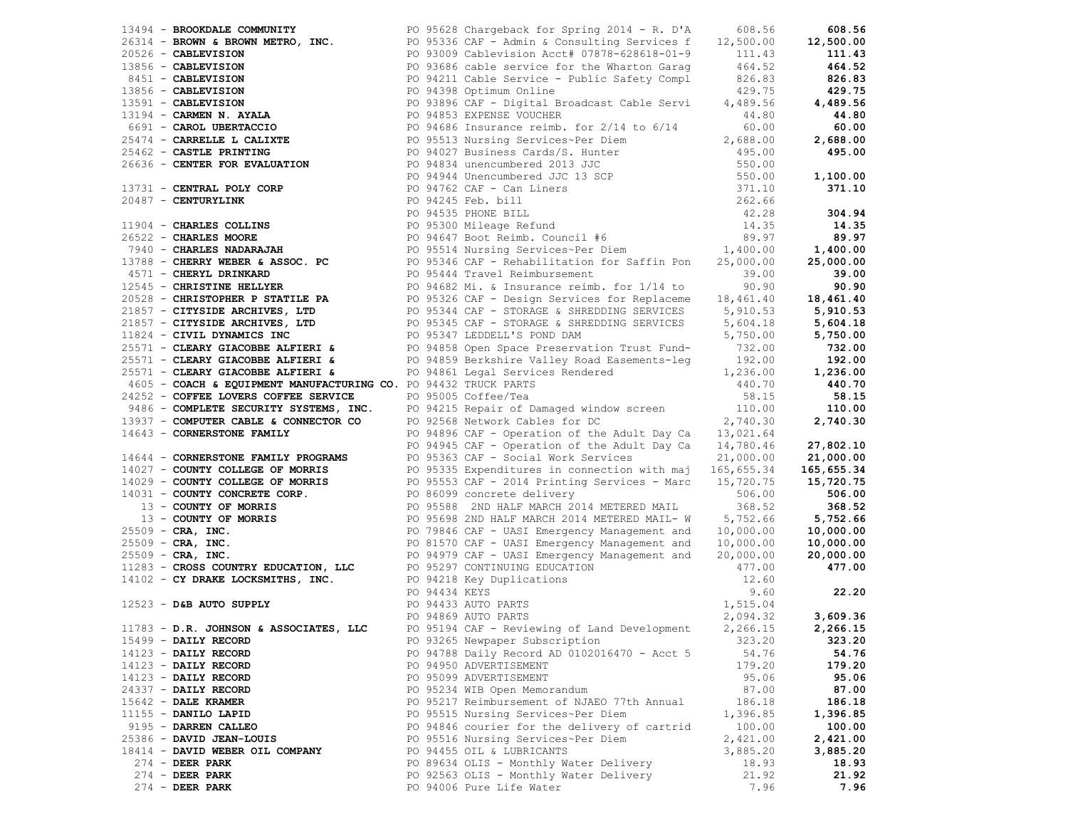| Vendor | PO / Description | Amount | Total |
|---|---|---|---|
| 13494 - **BROOKDALE COMMUNITY** | PO 95628 Chargeback for Spring 2014 - R. D'A | 608.56 | **608.56** |
| 26314 - **BROWN & BROWN METRO, INC.** | PO 95336 CAF - Admin & Consulting Services f | 12,500.00 | **12,500.00** |
| 20526 - **CABLEVISION** | PO 93009 Cablevision Acct# 07878-628618-01-9 | 111.43 | **111.43** |
| 13856 - **CABLEVISION** | PO 93686 cable service for the Wharton Garag | 464.52 | **464.52** |
| 8451 - **CABLEVISION** | PO 94211 Cable Service - Public Safety Compl | 826.83 | **826.83** |
| 13856 - **CABLEVISION** | PO 94398 Optimum Online | 429.75 | **429.75** |
| 13591 - **CABLEVISION** | PO 93896 CAF - Digital Broadcast Cable Servi | 4,489.56 | **4,489.56** |
| 13194 - **CARMEN N. AYALA** | PO 94853 EXPENSE VOUCHER | 44.80 | **44.80** |
| 6691 - **CAROL UBERTACCIO** | PO 94686 Insurance reimb. for 2/14 to 6/14 | 60.00 | **60.00** |
| 25474 - **CARRELLE L CALIXTE** | PO 95513 Nursing Services~Per Diem | 2,688.00 | **2,688.00** |
| 25462 - **CASTLE PRINTING** | PO 94027 Business Cards/S. Hunter | 495.00 | **495.00** |
| 26636 - **CENTER FOR EVALUATION** | PO 94834 unencumbered 2013 JJC | 550.00 | |
| | PO 94944 Unencumbered JJC 13 SCP | 550.00 | **1,100.00** |
| 13731 - **CENTRAL POLY CORP** | PO 94762 CAF - Can Liners | 371.10 | **371.10** |
| 20487 - **CENTURYLINK** | PO 94245 Feb. bill | 262.66 | |
| | PO 94535 PHONE BILL | 42.28 | **304.94** |
| 11904 - **CHARLES COLLINS** | PO 95300 Mileage Refund | 14.35 | **14.35** |
| 26522 - **CHARLES MOORE** | PO 94647 Boot Reimb. Council #6 | 89.97 | **89.97** |
| 7940 - **CHARLES NADARAJAH** | PO 95514 Nursing Services~Per Diem | 1,400.00 | **1,400.00** |
| 13788 - **CHERRY WEBER & ASSOC. PC** | PO 95346 CAF - Rehabilitation for Saffin Pon | 25,000.00 | **25,000.00** |
| 4571 - **CHERYL DRINKARD** | PO 95444 Travel Reimbursement | 39.00 | **39.00** |
| 12545 - **CHRISTINE HELLYER** | PO 94682 Mi. & Insurance reimb. for 1/14 to | 90.90 | **90.90** |
| 20528 - **CHRISTOPHER P STATILE PA** | PO 95326 CAF - Design Services for Replaceme | 18,461.40 | **18,461.40** |
| 21857 - **CITYSIDE ARCHIVES, LTD** | PO 95344 CAF - STORAGE & SHREDDING SERVICES | 5,910.53 | **5,910.53** |
| 21857 - **CITYSIDE ARCHIVES, LTD** | PO 95345 CAF - STORAGE & SHREDDING SERVICES | 5,604.18 | **5,604.18** |
| 11824 - **CIVIL DYNAMICS INC** | PO 95347 LEDDELL'S POND DAM | 5,750.00 | **5,750.00** |
| 25571 - **CLEARY GIACOBBE ALFIERI &** | PO 94858 Open Space Preservation Trust Fund- | 732.00 | **732.00** |
| 25571 - **CLEARY GIACOBBE ALFIERI &** | PO 94859 Berkshire Valley Road Easements-leg | 192.00 | **192.00** |
| 25571 - **CLEARY GIACOBBE ALFIERI &** | PO 94861 Legal Services Rendered | 1,236.00 | **1,236.00** |
| 4605 - **COACH & EQUIPMENT MANUFACTURING CO.** | PO 94432 TRUCK PARTS | 440.70 | **440.70** |
| 24252 - **COFFEE LOVERS COFFEE SERVICE** | PO 95005 Coffee/Tea | 58.15 | **58.15** |
| 9486 - **COMPLETE SECURITY SYSTEMS, INC.** | PO 94215 Repair of Damaged window screen | 110.00 | **110.00** |
| 13937 - **COMPUTER CABLE & CONNECTOR CO** | PO 92568 Network Cables for DC | 2,740.30 | **2,740.30** |
| 14643 - **CORNERSTONE FAMILY** | PO 94896 CAF - Operation of the Adult Day Ca | 13,021.64 | |
| | PO 94945 CAF - Operation of the Adult Day Ca | 14,780.46 | **27,802.10** |
| 14644 - **CORNERSTONE FAMILY PROGRAMS** | PO 95363 CAF - Social Work Services | 21,000.00 | **21,000.00** |
| 14027 - **COUNTY COLLEGE OF MORRIS** | PO 95335 Expenditures in connection with maj | 165,655.34 | **165,655.34** |
| 14029 - **COUNTY COLLEGE OF MORRIS** | PO 95553 CAF - 2014 Printing Services - Marc | 15,720.75 | **15,720.75** |
| 14031 - **COUNTY CONCRETE CORP.** | PO 86099 concrete delivery | 506.00 | **506.00** |
| 13 - **COUNTY OF MORRIS** | PO 95588 2ND HALF MARCH 2014 METERED MAIL | 368.52 | **368.52** |
| 13 - **COUNTY OF MORRIS** | PO 95698 2ND HALF MARCH 2014 METERED MAIL- W | 5,752.66 | **5,752.66** |
| 25509 - **CRA, INC.** | PO 79846 CAF - UASI Emergency Management and | 10,000.00 | **10,000.00** |
| 25509 - **CRA, INC.** | PO 81570 CAF - UASI Emergency Management and | 10,000.00 | **10,000.00** |
| 25509 - **CRA, INC.** | PO 94979 CAF - UASI Emergency Management and | 20,000.00 | **20,000.00** |
| 11283 - **CROSS COUNTRY EDUCATION, LLC** | PO 95297 CONTINUING EDUCATION | 477.00 | **477.00** |
| 14102 - **CY DRAKE LOCKSMITHS, INC.** | PO 94218 Key Duplications | 12.60 | |
| | PO 94434 KEYS | 9.60 | **22.20** |
| 12523 - **D&B AUTO SUPPLY** | PO 94433 AUTO PARTS | 1,515.04 | |
| | PO 94869 AUTO PARTS | 2,094.32 | **3,609.36** |
| 11783 - **D.R. JOHNSON & ASSOCIATES, LLC** | PO 95194 CAF - Reviewing of Land Development | 2,266.15 | **2,266.15** |
| 15499 - **DAILY RECORD** | PO 93265 Newpaper Subscription | 323.20 | **323.20** |
| 14123 - **DAILY RECORD** | PO 94788 Daily Record AD 0102016470 - Acct 5 | 54.76 | **54.76** |
| 14123 - **DAILY RECORD** | PO 94950 ADVERTISEMENT | 179.20 | **179.20** |
| 14123 - **DAILY RECORD** | PO 95099 ADVERTISEMENT | 95.06 | **95.06** |
| 24337 - **DAILY RECORD** | PO 95234 WIB Open Memorandum | 87.00 | **87.00** |
| 15642 - **DALE KRAMER** | PO 95217 Reimbursement of NJAEO 77th Annual | 186.18 | **186.18** |
| 11155 - **DANILO LAPID** | PO 95515 Nursing Services~Per Diem | 1,396.85 | **1,396.85** |
| 9195 - **DARREN CALLEO** | PO 94846 courier for the delivery of cartrid | 100.00 | **100.00** |
| 25386 - **DAVID JEAN-LOUIS** | PO 95516 Nursing Services~Per Diem | 2,421.00 | **2,421.00** |
| 18414 - **DAVID WEBER OIL COMPANY** | PO 94455 OIL & LUBRICANTS | 3,885.20 | **3,885.20** |
| 274 - **DEER PARK** | PO 89634 OLIS - Monthly Water Delivery | 18.93 | **18.93** |
| 274 - **DEER PARK** | PO 92563 OLIS - Monthly Water Delivery | 21.92 | **21.92** |
| 274 - **DEER PARK** | PO 94006 Pure Life Water | 7.96 | **7.96** |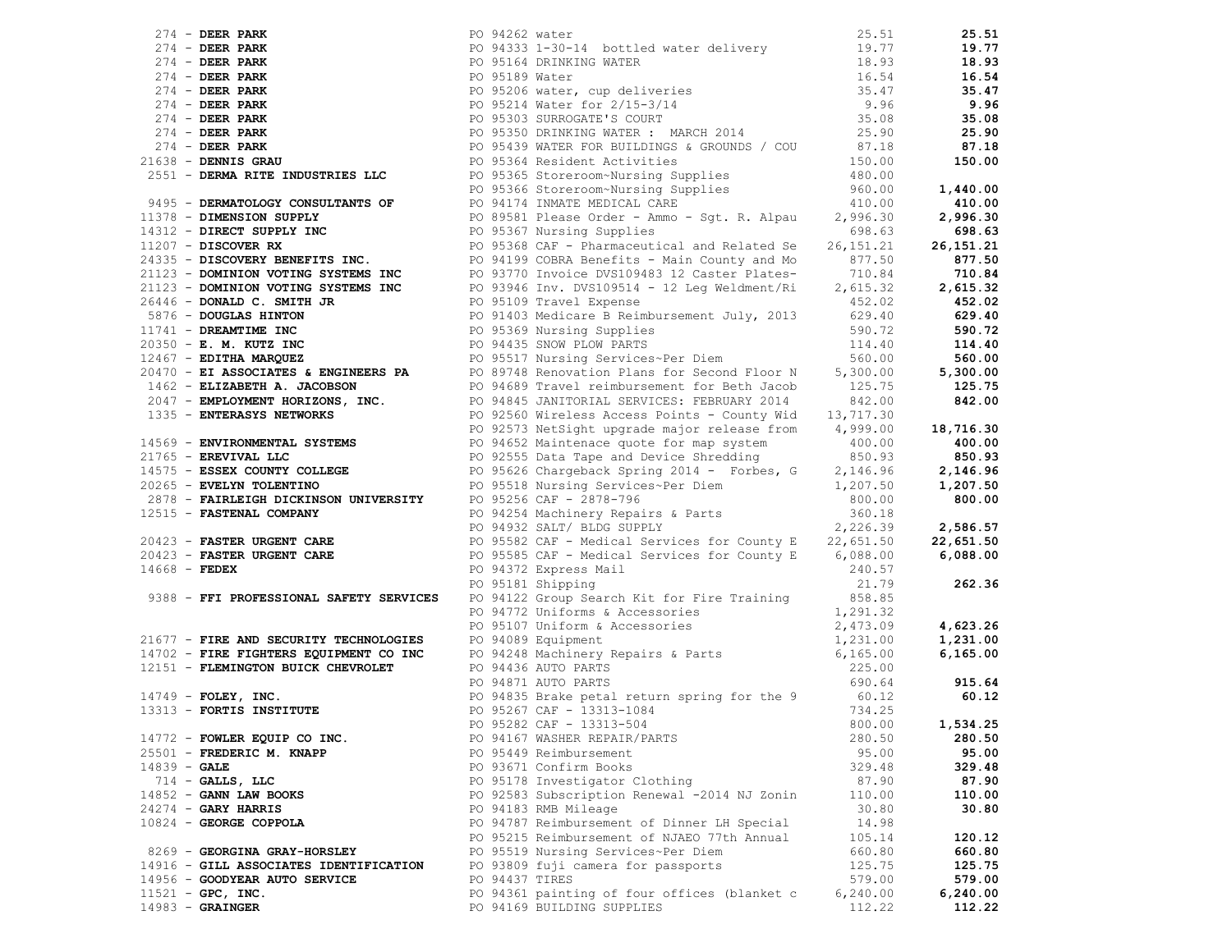| Vendor | PO / Description | Amount | Total |
|---|---|---|---|
| 274 - **DEER PARK** | PO 94262 water | 25.51 | **25.51** |
| 274 - **DEER PARK** | PO 94333 1-30-14 bottled water delivery | 19.77 | **19.77** |
| 274 - **DEER PARK** | PO 95164 DRINKING WATER | 18.93 | **18.93** |
| 274 - **DEER PARK** | PO 95189 Water | 16.54 | **16.54** |
| 274 - **DEER PARK** | PO 95206 water, cup deliveries | 35.47 | **35.47** |
| 274 - **DEER PARK** | PO 95214 Water for 2/15-3/14 | 9.96 | **9.96** |
| 274 - **DEER PARK** | PO 95303 SURROGATE'S COURT | 35.08 | **35.08** |
| 274 - **DEER PARK** | PO 95350 DRINKING WATER : MARCH 2014 | 25.90 | **25.90** |
| 274 - **DEER PARK** | PO 95439 WATER FOR BUILDINGS & GROUNDS / COU | 87.18 | **87.18** |
| 21638 - **DENNIS GRAU** | PO 95364 Resident Activities | 150.00 | **150.00** |
| 2551 - **DERMA RITE INDUSTRIES LLC** | PO 95365 Storeroom~Nursing Supplies | 480.00 | |
| | PO 95366 Storeroom~Nursing Supplies | 960.00 | **1,440.00** |
| 9495 - **DERMATOLOGY CONSULTANTS OF** | PO 94174 INMATE MEDICAL CARE | 410.00 | **410.00** |
| 11378 - **DIMENSION SUPPLY** | PO 89581 Please Order - Ammo - Sgt. R. Alpau | 2,996.30 | **2,996.30** |
| 14312 - **DIRECT SUPPLY INC** | PO 95367 Nursing Supplies | 698.63 | **698.63** |
| 11207 - **DISCOVER RX** | PO 95368 CAF - Pharmaceutical and Related Se | 26,151.21 | **26,151.21** |
| 24335 - **DISCOVERY BENEFITS INC.** | PO 94199 COBRA Benefits - Main County and Mo | 877.50 | **877.50** |
| 21123 - **DOMINION VOTING SYSTEMS INC** | PO 93770 Invoice DVS109483 12 Caster Plates- | 710.84 | **710.84** |
| 21123 - **DOMINION VOTING SYSTEMS INC** | PO 93946 Inv. DVS109514 - 12 Leg Weldment/Ri | 2,615.32 | **2,615.32** |
| 26446 - **DONALD C. SMITH JR** | PO 95109 Travel Expense | 452.02 | **452.02** |
| 5876 - **DOUGLAS HINTON** | PO 91403 Medicare B Reimbursement July, 2013 | 629.40 | **629.40** |
| 11741 - **DREAMTIME INC** | PO 95369 Nursing Supplies | 590.72 | **590.72** |
| 20350 - **E. M. KUTZ INC** | PO 94435 SNOW PLOW PARTS | 114.40 | **114.40** |
| 12467 - **EDITHA MARQUEZ** | PO 95517 Nursing Services~Per Diem | 560.00 | **560.00** |
| 20470 - **EI ASSOCIATES & ENGINEERS PA** | PO 89748 Renovation Plans for Second Floor N | 5,300.00 | **5,300.00** |
| 1462 - **ELIZABETH A. JACOBSON** | PO 94689 Travel reimbursement for Beth Jacob | 125.75 | **125.75** |
| 2047 - **EMPLOYMENT HORIZONS, INC.** | PO 94845 JANITORIAL SERVICES: FEBRUARY 2014 | 842.00 | **842.00** |
| 1335 - **ENTERASYS NETWORKS** | PO 92560 Wireless Access Points - County Wid | 13,717.30 | |
| | PO 92573 NetSight upgrade major release from | 4,999.00 | **18,716.30** |
| 14569 - **ENVIRONMENTAL SYSTEMS** | PO 94652 Maintenace quote for map system | 400.00 | **400.00** |
| 21765 - **EREVIVAL LLC** | PO 92555 Data Tape and Device Shredding | 850.93 | **850.93** |
| 14575 - **ESSEX COUNTY COLLEGE** | PO 95626 Chargeback Spring 2014 - Forbes, G | 2,146.96 | **2,146.96** |
| 20265 - **EVELYN TOLENTINO** | PO 95518 Nursing Services~Per Diem | 1,207.50 | **1,207.50** |
| 2878 - **FAIRLEIGH DICKINSON UNIVERSITY** | PO 95256 CAF - 2878-796 | 800.00 | **800.00** |
| 12515 - **FASTENAL COMPANY** | PO 94254 Machinery Repairs & Parts | 360.18 | |
| | PO 94932 SALT/ BLDG SUPPLY | 2,226.39 | **2,586.57** |
| 20423 - **FASTER URGENT CARE** | PO 95582 CAF - Medical Services for County E | 22,651.50 | **22,651.50** |
| 20423 - **FASTER URGENT CARE** | PO 95585 CAF - Medical Services for County E | 6,088.00 | **6,088.00** |
| 14668 - **FEDEX** | PO 94372 Express Mail | 240.57 | |
| | PO 95181 Shipping | 21.79 | **262.36** |
| 9388 - **FFI PROFESSIONAL SAFETY SERVICES** | PO 94122 Group Search Kit for Fire Training | 858.85 | |
| | PO 94772 Uniforms & Accessories | 1,291.32 | |
| | PO 95107 Uniform & Accessories | 2,473.09 | **4,623.26** |
| 21677 - **FIRE AND SECURITY TECHNOLOGIES** | PO 94089 Equipment | 1,231.00 | **1,231.00** |
| 14702 - **FIRE FIGHTERS EQUIPMENT CO INC** | PO 94248 Machinery Repairs & Parts | 6,165.00 | **6,165.00** |
| 12151 - **FLEMINGTON BUICK CHEVROLET** | PO 94436 AUTO PARTS | 225.00 | |
| | PO 94871 AUTO PARTS | 690.64 | **915.64** |
| 14749 - **FOLEY, INC.** | PO 94835 Brake petal return spring for the 9 | 60.12 | **60.12** |
| 13313 - **FORTIS INSTITUTE** | PO 95267 CAF - 13313-1084 | 734.25 | |
| | PO 95282 CAF - 13313-504 | 800.00 | **1,534.25** |
| 14772 - **FOWLER EQUIP CO INC.** | PO 94167 WASHER REPAIR/PARTS | 280.50 | **280.50** |
| 25501 - **FREDERIC M. KNAPP** | PO 95449 Reimbursement | 95.00 | **95.00** |
| 14839 - **GALE** | PO 93671 Confirm Books | 329.48 | **329.48** |
| 714 - **GALLS, LLC** | PO 95178 Investigator Clothing | 87.90 | **87.90** |
| 14852 - **GANN LAW BOOKS** | PO 92583 Subscription Renewal -2014 NJ Zonin | 110.00 | **110.00** |
| 24274 - **GARY HARRIS** | PO 94183 RMB Mileage | 30.80 | **30.80** |
| 10824 - **GEORGE COPPOLA** | PO 94787 Reimbursement of Dinner LH Special | 14.98 | |
| | PO 95215 Reimbursement of NJAEO 77th Annual | 105.14 | **120.12** |
| 8269 - **GEORGINA GRAY-HORSLEY** | PO 95519 Nursing Services~Per Diem | 660.80 | **660.80** |
| 14916 - **GILL ASSOCIATES IDENTIFICATION** | PO 93809 fuji camera for passports | 125.75 | **125.75** |
| 14956 - **GOODYEAR AUTO SERVICE** | PO 94437 TIRES | 579.00 | **579.00** |
| 11521 - **GPC, INC.** | PO 94361 painting of four offices (blanket c | 6,240.00 | **6,240.00** |
| 14983 - **GRAINGER** | PO 94169 BUILDING SUPPLIES | 112.22 | **112.22** |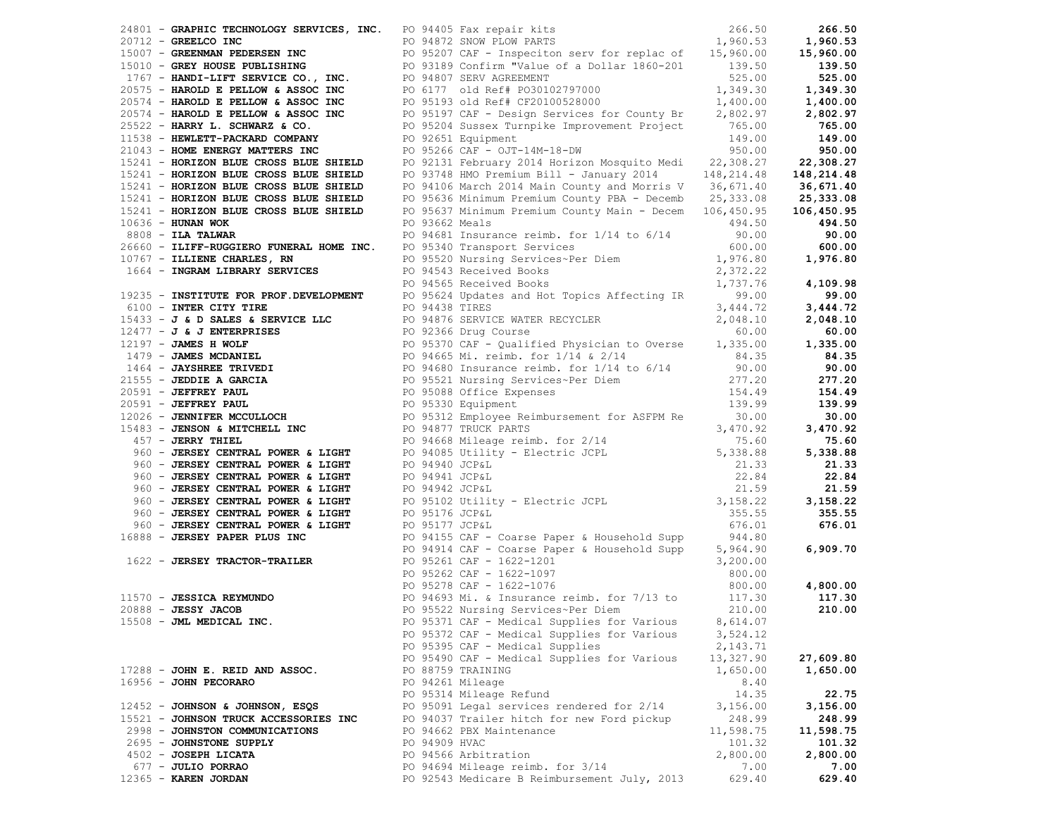| Vendor | PO / Description | Amount | Total |
|---|---|---|---|
| 24801 - **GRAPHIC TECHNOLOGY SERVICES, INC.** | PO 94405 Fax repair kits | 266.50 | **266.50** |
| 20712 - **GREELCO INC** | PO 94872 SNOW PLOW PARTS | 1,960.53 | **1,960.53** |
| 15007 - **GREENMAN PEDERSEN INC** | PO 95207 CAF - Inspeciton serv for replac of | 15,960.00 | **15,960.00** |
| 15010 - **GREY HOUSE PUBLISHING** | PO 93189 Confirm "Value of a Dollar 1860-201 | 139.50 | **139.50** |
| 1767 - **HANDI-LIFT SERVICE CO., INC.** | PO 94807 SERV AGREEMENT | 525.00 | **525.00** |
| 20575 - **HAROLD E PELLOW & ASSOC INC** | PO 6177 old Ref# PO30102797000 | 1,349.30 | **1,349.30** |
| 20574 - **HAROLD E PELLOW & ASSOC INC** | PO 95193 old Ref# CF20100528000 | 1,400.00 | **1,400.00** |
| 20574 - **HAROLD E PELLOW & ASSOC INC** | PO 95197 CAF - Design Services for County Br | 2,802.97 | **2,802.97** |
| 25522 - **HARRY L. SCHWARZ & CO.** | PO 95204 Sussex Turnpike Improvement Project | 765.00 | **765.00** |
| 11538 - **HEWLETT-PACKARD COMPANY** | PO 92651 Equipment | 149.00 | **149.00** |
| 21043 - **HOME ENERGY MATTERS INC** | PO 95266 CAF - OJT-14M-18-DW | 950.00 | **950.00** |
| 15241 - **HORIZON BLUE CROSS BLUE SHIELD** | PO 92131 February 2014 Horizon Mosquito Medi | 22,308.27 | **22,308.27** |
| 15241 - **HORIZON BLUE CROSS BLUE SHIELD** | PO 93748 HMO Premium Bill - January 2014 | 148,214.48 | **148,214.48** |
| 15241 - **HORIZON BLUE CROSS BLUE SHIELD** | PO 94106 March 2014 Main County and Morris V | 36,671.40 | **36,671.40** |
| 15241 - **HORIZON BLUE CROSS BLUE SHIELD** | PO 95636 Minimum Premium County PBA - Decemb | 25,333.08 | **25,333.08** |
| 15241 - **HORIZON BLUE CROSS BLUE SHIELD** | PO 95637 Minimum Premium County Main - Decem | 106,450.95 | **106,450.95** |
| 10636 - **HUNAN WOK** | PO 93662 Meals | 494.50 | **494.50** |
| 8808 - **ILA TALWAR** | PO 94681 Insurance reimb. for 1/14 to 6/14 | 90.00 | **90.00** |
| 26660 - **ILIFF-RUGGIERO FUNERAL HOME INC.** | PO 95340 Transport Services | 600.00 | **600.00** |
| 10767 - **ILLIENE CHARLES, RN** | PO 95520 Nursing Services~Per Diem | 1,976.80 | **1,976.80** |
| 1664 - **INGRAM LIBRARY SERVICES** | PO 94543 Received Books | 2,372.22 | |
| | PO 94565 Received Books | 1,737.76 | **4,109.98** |
| 19235 - **INSTITUTE FOR PROF.DEVELOPMENT** | PO 95624 Updates and Hot Topics Affecting IR | 99.00 | **99.00** |
| 6100 - **INTER CITY TIRE** | PO 94438 TIRES | 3,444.72 | **3,444.72** |
| 15433 - **J & D SALES & SERVICE LLC** | PO 94876 SERVICE WATER RECYCLER | 2,048.10 | **2,048.10** |
| 12477 - **J & J ENTERPRISES** | PO 92366 Drug Course | 60.00 | **60.00** |
| 12197 - **JAMES H WOLF** | PO 95370 CAF - Qualified Physician to Overse | 1,335.00 | **1,335.00** |
| 1479 - **JAMES MCDANIEL** | PO 94665 Mi. reimb. for 1/14 & 2/14 | 84.35 | **84.35** |
| 1464 - **JAYSHREE TRIVEDI** | PO 94680 Insurance reimb. for 1/14 to 6/14 | 90.00 | **90.00** |
| 21555 - **JEDDIE A GARCIA** | PO 95521 Nursing Services~Per Diem | 277.20 | **277.20** |
| 20591 - **JEFFREY PAUL** | PO 95088 Office Expenses | 154.49 | **154.49** |
| 20591 - **JEFFREY PAUL** | PO 95330 Equipment | 139.99 | **139.99** |
| 12026 - **JENNIFER MCCULLOCH** | PO 95312 Employee Reimbursement for ASFPM Re | 30.00 | **30.00** |
| 15483 - **JENSON & MITCHELL INC** | PO 94877 TRUCK PARTS | 3,470.92 | **3,470.92** |
| 457 - **JERRY THIEL** | PO 94668 Mileage reimb. for 2/14 | 75.60 | **75.60** |
| 960 - **JERSEY CENTRAL POWER & LIGHT** | PO 94085 Utility - Electric JCPL | 5,338.88 | **5,338.88** |
| 960 - **JERSEY CENTRAL POWER & LIGHT** | PO 94940 JCP&L | 21.33 | **21.33** |
| 960 - **JERSEY CENTRAL POWER & LIGHT** | PO 94941 JCP&L | 22.84 | **22.84** |
| 960 - **JERSEY CENTRAL POWER & LIGHT** | PO 94942 JCP&L | 21.59 | **21.59** |
| 960 - **JERSEY CENTRAL POWER & LIGHT** | PO 95102 Utility - Electric JCPL | 3,158.22 | **3,158.22** |
| 960 - **JERSEY CENTRAL POWER & LIGHT** | PO 95176 JCP&L | 355.55 | **355.55** |
| 960 - **JERSEY CENTRAL POWER & LIGHT** | PO 95177 JCP&L | 676.01 | **676.01** |
| 16888 - **JERSEY PAPER PLUS INC** | PO 94155 CAF - Coarse Paper & Household Supp | 944.80 | |
| | PO 94914 CAF - Coarse Paper & Household Supp | 5,964.90 | **6,909.70** |
| 1622 - **JERSEY TRACTOR-TRAILER** | PO 95261 CAF - 1622-1201 | 3,200.00 | |
| | PO 95262 CAF - 1622-1097 | 800.00 | |
| | PO 95278 CAF - 1622-1076 | 800.00 | **4,800.00** |
| 11570 - **JESSICA REYMUNDO** | PO 94693 Mi. & Insurance reimb. for 7/13 to | 117.30 | **117.30** |
| 20888 - **JESSY JACOB** | PO 95522 Nursing Services~Per Diem | 210.00 | **210.00** |
| 15508 - **JML MEDICAL INC.** | PO 95371 CAF - Medical Supplies for Various | 8,614.07 | |
| | PO 95372 CAF - Medical Supplies for Various | 3,524.12 | |
| | PO 95395 CAF - Medical Supplies | 2,143.71 | |
| | PO 95490 CAF - Medical Supplies for Various | 13,327.90 | **27,609.80** |
| 17288 - **JOHN E. REID AND ASSOC.** | PO 88759 TRAINING | 1,650.00 | **1,650.00** |
| 16956 - **JOHN PECORARO** | PO 94261 Mileage | 8.40 | |
| | PO 95314 Mileage Refund | 14.35 | **22.75** |
| 12452 - **JOHNSON & JOHNSON, ESQS** | PO 95091 Legal services rendered for 2/14 | 3,156.00 | **3,156.00** |
| 15521 - **JOHNSON TRUCK ACCESSORIES INC** | PO 94037 Trailer hitch for new Ford pickup | 248.99 | **248.99** |
| 2998 - **JOHNSTON COMMUNICATIONS** | PO 94662 PBX Maintenance | 11,598.75 | **11,598.75** |
| 2695 - **JOHNSTONE SUPPLY** | PO 94909 HVAC | 101.32 | **101.32** |
| 4502 - **JOSEPH LICATA** | PO 94566 Arbitration | 2,800.00 | **2,800.00** |
| 677 - **JULIO PORRAO** | PO 94694 Mileage reimb. for 3/14 | 7.00 | **7.00** |
| 12365 - **KAREN JORDAN** | PO 92543 Medicare B Reimbursement July, 2013 | 629.40 | **629.40** |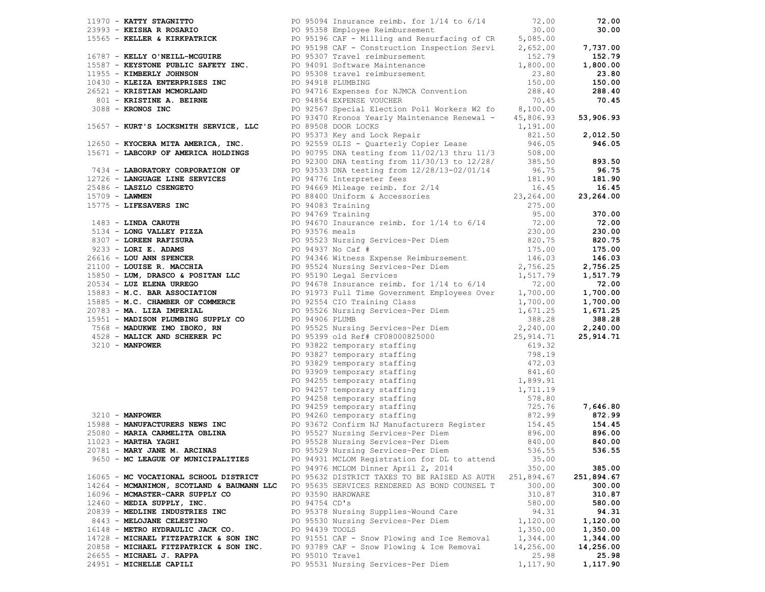| Vendor | Description | Amount | Total |
|---|---|---|---|
| 11970 - **KATTY STAGNITTO** | PO 95094 Insurance reimb. for 1/14 to 6/14 | 72.00 | **72.00** |
| 23993 - **KEISHA R ROSARIO** | PO 95358 Employee Reimbursement | 30.00 | **30.00** |
| 15565 - **KELLER & KIRKPATRICK** | PO 95196 CAF - Milling and Resurfacing of CR | 5,085.00 | |
| | PO 95198 CAF - Construction Inspection Servi | 2,652.00 | **7,737.00** |
| 16787 - **KELLY O'NEILL-MCGUIRE** | PO 95307 Travel reimbursement | 152.79 | **152.79** |
| 15587 - **KEYSTONE PUBLIC SAFETY INC.** | PO 94091 Software Maintenance | 1,800.00 | **1,800.00** |
| 11955 - **KIMBERLY JOHNSON** | PO 95308 travel reimbursement | 23.80 | **23.80** |
| 10430 - **KLEIZA ENTERPRISES INC** | PO 94918 PLUMBING | 150.00 | **150.00** |
| 26521 - **KRISTIAN MCMORLAND** | PO 94716 Expenses for NJMCA Convention | 288.40 | **288.40** |
| 801 - **KRISTINE A. BEIRNE** | PO 94854 EXPENSE VOUCHER | 70.45 | **70.45** |
| 3088 - **KRONOS INC** | PO 92567 Special Election Poll Workers W2 fo | 8,100.00 | |
| | PO 93470 Kronos Yearly Maintenance Renewal - | 45,806.93 | **53,906.93** |
| 15657 - **KURT'S LOCKSMITH SERVICE, LLC** | PO 89508 DOOR LOCKS | 1,191.00 | |
| | PO 95373 Key and Lock Repair | 821.50 | **2,012.50** |
| 12650 - **KYOCERA MITA AMERICA, INC.** | PO 92559 OLIS - Quarterly Copier Lease | 946.05 | **946.05** |
| 15671 - **LABCORP OF AMERICA HOLDINGS** | PO 90795 DNA testing from 11/02/13 thru 11/3 | 508.00 | |
| | PO 92300 DNA testing from 11/30/13 to 12/28/ | 385.50 | **893.50** |
| 7434 - **LABORATORY CORPORATION OF** | PO 93533 DNA testing from 12/28/13-02/01/14 | 96.75 | **96.75** |
| 12726 - **LANGUAGE LINE SERVICES** | PO 94776 Interpreter fees | 181.90 | **181.90** |
| 25486 - **LASZLO CSENGETO** | PO 94669 Mileage reimb. for 2/14 | 16.45 | **16.45** |
| 15709 - **LAWMEN** | PO 88400 Uniform & Accessories | 23,264.00 | **23,264.00** |
| 15775 - **LIFESAVERS INC** | PO 94083 Training | 275.00 | |
| | PO 94769 Training | 95.00 | **370.00** |
| 1483 - **LINDA CARUTH** | PO 94670 Insurance reimb. for 1/14 to 6/14 | 72.00 | **72.00** |
| 5134 - **LONG VALLEY PIZZA** | PO 93576 meals | 230.00 | **230.00** |
| 8307 - **LOREEN RAFISURA** | PO 95523 Nursing Services~Per Diem | 820.75 | **820.75** |
| 9233 - **LORI E. ADAMS** | PO 94937 No Caf # | 175.00 | **175.00** |
| 26616 - **LOU ANN SPENCER** | PO 94346 Witness Expense Reimbursement | 146.03 | **146.03** |
| 21100 - **LOUISE R. MACCHIA** | PO 95524 Nursing Services~Per Diem | 2,756.25 | **2,756.25** |
| 15850 - **LUM, DRASCO & POSITAN LLC** | PO 95190 Legal Services | 1,517.79 | **1,517.79** |
| 20534 - **LUZ ELENA URREGO** | PO 94678 Insurance reimb. for 1/14 to 6/14 | 72.00 | **72.00** |
| 15883 - **M.C. BAR ASSOCIATION** | PO 91973 Full Time Government Employees Over | 1,700.00 | **1,700.00** |
| 15885 - **M.C. CHAMBER OF COMMERCE** | PO 92554 CIO Training Class | 1,700.00 | **1,700.00** |
| 20783 - **MA. LIZA IMPERIAL** | PO 95526 Nursing Services~Per Diem | 1,671.25 | **1,671.25** |
| 15951 - **MADISON PLUMBING SUPPLY CO** | PO 94906 PLUMB | 388.28 | **388.28** |
| 7568 - **MADUKWE IMO IBOKO, RN** | PO 95525 Nursing Services~Per Diem | 2,240.00 | **2,240.00** |
| 4528 - **MALICK AND SCHERER PC** | PO 95399 old Ref# CF08000825000 | 25,914.71 | **25,914.71** |
| 3210 - **MANPOWER** | PO 93822 temporary staffing | 619.32 | |
| | PO 93827 temporary staffing | 798.19 | |
| | PO 93829 temporary staffing | 472.03 | |
| | PO 93909 temporary staffing | 841.60 | |
| | PO 94255 temporary staffing | 1,899.91 | |
| | PO 94257 temporary staffing | 1,711.19 | |
| | PO 94258 temporary staffing | 578.80 | |
| | PO 94259 temporary staffing | 725.76 | **7,646.80** |
| 3210 - **MANPOWER** | PO 94260 temporary staffing | 872.99 | **872.99** |
| 15988 - **MANUFACTURERS NEWS INC** | PO 93672 Confirm NJ Manufacturers Register | 154.45 | **154.45** |
| 25080 - **MARIA CARMELITA OBLINA** | PO 95527 Nursing Services~Per Diem | 896.00 | **896.00** |
| 11023 - **MARTHA YAGHI** | PO 95528 Nursing Services~Per Diem | 840.00 | **840.00** |
| 20781 - **MARY JANE M. ARCINAS** | PO 95529 Nursing Services~Per Diem | 536.55 | **536.55** |
| 9650 - **MC LEAGUE OF MUNICIPALITIES** | PO 94931 MCLOM Registration for DL to attend | 35.00 | |
| | PO 94976 MCLOM Dinner April 2, 2014 | 350.00 | **385.00** |
| 16065 - **MC VOCATIONAL SCHOOL DISTRICT** | PO 95632 DISTRICT TAXES TO BE RAISED AS AUTH | 251,894.67 | **251,894.67** |
| 14264 - **MCMANIMON, SCOTLAND & BAUMANN LLC** | PO 95635 SERVICES RENDERED AS BOND COUNSEL T | 300.00 | **300.00** |
| 16096 - **MCMASTER-CARR SUPPLY CO** | PO 93590 HARDWARE | 310.87 | **310.87** |
| 12460 - **MEDIA SUPPLY, INC.** | PO 94754 CD's | 580.00 | **580.00** |
| 20839 - **MEDLINE INDUSTRIES INC** | PO 95378 Nursing Supplies~Wound Care | 94.31 | **94.31** |
| 8443 - **MELOJANE CELESTINO** | PO 95530 Nursing Services~Per Diem | 1,120.00 | **1,120.00** |
| 16148 - **METRO HYDRAULIC JACK CO.** | PO 94439 TOOLS | 1,350.00 | **1,350.00** |
| 14728 - **MICHAEL FITZPATRICK & SON INC** | PO 91551 CAF - Snow Plowing and Ice Removal | 1,344.00 | **1,344.00** |
| 20858 - **MICHAEL FITZPATRICK & SON INC.** | PO 93789 CAF - Snow Plowing & Ice Removal | 14,256.00 | **14,256.00** |
| 26655 - **MICHAEL J. RAPPA** | PO 95010 Travel | 25.98 | **25.98** |
| 24951 - **MICHELLE CAPILI** | PO 95531 Nursing Services~Per Diem | 1,117.90 | **1,117.90** |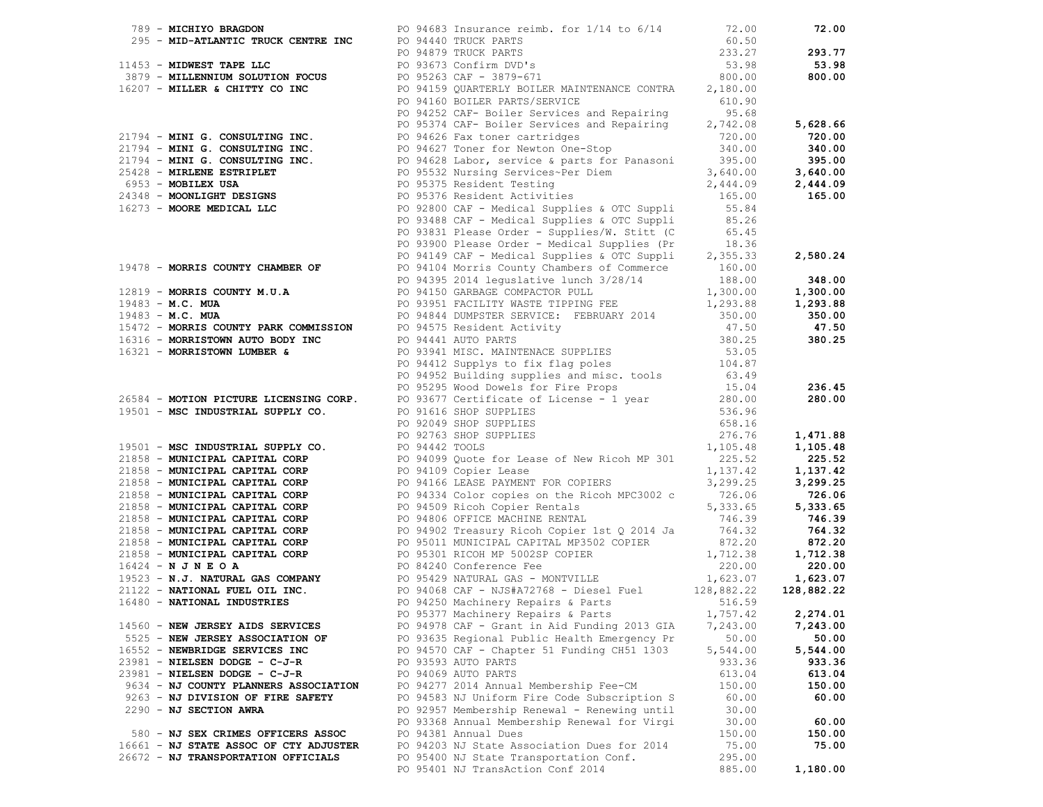| Vendor | PO / Description | Amount | Total |
|---|---|---|---|
| 789 - **MICHIYO BRAGDON** | PO 94683 Insurance reimb. for 1/14 to 6/14 | 72.00 | **72.00** |
| 295 - **MID-ATLANTIC TRUCK CENTRE INC** | PO 94440 TRUCK PARTS | 60.50 | |
| | PO 94879 TRUCK PARTS | 233.27 | **293.77** |
| 11453 - **MIDWEST TAPE LLC** | PO 93673 Confirm DVD's | 53.98 | **53.98** |
| 3879 - **MILLENNIUM SOLUTION FOCUS** | PO 95263 CAF - 3879-671 | 800.00 | **800.00** |
| 16207 - **MILLER & CHITTY CO INC** | PO 94159 QUARTERLY BOILER MAINTENANCE CONTRA | 2,180.00 | |
| | PO 94160 BOILER PARTS/SERVICE | 610.90 | |
| | PO 94252 CAF- Boiler Services and Repairing | 95.68 | |
| | PO 95374 CAF- Boiler Services and Repairing | 2,742.08 | **5,628.66** |
| 21794 - **MINI G. CONSULTING INC.** | PO 94626 Fax toner cartridges | 720.00 | **720.00** |
| 21794 - **MINI G. CONSULTING INC.** | PO 94627 Toner for Newton One-Stop | 340.00 | **340.00** |
| 21794 - **MINI G. CONSULTING INC.** | PO 94628 Labor, service & parts for Panasoni | 395.00 | **395.00** |
| 25428 - **MIRLENE ESTRIPLET** | PO 95532 Nursing Services~Per Diem | 3,640.00 | **3,640.00** |
| 6953 - **MOBILEX USA** | PO 95375 Resident Testing | 2,444.09 | **2,444.09** |
| 24348 - **MOONLIGHT DESIGNS** | PO 95376 Resident Activities | 165.00 | **165.00** |
| 16273 - **MOORE MEDICAL LLC** | PO 92800 CAF - Medical Supplies & OTC Suppli | 55.84 | |
| | PO 93488 CAF - Medical Supplies & OTC Suppli | 85.26 | |
| | PO 93831 Please Order - Supplies/W. Stitt (C | 65.45 | |
| | PO 93900 Please Order - Medical Supplies (Pr | 18.36 | |
| | PO 94149 CAF - Medical Supplies & OTC Suppli | 2,355.33 | **2,580.24** |
| 19478 - **MORRIS COUNTY CHAMBER OF** | PO 94104 Morris County Chambers of Commerce | 160.00 | |
| | PO 94395 2014 legulative lunch 3/28/14 | 188.00 | **348.00** |
| 12819 - **MORRIS COUNTY M.U.A** | PO 94150 GARBAGE COMPACTOR PULL | 1,300.00 | **1,300.00** |
| 19483 - **M.C. MUA** | PO 93951 FACILITY WASTE TIPPING FEE | 1,293.88 | **1,293.88** |
| 19483 - **M.C. MUA** | PO 94844 DUMPSTER SERVICE: FEBRUARY 2014 | 350.00 | **350.00** |
| 15472 - **MORRIS COUNTY PARK COMMISSION** | PO 94575 Resident Activity | 47.50 | **47.50** |
| 16316 - **MORRISTOWN AUTO BODY INC** | PO 94441 AUTO PARTS | 380.25 | **380.25** |
| 16321 - **MORRISTOWN LUMBER &** | PO 93941 MISC. MAINTENACE SUPPLIES | 53.05 | |
| | PO 94412 Supplys to fix flag poles | 104.87 | |
| | PO 94952 Building supplies and misc. tools | 63.49 | |
| | PO 95295 Wood Dowels for Fire Props | 15.04 | **236.45** |
| 26584 - **MOTION PICTURE LICENSING CORP.** | PO 93677 Certificate of License - 1 year | 280.00 | **280.00** |
| 19501 - **MSC INDUSTRIAL SUPPLY CO.** | PO 91616 SHOP SUPPLIES | 536.96 | |
| | PO 92049 SHOP SUPPLIES | 658.16 | |
| | PO 92763 SHOP SUPPLIES | 276.76 | **1,471.88** |
| 19501 - **MSC INDUSTRIAL SUPPLY CO.** | PO 94442 TOOLS | 1,105.48 | **1,105.48** |
| 21858 - **MUNICIPAL CAPITAL CORP** | PO 94099 Quote for Lease of New Ricoh MP 301 | 225.52 | **225.52** |
| 21858 - **MUNICIPAL CAPITAL CORP** | PO 94109 Copier Lease | 1,137.42 | **1,137.42** |
| 21858 - **MUNICIPAL CAPITAL CORP** | PO 94166 LEASE PAYMENT FOR COPIERS | 3,299.25 | **3,299.25** |
| 21858 - **MUNICIPAL CAPITAL CORP** | PO 94334 Color copies on the Ricoh MPC3002 c | 726.06 | **726.06** |
| 21858 - **MUNICIPAL CAPITAL CORP** | PO 94509 Ricoh Copier Rentals | 5,333.65 | **5,333.65** |
| 21858 - **MUNICIPAL CAPITAL CORP** | PO 94806 OFFICE MACHINE RENTAL | 746.39 | **746.39** |
| 21858 - **MUNICIPAL CAPITAL CORP** | PO 94902 Treasury Ricoh Copier 1st Q 2014 Ja | 764.32 | **764.32** |
| 21858 - **MUNICIPAL CAPITAL CORP** | PO 95011 MUNICIPAL CAPITAL MP3502 COPIER | 872.20 | **872.20** |
| 21858 - **MUNICIPAL CAPITAL CORP** | PO 95301 RICOH MP 5002SP COPIER | 1,712.38 | **1,712.38** |
| 16424 - **N J N E O A** | PO 84240 Conference Fee | 220.00 | **220.00** |
| 19523 - **N.J. NATURAL GAS COMPANY** | PO 95429 NATURAL GAS - MONTVILLE | 1,623.07 | **1,623.07** |
| 21122 - **NATIONAL FUEL OIL INC.** | PO 94068 CAF - NJS#A72768 - Diesel Fuel | 128,882.22 | **128,882.22** |
| 16480 - **NATIONAL INDUSTRIES** | PO 94250 Machinery Repairs & Parts | 516.59 | |
| | PO 95377 Machinery Repairs & Parts | 1,757.42 | **2,274.01** |
| 14560 - **NEW JERSEY AIDS SERVICES** | PO 94978 CAF - Grant in Aid Funding 2013 GIA | 7,243.00 | **7,243.00** |
| 5525 - **NEW JERSEY ASSOCIATION OF** | PO 93635 Regional Public Health Emergency Pr | 50.00 | **50.00** |
| 16552 - **NEWBRIDGE SERVICES INC** | PO 94570 CAF - Chapter 51 Funding CH51 1303 | 5,544.00 | **5,544.00** |
| 23981 - **NIELSEN DODGE - C-J-R** | PO 93593 AUTO PARTS | 933.36 | **933.36** |
| 23981 - **NIELSEN DODGE - C-J-R** | PO 94069 AUTO PARTS | 613.04 | **613.04** |
| 9634 - **NJ COUNTY PLANNERS ASSOCIATION** | PO 94277 2014 Annual Membership Fee-CM | 150.00 | **150.00** |
| 9263 - **NJ DIVISION OF FIRE SAFETY** | PO 94583 NJ Uniform Fire Code Subscription S | 60.00 | **60.00** |
| 2290 - **NJ SECTION AWRA** | PO 92957 Membership Renewal - Renewing until | 30.00 | |
| | PO 93368 Annual Membership Renewal for Virgi | 30.00 | **60.00** |
| 580 - **NJ SEX CRIMES OFFICERS ASSOC** | PO 94381 Annual Dues | 150.00 | **150.00** |
| 16661 - **NJ STATE ASSOC OF CTY ADJUSTER** | PO 94203 NJ State Association Dues for 2014 | 75.00 | **75.00** |
| 26672 - **NJ TRANSPORTATION OFFICIALS** | PO 95400 NJ State Transportation Conf. | 295.00 | |
| | PO 95401 NJ TransAction Conf 2014 | 885.00 | **1,180.00** |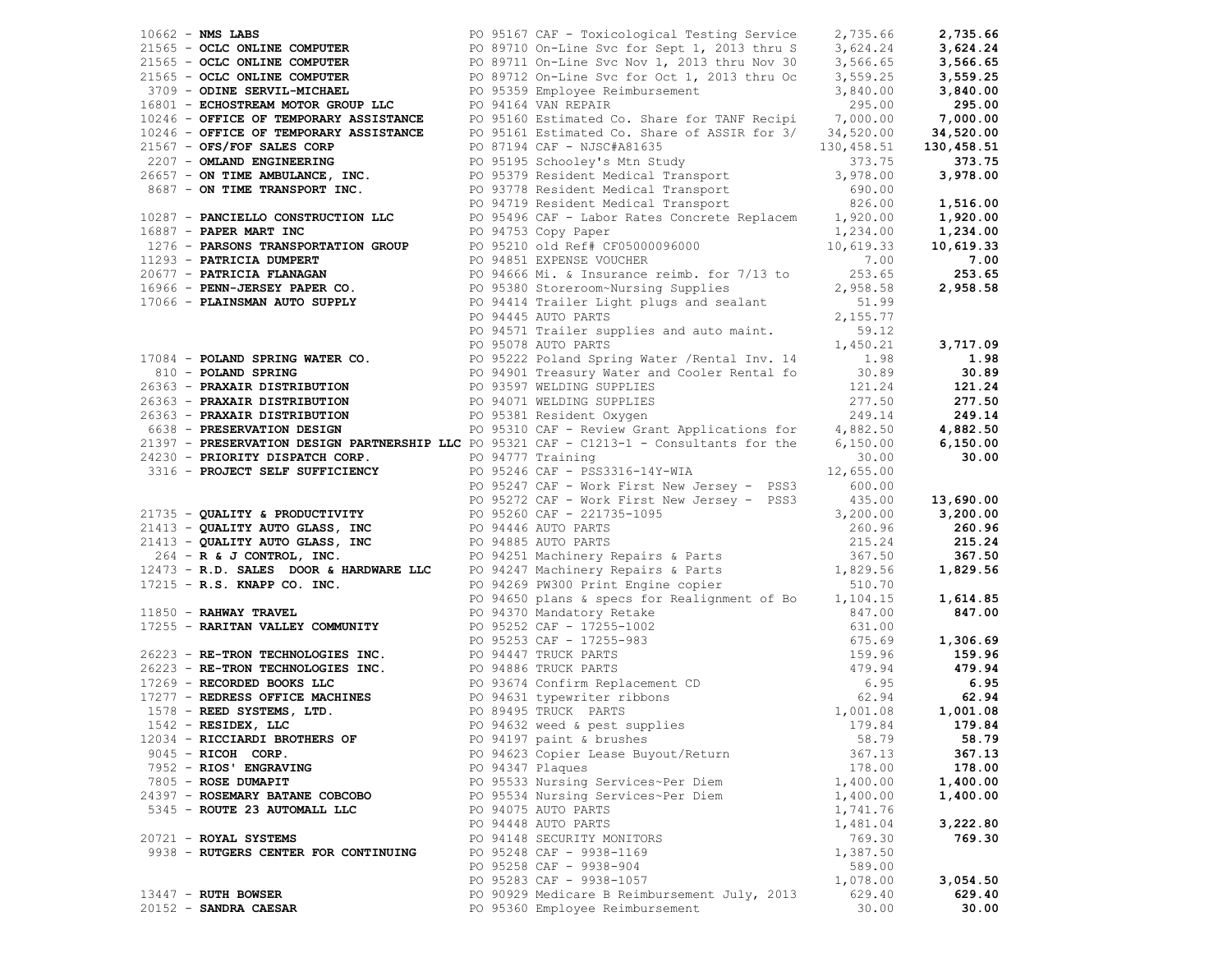| Vendor | PO / Description | Amount | Total |
|---|---|---|---|
| 10662 - **NMS LABS** | PO 95167 CAF - Toxicological Testing Service | 2,735.66 | **2,735.66** |
| 21565 - **OCLC ONLINE COMPUTER** | PO 89710 On-Line Svc for Sept 1, 2013 thru S | 3,624.24 | **3,624.24** |
| 21565 - **OCLC ONLINE COMPUTER** | PO 89711 On-Line Svc Nov 1, 2013 thru Nov 30 | 3,566.65 | **3,566.65** |
| 21565 - **OCLC ONLINE COMPUTER** | PO 89712 On-Line Svc for Oct 1, 2013 thru Oc | 3,559.25 | **3,559.25** |
| 3709 - **ODINE SERVIL-MICHAEL** | PO 95359 Employee Reimbursement | 3,840.00 | **3,840.00** |
| 16801 - **ECHOSTREAM MOTOR GROUP LLC** | PO 94164 VAN REPAIR | 295.00 | **295.00** |
| 10246 - **OFFICE OF TEMPORARY ASSISTANCE** | PO 95160 Estimated Co. Share for TANF Recipi | 7,000.00 | **7,000.00** |
| 10246 - **OFFICE OF TEMPORARY ASSISTANCE** | PO 95161 Estimated Co. Share of ASSIR for 3/ | 34,520.00 | **34,520.00** |
| 21567 - **OFS/FOF SALES CORP** | PO 87194 CAF - NJSC#A81635 | 130,458.51 | **130,458.51** |
| 2207 - **OMLAND ENGINEERING** | PO 95195 Schooley's Mtn Study | 373.75 | **373.75** |
| 26657 - **ON TIME AMBULANCE, INC.** | PO 95379 Resident Medical Transport | 3,978.00 | **3,978.00** |
| 8687 - **ON TIME TRANSPORT INC.** | PO 93778 Resident Medical Transport | 690.00 | |
| | PO 94719 Resident Medical Transport | 826.00 | **1,516.00** |
| 10287 - **PANCIELLO CONSTRUCTION LLC** | PO 95496 CAF - Labor Rates Concrete Replacem | 1,920.00 | **1,920.00** |
| 16887 - **PAPER MART INC** | PO 94753 Copy Paper | 1,234.00 | **1,234.00** |
| 1276 - **PARSONS TRANSPORTATION GROUP** | PO 95210 old Ref# CF05000096000 | 10,619.33 | **10,619.33** |
| 11293 - **PATRICIA DUMPERT** | PO 94851 EXPENSE VOUCHER | 7.00 | **7.00** |
| 20677 - **PATRICIA FLANAGAN** | PO 94666 Mi. & Insurance reimb. for 7/13 to | 253.65 | **253.65** |
| 16966 - **PENN-JERSEY PAPER CO.** | PO 95380 Storeroom~Nursing Supplies | 2,958.58 | **2,958.58** |
| 17066 - **PLAINSMAN AUTO SUPPLY** | PO 94414 Trailer Light plugs and sealant | 51.99 | |
| | PO 94445 AUTO PARTS | 2,155.77 | |
| | PO 94571 Trailer supplies and auto maint. | 59.12 | |
| | PO 95078 AUTO PARTS | 1,450.21 | **3,717.09** |
| 17084 - **POLAND SPRING WATER CO.** | PO 95222 Poland Spring Water /Rental Inv. 14 | 1.98 | **1.98** |
| 810 - **POLAND SPRING** | PO 94901 Treasury Water and Cooler Rental fo | 30.89 | **30.89** |
| 26363 - **PRAXAIR DISTRIBUTION** | PO 93597 WELDING SUPPLIES | 121.24 | **121.24** |
| 26363 - **PRAXAIR DISTRIBUTION** | PO 94071 WELDING SUPPLIES | 277.50 | **277.50** |
| 26363 - **PRAXAIR DISTRIBUTION** | PO 95381 Resident Oxygen | 249.14 | **249.14** |
| 6638 - **PRESERVATION DESIGN** | PO 95310 CAF - Review Grant Applications for | 4,882.50 | **4,882.50** |
| 21397 - **PRESERVATION DESIGN PARTNERSHIP LLC** | PO 95321 CAF - C1213-1 - Consultants for the | 6,150.00 | **6,150.00** |
| 24230 - **PRIORITY DISPATCH CORP.** | PO 94777 Training | 30.00 | **30.00** |
| 3316 - **PROJECT SELF SUFFICIENCY** | PO 95246 CAF - PSS3316-14Y-WIA | 12,655.00 | |
| | PO 95247 CAF - Work First New Jersey - PSS3 | 600.00 | |
| | PO 95272 CAF - Work First New Jersey - PSS3 | 435.00 | **13,690.00** |
| 21735 - **QUALITY & PRODUCTIVITY** | PO 95260 CAF - 221735-1095 | 3,200.00 | **3,200.00** |
| 21413 - **QUALITY AUTO GLASS, INC** | PO 94446 AUTO PARTS | 260.96 | **260.96** |
| 21413 - **QUALITY AUTO GLASS, INC** | PO 94885 AUTO PARTS | 215.24 | **215.24** |
| 264 - **R & J CONTROL, INC.** | PO 94251 Machinery Repairs & Parts | 367.50 | **367.50** |
| 12473 - **R.D. SALES DOOR & HARDWARE LLC** | PO 94247 Machinery Repairs & Parts | 1,829.56 | **1,829.56** |
| 17215 - **R.S. KNAPP CO. INC.** | PO 94269 PW300 Print Engine copier | 510.70 | |
| | PO 94650 plans & specs for Realignment of Bo | 1,104.15 | **1,614.85** |
| 11850 - **RAHWAY TRAVEL** | PO 94370 Mandatory Retake | 847.00 | **847.00** |
| 17255 - **RARITAN VALLEY COMMUNITY** | PO 95252 CAF - 17255-1002 | 631.00 | |
| | PO 95253 CAF - 17255-983 | 675.69 | **1,306.69** |
| 26223 - **RE-TRON TECHNOLOGIES INC.** | PO 94447 TRUCK PARTS | 159.96 | **159.96** |
| 26223 - **RE-TRON TECHNOLOGIES INC.** | PO 94886 TRUCK PARTS | 479.94 | **479.94** |
| 17269 - **RECORDED BOOKS LLC** | PO 93674 Confirm Replacement CD | 6.95 | **6.95** |
| 17277 - **REDRESS OFFICE MACHINES** | PO 94631 typewriter ribbons | 62.94 | **62.94** |
| 1578 - **REED SYSTEMS, LTD.** | PO 89495 TRUCK PARTS | 1,001.08 | **1,001.08** |
| 1542 - **RESIDEX, LLC** | PO 94632 weed & pest supplies | 179.84 | **179.84** |
| 12034 - **RICCIARDI BROTHERS OF** | PO 94197 paint & brushes | 58.79 | **58.79** |
| 9045 - **RICOH CORP.** | PO 94623 Copier Lease Buyout/Return | 367.13 | **367.13** |
| 7952 - **RIOS' ENGRAVING** | PO 94347 Plaques | 178.00 | **178.00** |
| 7805 - **ROSE DUMAPIT** | PO 95533 Nursing Services~Per Diem | 1,400.00 | **1,400.00** |
| 24397 - **ROSEMARY BATANE COBCOBO** | PO 95534 Nursing Services~Per Diem | 1,400.00 | **1,400.00** |
| 5345 - **ROUTE 23 AUTOMALL LLC** | PO 94075 AUTO PARTS | 1,741.76 | |
| | PO 94448 AUTO PARTS | 1,481.04 | **3,222.80** |
| 20721 - **ROYAL SYSTEMS** | PO 94148 SECURITY MONITORS | 769.30 | **769.30** |
| 9938 - **RUTGERS CENTER FOR CONTINUING** | PO 95248 CAF - 9938-1169 | 1,387.50 | |
| | PO 95258 CAF - 9938-904 | 589.00 | |
| | PO 95283 CAF - 9938-1057 | 1,078.00 | **3,054.50** |
| 13447 - **RUTH BOWSER** | PO 90929 Medicare B Reimbursement July, 2013 | 629.40 | **629.40** |
| 20152 - **SANDRA CAESAR** | PO 95360 Employee Reimbursement | 30.00 | **30.00** |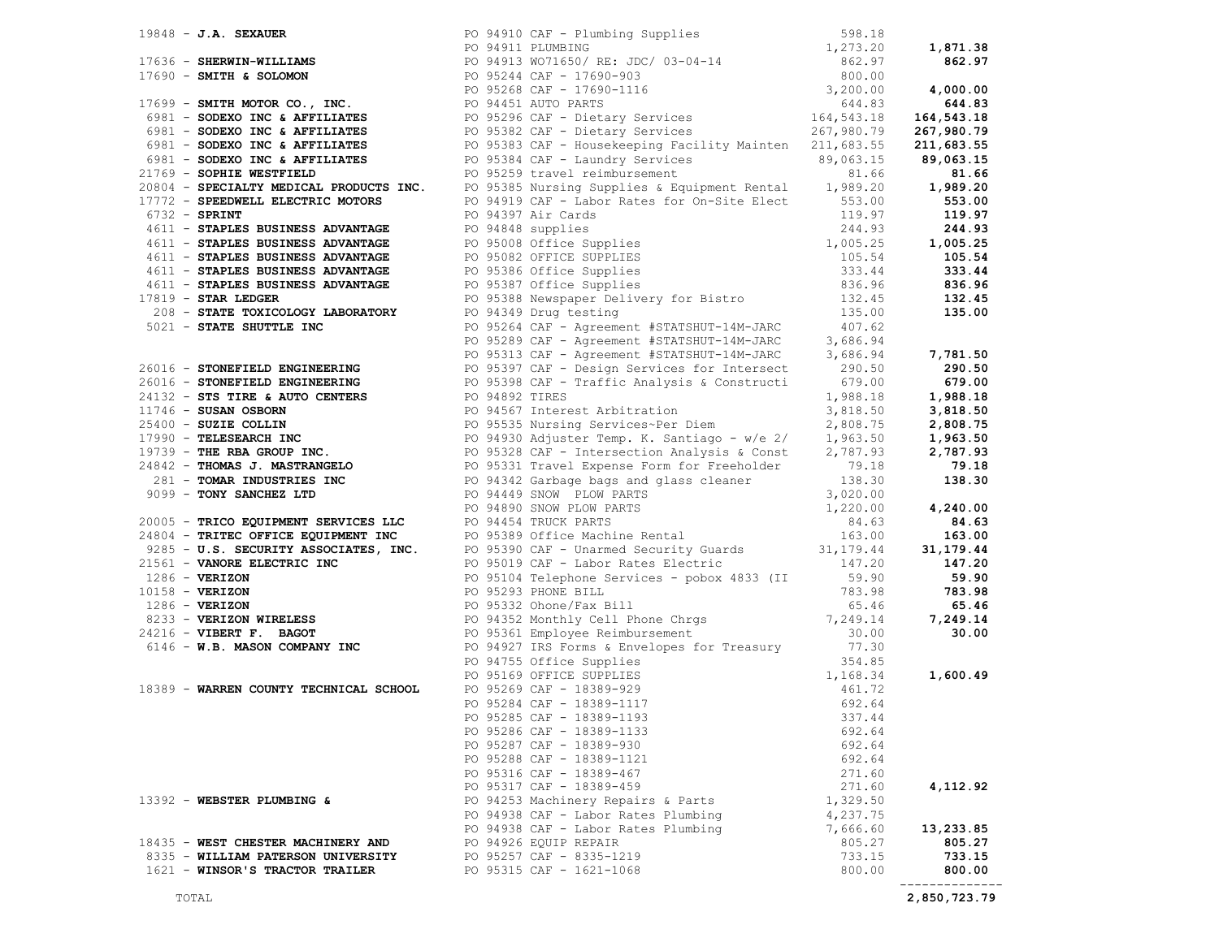| Vendor | PO / Description | Amount | Total |
|---|---|---|---|
| 19848 - **J.A. SEXAUER** | PO 94910 CAF - Plumbing Supplies | 598.18 | |
| | PO 94911 PLUMBING | 1,273.20 | **1,871.38** |
| 17636 - **SHERWIN-WILLIAMS** | PO 94913 WO71650/ RE: JDC/ 03-04-14 | 862.97 | **862.97** |
| 17690 - **SMITH & SOLOMON** | PO 95244 CAF - 17690-903 | 800.00 | |
| | PO 95268 CAF - 17690-1116 | 3,200.00 | **4,000.00** |
| 17699 - **SMITH MOTOR CO., INC.** | PO 94451 AUTO PARTS | 644.83 | **644.83** |
| 6981 - **SODEXO INC & AFFILIATES** | PO 95296 CAF - Dietary Services | 164,543.18 | **164,543.18** |
| 6981 - **SODEXO INC & AFFILIATES** | PO 95382 CAF - Dietary Services | 267,980.79 | **267,980.79** |
| 6981 - **SODEXO INC & AFFILIATES** | PO 95383 CAF - Housekeeping Facility Mainten | 211,683.55 | **211,683.55** |
| 6981 - **SODEXO INC & AFFILIATES** | PO 95384 CAF - Laundry Services | 89,063.15 | **89,063.15** |
| 21769 - **SOPHIE WESTFIELD** | PO 95259 travel reimbursement | 81.66 | **81.66** |
| 20804 - **SPECIALTY MEDICAL PRODUCTS INC.** | PO 95385 Nursing Supplies & Equipment Rental | 1,989.20 | **1,989.20** |
| 17772 - **SPEEDWELL ELECTRIC MOTORS** | PO 94919 CAF - Labor Rates for On-Site Elect | 553.00 | **553.00** |
| 6732 - **SPRINT** | PO 94397 Air Cards | 119.97 | **119.97** |
| 4611 - **STAPLES BUSINESS ADVANTAGE** | PO 94848 supplies | 244.93 | **244.93** |
| 4611 - **STAPLES BUSINESS ADVANTAGE** | PO 95008 Office Supplies | 1,005.25 | **1,005.25** |
| 4611 - **STAPLES BUSINESS ADVANTAGE** | PO 95082 OFFICE SUPPLIES | 105.54 | **105.54** |
| 4611 - **STAPLES BUSINESS ADVANTAGE** | PO 95386 Office Supplies | 333.44 | **333.44** |
| 4611 - **STAPLES BUSINESS ADVANTAGE** | PO 95387 Office Supplies | 836.96 | **836.96** |
| 17819 - **STAR LEDGER** | PO 95388 Newspaper Delivery for Bistro | 132.45 | **132.45** |
| 208 - **STATE TOXICOLOGY LABORATORY** | PO 94349 Drug testing | 135.00 | **135.00** |
| 5021 - **STATE SHUTTLE INC** | PO 95264 CAF - Agreement #STATSHUT-14M-JARC | 407.62 | |
| | PO 95289 CAF - Agreement #STATSHUT-14M-JARC | 3,686.94 | |
| | PO 95313 CAF - Agreement #STATSHUT-14M-JARC | 3,686.94 | **7,781.50** |
| 26016 - **STONEFIELD ENGINEERING** | PO 95397 CAF - Design Services for Intersect | 290.50 | **290.50** |
| 26016 - **STONEFIELD ENGINEERING** | PO 95398 CAF - Traffic Analysis & Constructi | 679.00 | **679.00** |
| 24132 - **STS TIRE & AUTO CENTERS** | PO 94892 TIRES | 1,988.18 | **1,988.18** |
| 11746 - **SUSAN OSBORN** | PO 94567 Interest Arbitration | 3,818.50 | **3,818.50** |
| 25400 - **SUZIE COLLIN** | PO 95535 Nursing Services~Per Diem | 2,808.75 | **2,808.75** |
| 17990 - **TELESEARCH INC** | PO 94930 Adjuster Temp. K. Santiago - w/e 2/ | 1,963.50 | **1,963.50** |
| 19739 - **THE RBA GROUP INC.** | PO 95328 CAF - Intersection Analysis & Const | 2,787.93 | **2,787.93** |
| 24842 - **THOMAS J. MASTRANGELO** | PO 95331 Travel Expense Form for Freeholder | 79.18 | **79.18** |
| 281 - **TOMAR INDUSTRIES INC** | PO 94342 Garbage bags and glass cleaner | 138.30 | **138.30** |
| 9099 - **TONY SANCHEZ LTD** | PO 94449 SNOW PLOW PARTS | 3,020.00 | |
| | PO 94890 SNOW PLOW PARTS | 1,220.00 | **4,240.00** |
| 20005 - **TRICO EQUIPMENT SERVICES LLC** | PO 94454 TRUCK PARTS | 84.63 | **84.63** |
| 24804 - **TRITEC OFFICE EQUIPMENT INC** | PO 95389 Office Machine Rental | 163.00 | **163.00** |
| 9285 - **U.S. SECURITY ASSOCIATES, INC.** | PO 95390 CAF - Unarmed Security Guards | 31,179.44 | **31,179.44** |
| 21561 - **VANORE ELECTRIC INC** | PO 95019 CAF - Labor Rates Electric | 147.20 | **147.20** |
| 1286 - **VERIZON** | PO 95104 Telephone Services - pobox 4833 (II | 59.90 | **59.90** |
| 10158 - **VERIZON** | PO 95293 PHONE BILL | 783.98 | **783.98** |
| 1286 - **VERIZON** | PO 95332 Ohone/Fax Bill | 65.46 | **65.46** |
| 8233 - **VERIZON WIRELESS** | PO 94352 Monthly Cell Phone Chrgs | 7,249.14 | **7,249.14** |
| 24216 - **VIBERT F. BAGOT** | PO 95361 Employee Reimbursement | 30.00 | **30.00** |
| 6146 - **W.B. MASON COMPANY INC** | PO 94927 IRS Forms & Envelopes for Treasury | 77.30 | |
| | PO 94755 Office Supplies | 354.85 | |
| | PO 95169 OFFICE SUPPLIES | 1,168.34 | **1,600.49** |
| 18389 - **WARREN COUNTY TECHNICAL SCHOOL** | PO 95269 CAF - 18389-929 | 461.72 | |
| | PO 95284 CAF - 18389-1117 | 692.64 | |
| | PO 95285 CAF - 18389-1193 | 337.44 | |
| | PO 95286 CAF - 18389-1133 | 692.64 | |
| | PO 95287 CAF - 18389-930 | 692.64 | |
| | PO 95288 CAF - 18389-1121 | 692.64 | |
| | PO 95316 CAF - 18389-467 | 271.60 | |
| | PO 95317 CAF - 18389-459 | 271.60 | **4,112.92** |
| 13392 - **WEBSTER PLUMBING &** | PO 94253 Machinery Repairs & Parts | 1,329.50 | |
| | PO 94938 CAF - Labor Rates Plumbing | 4,237.75 | |
| | PO 94938 CAF - Labor Rates Plumbing | 7,666.60 | **13,233.85** |
| 18435 - **WEST CHESTER MACHINERY AND** | PO 94926 EQUIP REPAIR | 805.27 | **805.27** |
| 8335 - **WILLIAM PATERSON UNIVERSITY** | PO 95257 CAF - 8335-1219 | 733.15 | **733.15** |
| 1621 - **WINSOR'S TRACTOR TRAILER** | PO 95315 CAF - 1621-1068 | 800.00 | **800.00** |
| TOTAL | | | **2,850,723.79** |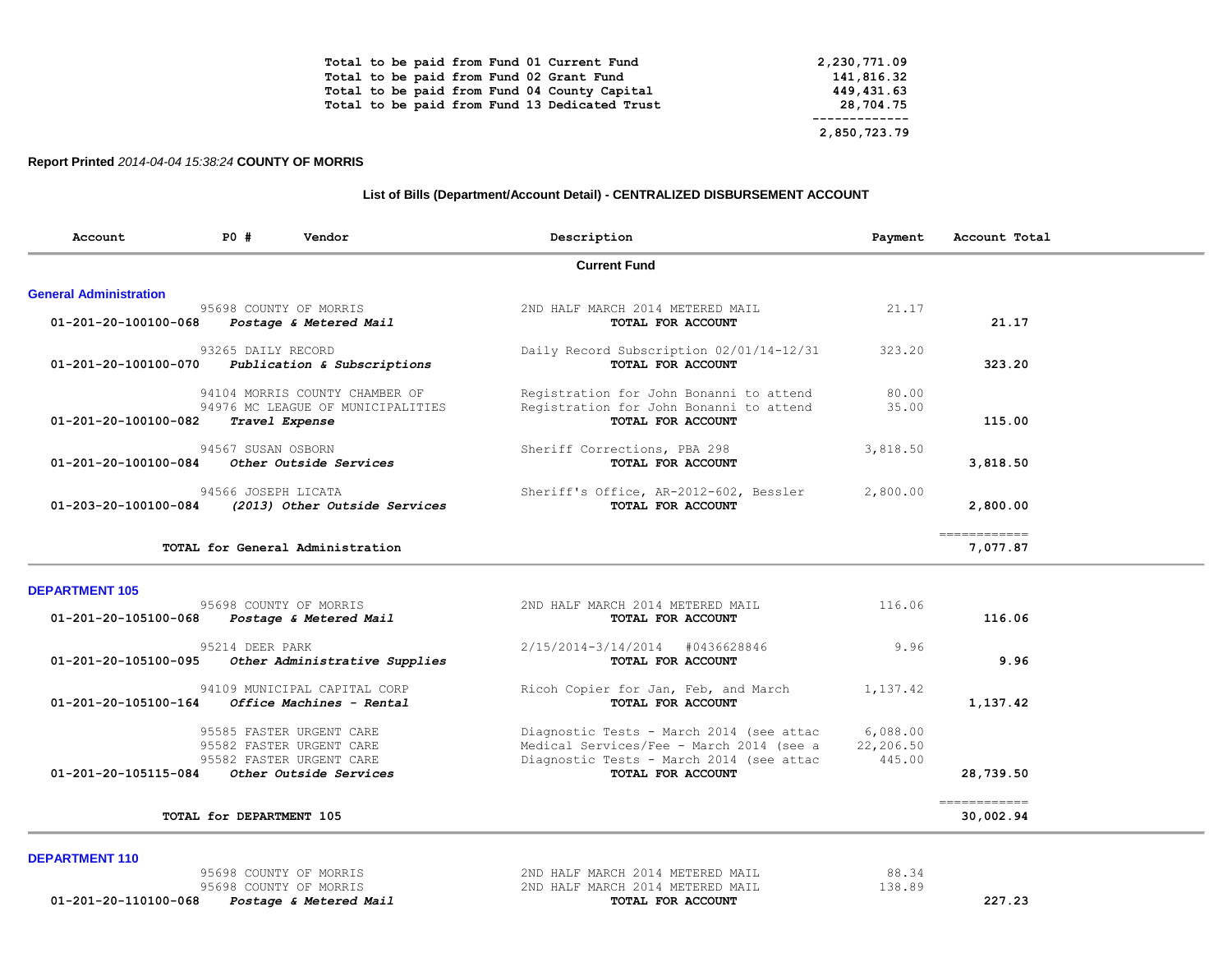| | |
|---|---|
| Total to be paid from Fund 01 Current Fund | 2,230,771.09 |
| Total to be paid from Fund 02 Grant Fund | 141,816.32 |
| Total to be paid from Fund 04 County Capital | 449,431.63 |
| Total to be paid from Fund 13 Dedicated Trust | 28,704.75 |
| | ------------- |
| | 2,850,723.79 |

**Report Printed** *2014-04-04 15:38:24* **COUNTY OF MORRIS**

### List of Bills (Department/Account Detail) - CENTRALIZED DISBURSEMENT ACCOUNT

| Account | PO # | Vendor | Description | Payment | Account Total |
|---|---|---|---|---|---|
| | | **Current Fund** | | | |
| **General Administration** | | | | | |
| | 95698 | COUNTY OF MORRIS | 2ND HALF MARCH 2014 METERED MAIL | 21.17 | |
| 01-201-20-100100-068 | | *Postage & Metered Mail* | TOTAL FOR ACCOUNT | | 21.17 |
| | 93265 | DAILY RECORD | Daily Record Subscription 02/01/14-12/31 | 323.20 | |
| 01-201-20-100100-070 | | *Publication & Subscriptions* | TOTAL FOR ACCOUNT | | 323.20 |
| | 94104 | MORRIS COUNTY CHAMBER OF | Registration for John Bonanni to attend | 80.00 | |
| | 94976 | MC LEAGUE OF MUNICIPALITIES | Registration for John Bonanni to attend | 35.00 | |
| 01-201-20-100100-082 | | *Travel Expense* | TOTAL FOR ACCOUNT | | 115.00 |
| | 94567 | SUSAN OSBORN | Sheriff Corrections, PBA 298 | 3,818.50 | |
| 01-201-20-100100-084 | | *Other Outside Services* | TOTAL FOR ACCOUNT | | 3,818.50 |
| | 94566 | JOSEPH LICATA | Sheriff's Office, AR-2012-602, Bessler | 2,800.00 | |
| 01-203-20-100100-084 | | *(2013) Other Outside Services* | TOTAL FOR ACCOUNT | | 2,800.00 |
| | | | | | ============ |
| | | TOTAL for General Administration | | | 7,077.87 |
| **DEPARTMENT 105** | | | | | |
| | 95698 | COUNTY OF MORRIS | 2ND HALF MARCH 2014 METERED MAIL | 116.06 | |
| 01-201-20-105100-068 | | *Postage & Metered Mail* | TOTAL FOR ACCOUNT | | 116.06 |
| | 95214 | DEER PARK | 2/15/2014-3/14/2014 #0436628846 | 9.96 | |
| 01-201-20-105100-095 | | *Other Administrative Supplies* | TOTAL FOR ACCOUNT | | 9.96 |
| | 94109 | MUNICIPAL CAPITAL CORP | Ricoh Copier for Jan, Feb, and March | 1,137.42 | |
| 01-201-20-105100-164 | | *Office Machines - Rental* | TOTAL FOR ACCOUNT | | 1,137.42 |
| | 95585 | FASTER URGENT CARE | Diagnostic Tests - March 2014 (see attac | 6,088.00 | |
| | 95582 | FASTER URGENT CARE | Medical Services/Fee - March 2014 (see a | 22,206.50 | |
| | 95582 | FASTER URGENT CARE | Diagnostic Tests - March 2014 (see attac | 445.00 | |
| 01-201-20-105115-084 | | *Other Outside Services* | TOTAL FOR ACCOUNT | | 28,739.50 |
| | | | | | ============ |
| | | TOTAL for DEPARTMENT 105 | | | 30,002.94 |
| **DEPARTMENT 110** | | | | | |
| | 95698 | COUNTY OF MORRIS | 2ND HALF MARCH 2014 METERED MAIL | 88.34 | |
| | 95698 | COUNTY OF MORRIS | 2ND HALF MARCH 2014 METERED MAIL | 138.89 | |
| 01-201-20-110100-068 | | *Postage & Metered Mail* | TOTAL FOR ACCOUNT | | 227.23 |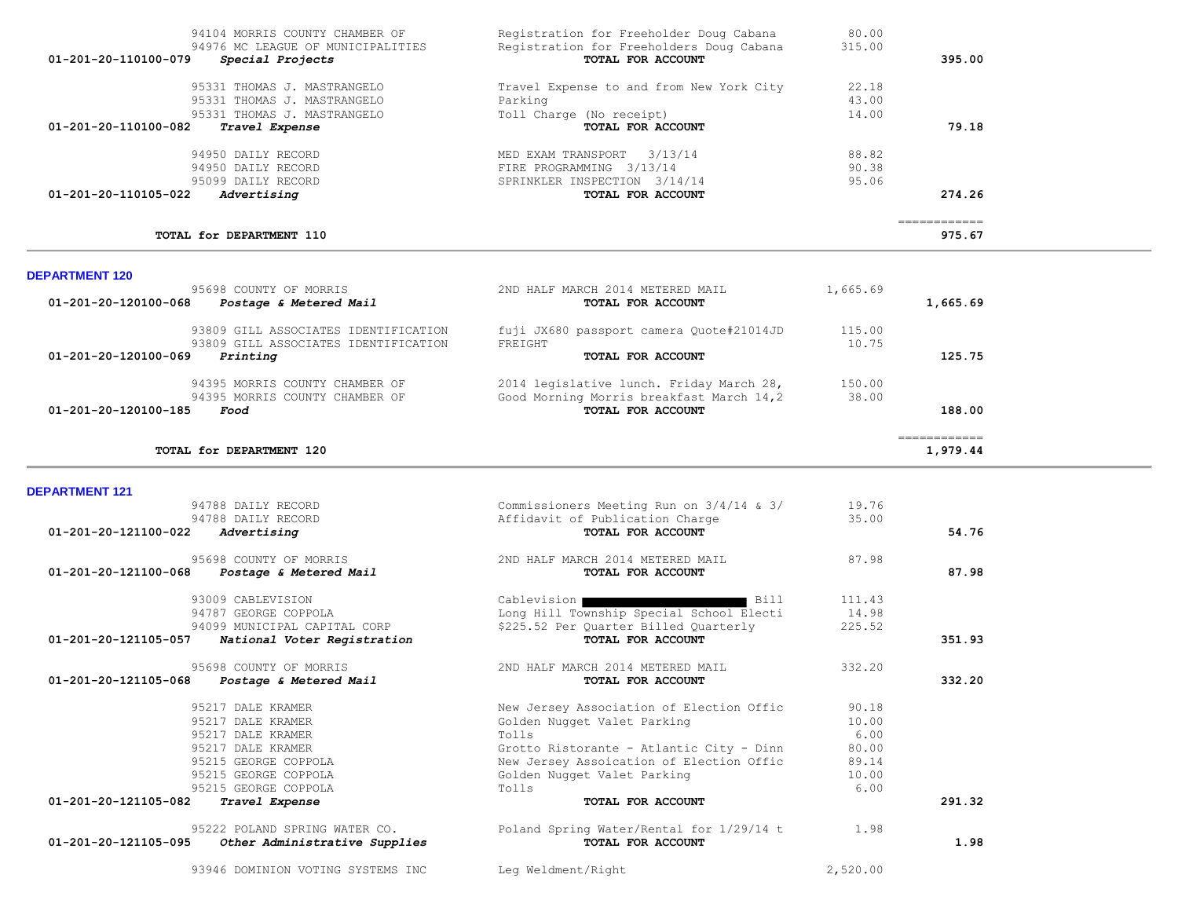| Account | Vendor | Description | Amount | Total |
|---|---|---|---|---|
| | 94104 MORRIS COUNTY CHAMBER OF | Registration for Freeholder Doug Cabana | 80.00 | |
| | 94976 MC LEAGUE OF MUNICIPALITIES | Registration for Freeholders Doug Cabana | 315.00 | |
| 01-201-20-110100-079 | ***Special Projects*** | **TOTAL FOR ACCOUNT** | | **395.00** |
| | 95331 THOMAS J. MASTRANGELO | Travel Expense to and from New York City | 22.18 | |
| | 95331 THOMAS J. MASTRANGELO | Parking | 43.00 | |
| | 95331 THOMAS J. MASTRANGELO | Toll Charge (No receipt) | 14.00 | |
| 01-201-20-110100-082 | ***Travel Expense*** | **TOTAL FOR ACCOUNT** | | **79.18** |
| | 94950 DAILY RECORD | MED EXAM TRANSPORT 3/13/14 | 88.82 | |
| | 94950 DAILY RECORD | FIRE PROGRAMMING 3/13/14 | 90.38 | |
| | 95099 DAILY RECORD | SPRINKLER INSPECTION 3/14/14 | 95.06 | |
| 01-201-20-110105-022 | ***Advertising*** | **TOTAL FOR ACCOUNT** | | **274.26** |
| | **TOTAL for DEPARTMENT 110** | | | ============ **975.67** |

**DEPARTMENT 120**

| Account | Vendor | Description | Amount | Total |
|---|---|---|---|---|
| | 95698 COUNTY OF MORRIS | 2ND HALF MARCH 2014 METERED MAIL | 1,665.69 | |
| 01-201-20-120100-068 | ***Postage & Metered Mail*** | **TOTAL FOR ACCOUNT** | | **1,665.69** |
| | 93809 GILL ASSOCIATES IDENTIFICATION | fuji JX680 passport camera Quote#21014JD | 115.00 | |
| | 93809 GILL ASSOCIATES IDENTIFICATION | FREIGHT | 10.75 | |
| 01-201-20-120100-069 | ***Printing*** | **TOTAL FOR ACCOUNT** | | **125.75** |
| | 94395 MORRIS COUNTY CHAMBER OF | 2014 legislative lunch. Friday March 28, | 150.00 | |
| | 94395 MORRIS COUNTY CHAMBER OF | Good Morning Morris breakfast March 14,2 | 38.00 | |
| 01-201-20-120100-185 | ***Food*** | **TOTAL FOR ACCOUNT** | | **188.00** |
| | **TOTAL for DEPARTMENT 120** | | | ============ **1,979.44** |

**DEPARTMENT 121**

| Account | Vendor | Description | Amount | Total |
|---|---|---|---|---|
| | 94788 DAILY RECORD | Commissioners Meeting Run on 3/4/14 & 3/ | 19.76 | |
| | 94788 DAILY RECORD | Affidavit of Publication Charge | 35.00 | |
| 01-201-20-121100-022 | ***Advertising*** | **TOTAL FOR ACCOUNT** | | **54.76** |
| | 95698 COUNTY OF MORRIS | 2ND HALF MARCH 2014 METERED MAIL | 87.98 | |
| 01-201-20-121100-068 | ***Postage & Metered Mail*** | **TOTAL FOR ACCOUNT** | | **87.98** |
| | 93009 CABLEVISION | Cablevision [REDACTED] Bill | 111.43 | |
| | 94787 GEORGE COPPOLA | Long Hill Township Special School Electi | 14.98 | |
| | 94099 MUNICIPAL CAPITAL CORP | $225.52 Per Quarter Billed Quarterly | 225.52 | |
| 01-201-20-121105-057 | ***National Voter Registration*** | **TOTAL FOR ACCOUNT** | | **351.93** |
| | 95698 COUNTY OF MORRIS | 2ND HALF MARCH 2014 METERED MAIL | 332.20 | |
| 01-201-20-121105-068 | ***Postage & Metered Mail*** | **TOTAL FOR ACCOUNT** | | **332.20** |
| | 95217 DALE KRAMER | New Jersey Association of Election Offic | 90.18 | |
| | 95217 DALE KRAMER | Golden Nugget Valet Parking | 10.00 | |
| | 95217 DALE KRAMER | Tolls | 6.00 | |
| | 95217 DALE KRAMER | Grotto Ristorante - Atlantic City - Dinn | 80.00 | |
| | 95215 GEORGE COPPOLA | New Jersey Assoication of Election Offic | 89.14 | |
| | 95215 GEORGE COPPOLA | Golden Nugget Valet Parking | 10.00 | |
| | 95215 GEORGE COPPOLA | Tolls | 6.00 | |
| 01-201-20-121105-082 | ***Travel Expense*** | **TOTAL FOR ACCOUNT** | | **291.32** |
| | 95222 POLAND SPRING WATER CO. | Poland Spring Water/Rental for 1/29/14 t | 1.98 | |
| 01-201-20-121105-095 | ***Other Administrative Supplies*** | **TOTAL FOR ACCOUNT** | | **1.98** |
| | 93946 DOMINION VOTING SYSTEMS INC | Leg Weldment/Right | 2,520.00 | |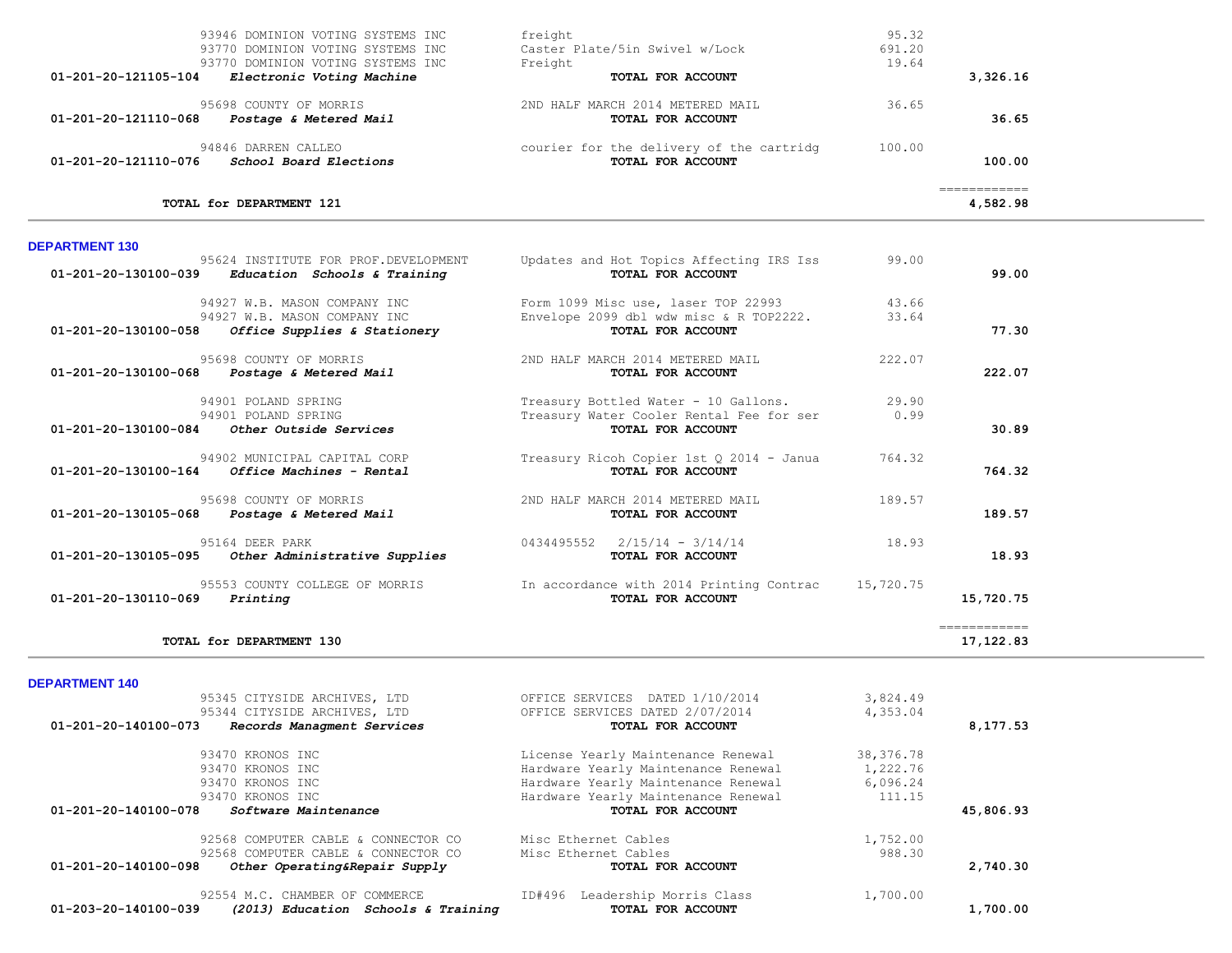| Account | Vendor | Description | Amount | Total |
|---|---|---|---|---|
| | 93946 DOMINION VOTING SYSTEMS INC | freight | 95.32 | |
| | 93770 DOMINION VOTING SYSTEMS INC | Caster Plate/5in Swivel w/Lock | 691.20 | |
| | 93770 DOMINION VOTING SYSTEMS INC | Freight | 19.64 | |
| 01-201-20-121105-104 | *Electronic Voting Machine* | **TOTAL FOR ACCOUNT** | | 3,326.16 |
| | 95698 COUNTY OF MORRIS | 2ND HALF MARCH 2014 METERED MAIL | 36.65 | |
| 01-201-20-121110-068 | *Postage & Metered Mail* | **TOTAL FOR ACCOUNT** | | 36.65 |
| | 94846 DARREN CALLEO | courier for the delivery of the cartridg | 100.00 | |
| 01-201-20-121110-076 | *School Board Elections* | **TOTAL FOR ACCOUNT** | | 100.00 |
| | | | | ============ |
| **TOTAL for DEPARTMENT 121** | | | | 4,582.98 |

## DEPARTMENT 130

| Account | Vendor | Description | Amount | Total |
|---|---|---|---|---|
| | 95624 INSTITUTE FOR PROF.DEVELOPMENT | Updates and Hot Topics Affecting IRS Iss | 99.00 | |
| 01-201-20-130100-039 | *Education Schools & Training* | **TOTAL FOR ACCOUNT** | | 99.00 |
| | 94927 W.B. MASON COMPANY INC | Form 1099 Misc use, laser TOP 22993 | 43.66 | |
| | 94927 W.B. MASON COMPANY INC | Envelope 2099 dbl wdw misc & R TOP2222. | 33.64 | |
| 01-201-20-130100-058 | *Office Supplies & Stationery* | **TOTAL FOR ACCOUNT** | | 77.30 |
| | 95698 COUNTY OF MORRIS | 2ND HALF MARCH 2014 METERED MAIL | 222.07 | |
| 01-201-20-130100-068 | *Postage & Metered Mail* | **TOTAL FOR ACCOUNT** | | 222.07 |
| | 94901 POLAND SPRING | Treasury Bottled Water - 10 Gallons. | 29.90 | |
| | 94901 POLAND SPRING | Treasury Water Cooler Rental Fee for ser | 0.99 | |
| 01-201-20-130100-084 | *Other Outside Services* | **TOTAL FOR ACCOUNT** | | 30.89 |
| | 94902 MUNICIPAL CAPITAL CORP | Treasury Ricoh Copier 1st Q 2014 - Janua | 764.32 | |
| 01-201-20-130100-164 | *Office Machines - Rental* | **TOTAL FOR ACCOUNT** | | 764.32 |
| | 95698 COUNTY OF MORRIS | 2ND HALF MARCH 2014 METERED MAIL | 189.57 | |
| 01-201-20-130105-068 | *Postage & Metered Mail* | **TOTAL FOR ACCOUNT** | | 189.57 |
| | 95164 DEER PARK | 0434495552 2/15/14 - 3/14/14 | 18.93 | |
| 01-201-20-130105-095 | *Other Administrative Supplies* | **TOTAL FOR ACCOUNT** | | 18.93 |
| | 95553 COUNTY COLLEGE OF MORRIS | In accordance with 2014 Printing Contrac | 15,720.75 | |
| 01-201-20-130110-069 | *Printing* | **TOTAL FOR ACCOUNT** | | 15,720.75 |
| | | | | ============ |
| **TOTAL for DEPARTMENT 130** | | | | 17,122.83 |

## DEPARTMENT 140

| Account | Vendor | Description | Amount | Total |
|---|---|---|---|---|
| | 95345 CITYSIDE ARCHIVES, LTD | OFFICE SERVICES DATED 1/10/2014 | 3,824.49 | |
| | 95344 CITYSIDE ARCHIVES, LTD | OFFICE SERVICES DATED 2/07/2014 | 4,353.04 | |
| 01-201-20-140100-073 | *Records Managment Services* | **TOTAL FOR ACCOUNT** | | 8,177.53 |
| | 93470 KRONOS INC | License Yearly Maintenance Renewal | 38,376.78 | |
| | 93470 KRONOS INC | Hardware Yearly Maintenance Renewal | 1,222.76 | |
| | 93470 KRONOS INC | Hardware Yearly Maintenance Renewal | 6,096.24 | |
| | 93470 KRONOS INC | Hardware Yearly Maintenance Renewal | 111.15 | |
| 01-201-20-140100-078 | *Software Maintenance* | **TOTAL FOR ACCOUNT** | | 45,806.93 |
| | 92568 COMPUTER CABLE & CONNECTOR CO | Misc Ethernet Cables | 1,752.00 | |
| | 92568 COMPUTER CABLE & CONNECTOR CO | Misc Ethernet Cables | 988.30 | |
| 01-201-20-140100-098 | *Other Operating&Repair Supply* | **TOTAL FOR ACCOUNT** | | 2,740.30 |
| | 92554 M.C. CHAMBER OF COMMERCE | ID#496 Leadership Morris Class | 1,700.00 | |
| 01-203-20-140100-039 | *(2013) Education Schools & Training* | **TOTAL FOR ACCOUNT** | | 1,700.00 |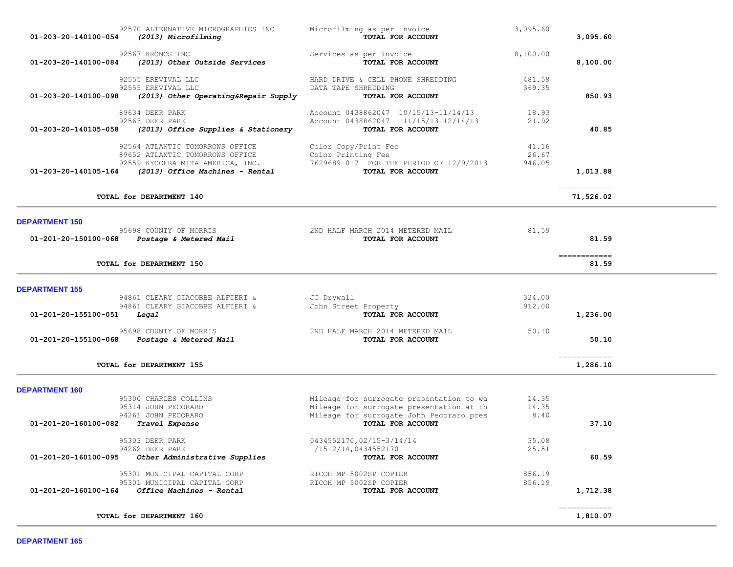| Account | Vendor | Description | Amount | Total |
|---|---|---|---|---|
| | 92570 ALTERNATIVE MICROGRAPHICS INC | Microfilming as per invoice | 3,095.60 | |
| 01-203-20-140100-054 | *(2013) Microfilming* | **TOTAL FOR ACCOUNT** | | 3,095.60 |
| | 92567 KRONOS INC | Services as per invoice | 8,100.00 | |
| 01-203-20-140100-084 | *(2013) Other Outside Services* | **TOTAL FOR ACCOUNT** | | 8,100.00 |
| | 92555 EREVIVAL LLC | HARD DRIVE & CELL PHONE SHREDDING | 481.58 | |
| | 92555 EREVIVAL LLC | DATA TAPE SHREDDING | 369.35 | |
| 01-203-20-140100-098 | *(2013) Other Operating&Repair Supply* | **TOTAL FOR ACCOUNT** | | 850.93 |
| | 89634 DEER PARK | Account 0438862047 10/15/13-11/14/13 | 18.93 | |
| | 92563 DEER PARK | Account 0438862047 11/15/13-12/14/13 | 21.92 | |
| 01-203-20-140105-058 | *(2013) Office Supplies & Stationery* | **TOTAL FOR ACCOUNT** | | 40.85 |
| | 92564 ATLANTIC TOMORROWS OFFICE | Color Copy/Print Fee | 41.16 | |
| | 89652 ATLANTIC TOMORROWS OFFICE | Color Printing Fee | 26.67 | |
| | 92559 KYOCERA MITA AMERICA, INC. | 7629689-017 FOR THE PERIOD OF 12/9/2013 | 946.05 | |
| 01-203-20-140105-164 | *(2013) Office Machines - Rental* | **TOTAL FOR ACCOUNT** | | 1,013.88 |
| | **TOTAL for DEPARTMENT 140** | | | 71,526.02 |

## DEPARTMENT 150

| Account | Vendor | Description | Amount | Total |
|---|---|---|---|---|
| | 95698 COUNTY OF MORRIS | 2ND HALF MARCH 2014 METERED MAIL | 81.59 | |
| 01-201-20-150100-068 | *Postage & Metered Mail* | **TOTAL FOR ACCOUNT** | | 81.59 |
| | **TOTAL for DEPARTMENT 150** | | | 81.59 |

## DEPARTMENT 155

| Account | Vendor | Description | Amount | Total |
|---|---|---|---|---|
| | 94861 CLEARY GIACOBBE ALFIERI & | JG Drywall | 324.00 | |
| | 94861 CLEARY GIACOBBE ALFIERI & | John Street Property | 912.00 | |
| 01-201-20-155100-051 | *Legal* | **TOTAL FOR ACCOUNT** | | 1,236.00 |
| | 95698 COUNTY OF MORRIS | 2ND HALF MARCH 2014 METERED MAIL | 50.10 | |
| 01-201-20-155100-068 | *Postage & Metered Mail* | **TOTAL FOR ACCOUNT** | | 50.10 |
| | **TOTAL for DEPARTMENT 155** | | | 1,286.10 |

## DEPARTMENT 160

| Account | Vendor | Description | Amount | Total |
|---|---|---|---|---|
| | 95300 CHARLES COLLINS | Mileage for surrogate presentation to wa | 14.35 | |
| | 95314 JOHN PECORARO | Mileage for surrogate presentation at th | 14.35 | |
| | 94261 JOHN PECORARO | Mileage for surrogate John Pecoraro pres | 8.40 | |
| 01-201-20-160100-082 | *Travel Expense* | **TOTAL FOR ACCOUNT** | | 37.10 |
| | 95303 DEER PARK | 0434552170,02/15-3/14/14 | 35.08 | |
| | 94262 DEER PARK | 1/15-2/14,0434552170 | 25.51 | |
| 01-201-20-160100-095 | *Other Administrative Supplies* | **TOTAL FOR ACCOUNT** | | 60.59 |
| | 95301 MUNICIPAL CAPITAL CORP | RICOH MP 5002SP COPIER | 856.19 | |
| | 95301 MUNICIPAL CAPITAL CORP | RICOH MP 5002SP COPIER | 856.19 | |
| 01-201-20-160100-164 | *Office Machines - Rental* | **TOTAL FOR ACCOUNT** | | 1,712.38 |
| | **TOTAL for DEPARTMENT 160** | | | 1,810.07 |

## DEPARTMENT 165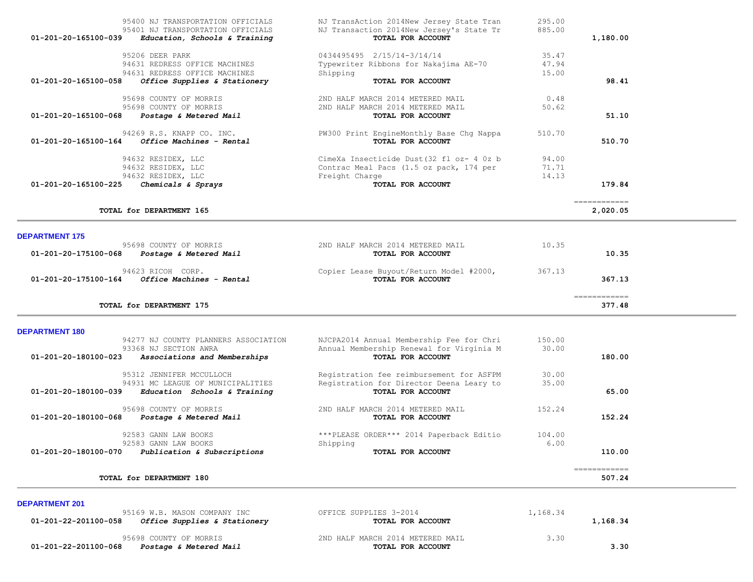| Account | Vendor / Description | Item Description | Amount | Total |
|---|---|---|---|---|
| | 95400 NJ TRANSPORTATION OFFICIALS | NJ TransAction 2014New Jersey State Tran | 295.00 | |
| | 95401 NJ TRANSPORTATION OFFICIALS | NJ Transaction 2014New Jersey's State Tr | 885.00 | |
| 01-201-20-165100-039 | *Education, Schools & Training* | **TOTAL FOR ACCOUNT** | | 1,180.00 |
| | 95206 DEER PARK | 0434495495 2/15/14-3/14/14 | 35.47 | |
| | 94631 REDRESS OFFICE MACHINES | Typewriter Ribbons for Nakajima AE-70 | 47.94 | |
| | 94631 REDRESS OFFICE MACHINES | Shipping | 15.00 | |
| 01-201-20-165100-058 | *Office Supplies & Stationery* | **TOTAL FOR ACCOUNT** | | 98.41 |
| | 95698 COUNTY OF MORRIS | 2ND HALF MARCH 2014 METERED MAIL | 0.48 | |
| | 95698 COUNTY OF MORRIS | 2ND HALF MARCH 2014 METERED MAIL | 50.62 | |
| 01-201-20-165100-068 | *Postage & Metered Mail* | **TOTAL FOR ACCOUNT** | | 51.10 |
| | 94269 R.S. KNAPP CO. INC. | PW300 Print EngineMonthly Base Chg Nappa | 510.70 | |
| 01-201-20-165100-164 | *Office Machines - Rental* | **TOTAL FOR ACCOUNT** | | 510.70 |
| | 94632 RESIDEX, LLC | CimeXa Insecticide Dust(32 fl oz- 4 0z b | 94.00 | |
| | 94632 RESIDEX, LLC | Contrac Meal Pacs (1.5 oz pack, 174 per | 71.71 | |
| | 94632 RESIDEX, LLC | Freight Charge | 14.13 | |
| 01-201-20-165100-225 | *Chemicals & Sprays* | **TOTAL FOR ACCOUNT** | | 179.84 |
| | **TOTAL for DEPARTMENT 165** | | | 2,020.05 |

**DEPARTMENT 175**

| Account | Vendor / Description | Item Description | Amount | Total |
|---|---|---|---|---|
| | 95698 COUNTY OF MORRIS | 2ND HALF MARCH 2014 METERED MAIL | 10.35 | |
| 01-201-20-175100-068 | *Postage & Metered Mail* | **TOTAL FOR ACCOUNT** | | 10.35 |
| | 94623 RICOH CORP. | Copier Lease Buyout/Return Model #2000, | 367.13 | |
| 01-201-20-175100-164 | *Office Machines - Rental* | **TOTAL FOR ACCOUNT** | | 367.13 |
| | **TOTAL for DEPARTMENT 175** | | | 377.48 |

**DEPARTMENT 180**

| Account | Vendor / Description | Item Description | Amount | Total |
|---|---|---|---|---|
| | 94277 NJ COUNTY PLANNERS ASSOCIATION | NJCPA2014 Annual Membership Fee for Chri | 150.00 | |
| | 93368 NJ SECTION AWRA | Annual Membership Renewal for Virginia M | 30.00 | |
| 01-201-20-180100-023 | *Associations and Memberships* | **TOTAL FOR ACCOUNT** | | 180.00 |
| | 95312 JENNIFER MCCULLOCH | Registration fee reimbursement for ASFPM | 30.00 | |
| | 94931 MC LEAGUE OF MUNICIPALITIES | Registration for Director Deena Leary to | 35.00 | |
| 01-201-20-180100-039 | *Education Schools & Training* | **TOTAL FOR ACCOUNT** | | 65.00 |
| | 95698 COUNTY OF MORRIS | 2ND HALF MARCH 2014 METERED MAIL | 152.24 | |
| 01-201-20-180100-068 | *Postage & Metered Mail* | **TOTAL FOR ACCOUNT** | | 152.24 |
| | 92583 GANN LAW BOOKS | ***PLEASE ORDER*** 2014 Paperback Editio | 104.00 | |
| | 92583 GANN LAW BOOKS | Shipping | 6.00 | |
| 01-201-20-180100-070 | *Publication & Subscriptions* | **TOTAL FOR ACCOUNT** | | 110.00 |
| | **TOTAL for DEPARTMENT 180** | | | 507.24 |

**DEPARTMENT 201**

| Account | Vendor / Description | Item Description | Amount | Total |
|---|---|---|---|---|
| | 95169 W.B. MASON COMPANY INC | OFFICE SUPPLIES 3-2014 | 1,168.34 | |
| 01-201-22-201100-058 | *Office Supplies & Stationery* | **TOTAL FOR ACCOUNT** | | 1,168.34 |
| | 95698 COUNTY OF MORRIS | 2ND HALF MARCH 2014 METERED MAIL | 3.30 | |
| 01-201-22-201100-068 | *Postage & Metered Mail* | **TOTAL FOR ACCOUNT** | | 3.30 |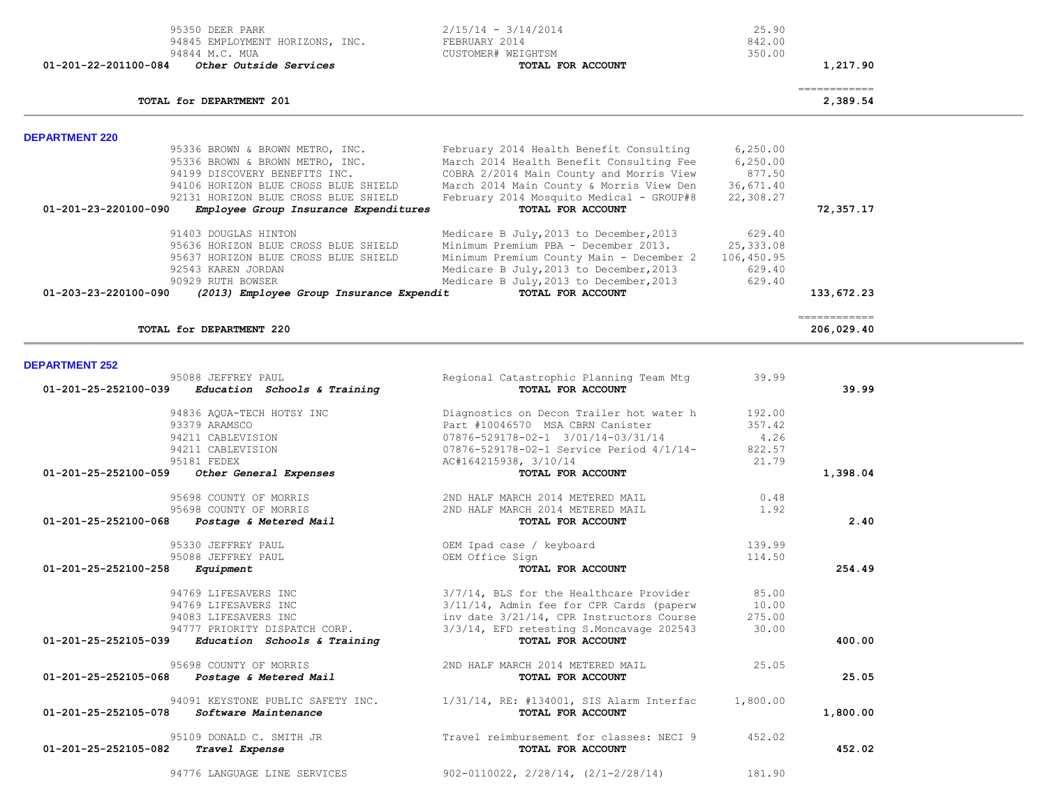| Account | Vendor / Description | Detail | Amount | Total |
|---|---|---|---|---|
| | 95350 DEER PARK | 2/15/14 - 3/14/2014 | 25.90 | |
| | 94845 EMPLOYMENT HORIZONS, INC. | FEBRUARY 2014 | 842.00 | |
| | 94844 M.C. MUA | CUSTOMER# WEIGHTSM | 350.00 | |
| 01-201-22-201100-084 | *Other Outside Services* | TOTAL FOR ACCOUNT | | 1,217.90 |
| | | | | ============ |
| | **TOTAL for DEPARTMENT 201** | | | 2,389.54 |

## DEPARTMENT 220

| Account | Vendor / Description | Detail | Amount | Total |
|---|---|---|---|---|
| | 95336 BROWN & BROWN METRO, INC. | February 2014 Health Benefit Consulting | 6,250.00 | |
| | 95336 BROWN & BROWN METRO, INC. | March 2014 Health Benefit Consulting Fee | 6,250.00 | |
| | 94199 DISCOVERY BENEFITS INC. | COBRA 2/2014 Main County and Morris View | 877.50 | |
| | 94106 HORIZON BLUE CROSS BLUE SHIELD | March 2014 Main County & Morris View Den | 36,671.40 | |
| | 92131 HORIZON BLUE CROSS BLUE SHIELD | February 2014 Mosquito Medical - GROUP#8 | 22,308.27 | |
| 01-201-23-220100-090 | *Employee Group Insurance Expenditures* | TOTAL FOR ACCOUNT | | 72,357.17 |
| | 91403 DOUGLAS HINTON | Medicare B July,2013 to December,2013 | 629.40 | |
| | 95636 HORIZON BLUE CROSS BLUE SHIELD | Minimum Premium PBA - December 2013. | 25,333.08 | |
| | 95637 HORIZON BLUE CROSS BLUE SHIELD | Minimum Premium County Main - December 2 | 106,450.95 | |
| | 92543 KAREN JORDAN | Medicare B July,2013 to December,2013 | 629.40 | |
| | 90929 RUTH BOWSER | Medicare B July,2013 to December,2013 | 629.40 | |
| 01-203-23-220100-090 | *(2013) Employee Group Insurance Expendit* | TOTAL FOR ACCOUNT | | 133,672.23 |
| | | | | ============ |
| | **TOTAL for DEPARTMENT 220** | | | 206,029.40 |

## DEPARTMENT 252

| Account | Vendor / Description | Detail | Amount | Total |
|---|---|---|---|---|
| | 95088 JEFFREY PAUL | Regional Catastrophic Planning Team Mtg | 39.99 | |
| 01-201-25-252100-039 | *Education Schools & Training* | TOTAL FOR ACCOUNT | | 39.99 |
| | 94836 AQUA-TECH HOTSY INC | Diagnostics on Decon Trailer hot water h | 192.00 | |
| | 93379 ARAMSCO | Part #10046570 MSA CBRN Canister | 357.42 | |
| | 94211 CABLEVISION | 07876-529178-02-1 3/01/14-03/31/14 | 4.26 | |
| | 94211 CABLEVISION | 07876-529178-02-1 Service Period 4/1/14- | 822.57 | |
| | 95181 FEDEX | AC#164215938, 3/10/14 | 21.79 | |
| 01-201-25-252100-059 | *Other General Expenses* | TOTAL FOR ACCOUNT | | 1,398.04 |
| | 95698 COUNTY OF MORRIS | 2ND HALF MARCH 2014 METERED MAIL | 0.48 | |
| | 95698 COUNTY OF MORRIS | 2ND HALF MARCH 2014 METERED MAIL | 1.92 | |
| 01-201-25-252100-068 | *Postage & Metered Mail* | TOTAL FOR ACCOUNT | | 2.40 |
| | 95330 JEFFREY PAUL | OEM Ipad case / keyboard | 139.99 | |
| | 95088 JEFFREY PAUL | OEM Office Sign | 114.50 | |
| 01-201-25-252100-258 | *Equipment* | TOTAL FOR ACCOUNT | | 254.49 |
| | 94769 LIFESAVERS INC | 3/7/14, BLS for the Healthcare Provider | 85.00 | |
| | 94769 LIFESAVERS INC | 3/11/14, Admin fee for CPR Cards (paperw | 10.00 | |
| | 94083 LIFESAVERS INC | inv date 3/21/14, CPR Instructors Course | 275.00 | |
| | 94777 PRIORITY PRINTING CORP. | 3/3/14, EFD retesting S.Moncavage 202543 | 30.00 | |
| 01-201-25-252105-039 | *Education Schools & Training* | TOTAL FOR ACCOUNT | | 400.00 |
| | 95698 COUNTY OF MORRIS | 2ND HALF MARCH 2014 METERED MAIL | 25.05 | |
| 01-201-25-252105-068 | *Postage & Metered Mail* | TOTAL FOR ACCOUNT | | 25.05 |
| | 94091 KEYSTONE PUBLIC SAFETY INC. | 1/31/14, RE: #134001, SIS Alarm Interfac | 1,800.00 | |
| 01-201-25-252105-078 | *Software Maintenance* | TOTAL FOR ACCOUNT | | 1,800.00 |
| | 95109 DONALD C. SMITH JR | Travel reimbursement for classes: NECI 9 | 452.02 | |
| 01-201-25-252105-082 | *Travel Expense* | TOTAL FOR ACCOUNT | | 452.02 |
| | 94776 LANGUAGE LINE SERVICES | 902-0110022, 2/28/14, (2/1-2/28/14) | 181.90 | |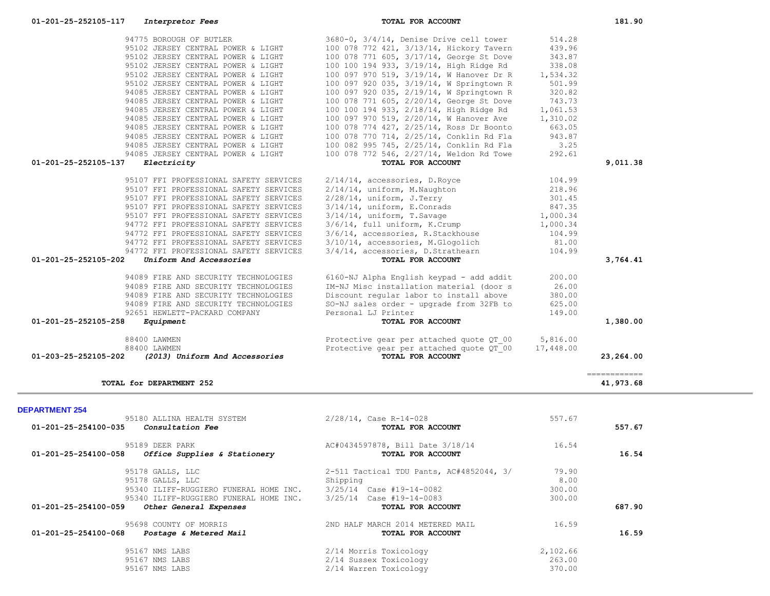| Account | Vendor | Description | Amount | Total |
|---|---|---|---|---|
| 01-201-25-252105-117 *Interpretor Fees* | | **TOTAL FOR ACCOUNT** | | 181.90 |
| | 94775 BOROUGH OF BUTLER | 3680-0, 3/4/14, Denise Drive cell tower | 514.28 | |
| | 95102 JERSEY CENTRAL POWER & LIGHT | 100 078 772 421, 3/13/14, Hickory Tavern | 439.96 | |
| | 95102 JERSEY CENTRAL POWER & LIGHT | 100 078 771 605, 3/17/14, George St Dove | 343.87 | |
| | 95102 JERSEY CENTRAL POWER & LIGHT | 100 100 194 933, 3/19/14, High Ridge Rd | 338.08 | |
| | 95102 JERSEY CENTRAL POWER & LIGHT | 100 097 970 519, 3/19/14, W Hanover Dr R | 1,534.32 | |
| | 95102 JERSEY CENTRAL POWER & LIGHT | 100 097 920 035, 3/19/14, W Springtown R | 501.99 | |
| | 94085 JERSEY CENTRAL POWER & LIGHT | 100 097 920 035, 2/19/14, W Springtown R | 320.82 | |
| | 94085 JERSEY CENTRAL POWER & LIGHT | 100 078 771 605, 2/20/14, George St Dove | 743.73 | |
| | 94085 JERSEY CENTRAL POWER & LIGHT | 100 100 194 933, 2/18/14, High Ridge Rd | 1,061.53 | |
| | 94085 JERSEY CENTRAL POWER & LIGHT | 100 097 970 519, 2/20/14, W Hanover Ave | 1,310.02 | |
| | 94085 JERSEY CENTRAL POWER & LIGHT | 100 078 774 427, 2/25/14, Ross Dr Boonto | 663.05 | |
| | 94085 JERSEY CENTRAL POWER & LIGHT | 100 078 770 714, 2/25/14, Conklin Rd Fla | 943.87 | |
| | 94085 JERSEY CENTRAL POWER & LIGHT | 100 082 995 745, 2/25/14, Conklin Rd Fla | 3.25 | |
| | 94085 JERSEY CENTRAL POWER & LIGHT | 100 078 772 546, 2/27/14, Weldon Rd Towe | 292.61 | |
| 01-201-25-252105-137 *Electricity* | | **TOTAL FOR ACCOUNT** | | 9,011.38 |
| | 95107 FFI PROFESSIONAL SAFETY SERVICES | 2/14/14, accessories, D.Royce | 104.99 | |
| | 95107 FFI PROFESSIONAL SAFETY SERVICES | 2/14/14, uniform, M.Naughton | 218.96 | |
| | 95107 FFI PROFESSIONAL SAFETY SERVICES | 2/28/14, uniform, J.Terry | 301.45 | |
| | 95107 FFI PROFESSIONAL SAFETY SERVICES | 3/14/14, uniform, E.Conrads | 847.35 | |
| | 95107 FFI PROFESSIONAL SAFETY SERVICES | 3/14/14, uniform, T.Savage | 1,000.34 | |
| | 94772 FFI PROFESSIONAL SAFETY SERVICES | 3/6/14, full uniform, K.Crump | 1,000.34 | |
| | 94772 FFI PROFESSIONAL SAFETY SERVICES | 3/6/14, accessories, R.Stackhouse | 104.99 | |
| | 94772 FFI PROFESSIONAL SAFETY SERVICES | 3/10/14, accessories, M.Glogolich | 81.00 | |
| | 94772 FFI PROFESSIONAL SAFETY SERVICES | 3/4/14, accessories, D.Strathearn | 104.99 | |
| 01-201-25-252105-202 *Uniform And Accessories* | | **TOTAL FOR ACCOUNT** | | 3,764.41 |
| | 94089 FIRE AND SECURITY TECHNOLOGIES | 6160-NJ Alpha English keypad - add addit | 200.00 | |
| | 94089 FIRE AND SECURITY TECHNOLOGIES | IM-NJ Misc installation material (door s | 26.00 | |
| | 94089 FIRE AND SECURITY TECHNOLOGIES | Discount regular labor to install above | 380.00 | |
| | 94089 FIRE AND SECURITY TECHNOLOGIES | SO-NJ sales order - upgrade from 32FB to | 625.00 | |
| | 92651 HEWLETT-PACKARD COMPANY | Personal LJ Printer | 149.00 | |
| 01-201-25-252105-258 *Equipment* | | **TOTAL FOR ACCOUNT** | | 1,380.00 |
| | 88400 LAWMEN | Protective gear per attached quote QT_00 | 5,816.00 | |
| | 88400 LAWMEN | Protective gear per attached quote QT_00 | 17,448.00 | |
| 01-203-25-252105-202 *(2013) Uniform And Accessories* | | **TOTAL FOR ACCOUNT** | | 23,264.00 |
| | | | | ============ |
| **TOTAL for DEPARTMENT 252** | | | | 41,973.68 |

## DEPARTMENT 254

| Account | Vendor | Description | Amount | Total |
|---|---|---|---|---|
| | 95180 ALLINA HEALTH SYSTEM | 2/28/14, Case R-14-028 | 557.67 | |
| 01-201-25-254100-035 *Consultation Fee* | | **TOTAL FOR ACCOUNT** | | 557.67 |
| | 95189 DEER PARK | AC#0434597878, Bill Date 3/18/14 | 16.54 | |
| 01-201-25-254100-058 *Office Supplies & Stationery* | | **TOTAL FOR ACCOUNT** | | 16.54 |
| | 95178 GALLS, LLC | 2-511 Tactical TDU Pants, AC#4852044, 3/ | 79.90 | |
| | 95178 GALLS, LLC | Shipping | 8.00 | |
| | 95340 ILIFF-RUGGIERO FUNERAL HOME INC. | 3/25/14 Case #19-14-0082 | 300.00 | |
| | 95340 ILIFF-RUGGIERO FUNERAL HOME INC. | 3/25/14 Case #19-14-0083 | 300.00 | |
| 01-201-25-254100-059 *Other General Expenses* | | **TOTAL FOR ACCOUNT** | | 687.90 |
| | 95698 COUNTY OF MORRIS | 2ND HALF MARCH 2014 METERED MAIL | 16.59 | |
| 01-201-25-254100-068 *Postage & Metered Mail* | | **TOTAL FOR ACCOUNT** | | 16.59 |
| | 95167 NMS LABS | 2/14 Morris Toxicology | 2,102.66 | |
| | 95167 NMS LABS | 2/14 Sussex Toxicology | 263.00 | |
| | 95167 NMS LABS | 2/14 Warren Toxicology | 370.00 | |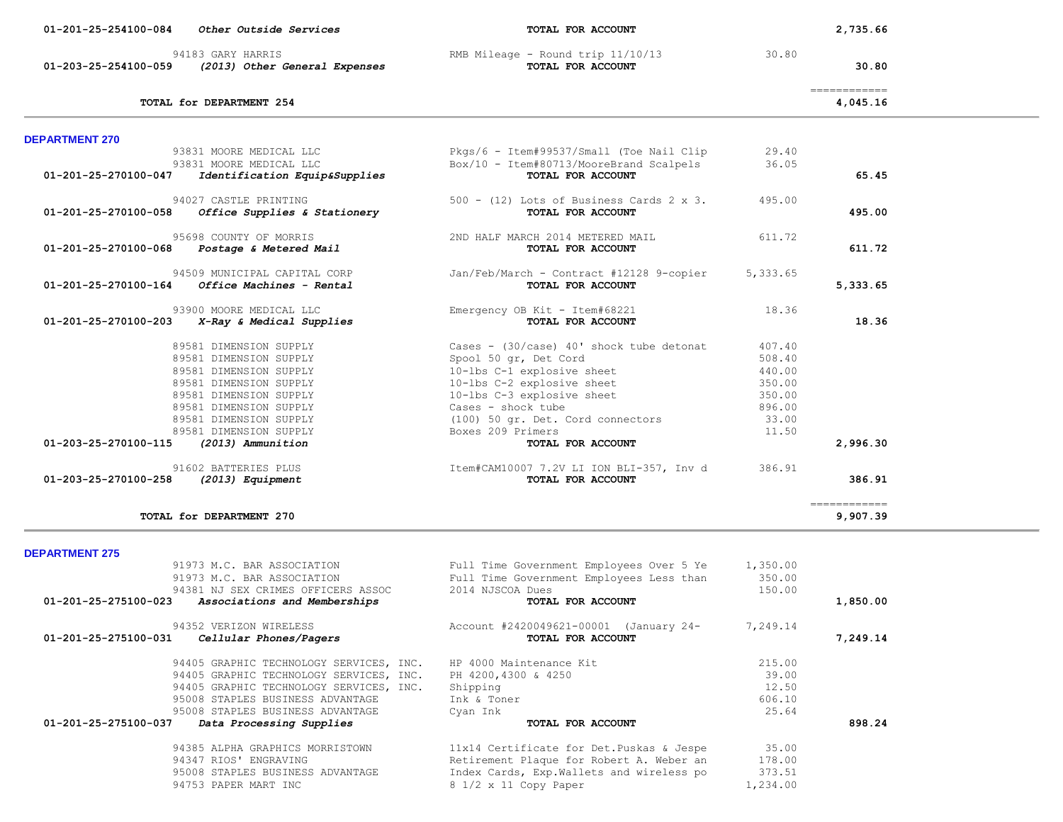| Account | Vendor / Description | Detail | Amount | Total |
|---|---|---|---|---|
| 01-201-25-254100-084 *Other Outside Services* | | TOTAL FOR ACCOUNT | | 2,735.66 |
| | 94183 GARY HARRIS | RMB Mileage - Round trip 11/10/13 | 30.80 | |
| 01-203-25-254100-059 *(2013) Other General Expenses* | | TOTAL FOR ACCOUNT | | 30.80 |
| | | | | ============ |
| | TOTAL for DEPARTMENT 254 | | | 4,045.16 |

**DEPARTMENT 270**

| Account | Vendor | Description | Amount | Total |
|---|---|---|---|---|
| | 93831 MOORE MEDICAL LLC | Pkgs/6 - Item#99537/Small (Toe Nail Clip | 29.40 | |
| | 93831 MOORE MEDICAL LLC | Box/10 - Item#80713/MooreBrand Scalpels | 36.05 | |
| 01-201-25-270100-047 *Identification Equip&Supplies* | | TOTAL FOR ACCOUNT | | 65.45 |
| | 94027 CASTLE PRINTING | 500 - (12) Lots of Business Cards 2 x 3. | 495.00 | |
| 01-201-25-270100-058 *Office Supplies & Stationery* | | TOTAL FOR ACCOUNT | | 495.00 |
| | 95698 COUNTY OF MORRIS | 2ND HALF MARCH 2014 METERED MAIL | 611.72 | |
| 01-201-25-270100-068 *Postage & Metered Mail* | | TOTAL FOR ACCOUNT | | 611.72 |
| | 94509 MUNICIPAL CAPITAL CORP | Jan/Feb/March - Contract #12128 9-copier | 5,333.65 | |
| 01-201-25-270100-164 *Office Machines - Rental* | | TOTAL FOR ACCOUNT | | 5,333.65 |
| | 93900 MOORE MEDICAL LLC | Emergency OB Kit - Item#68221 | 18.36 | |
| 01-201-25-270100-203 *X-Ray & Medical Supplies* | | TOTAL FOR ACCOUNT | | 18.36 |
| | 89581 DIMENSION SUPPLY | Cases - (30/case) 40' shock tube detonat | 407.40 | |
| | 89581 DIMENSION SUPPLY | Spool 50 gr, Det Cord | 508.40 | |
| | 89581 DIMENSION SUPPLY | 10-lbs C-1 explosive sheet | 440.00 | |
| | 89581 DIMENSION SUPPLY | 10-lbs C-2 explosive sheet | 350.00 | |
| | 89581 DIMENSION SUPPLY | 10-lbs C-3 explosive sheet | 350.00 | |
| | 89581 DIMENSION SUPPLY | Cases - shock tube | 896.00 | |
| | 89581 DIMENSION SUPPLY | (100) 50 gr. Det. Cord connectors | 33.00 | |
| | 89581 DIMENSION SUPPLY | Boxes 209 Primers | 11.50 | |
| 01-203-25-270100-115 *(2013) Ammunition* | | TOTAL FOR ACCOUNT | | 2,996.30 |
| | 91602 BATTERIES PLUS | Item#CAM10007 7.2V LI ION BLI-357, Inv d | 386.91 | |
| 01-203-25-270100-258 *(2013) Equipment* | | TOTAL FOR ACCOUNT | | 386.91 |
| | | | | ============ |
| | TOTAL for DEPARTMENT 270 | | | 9,907.39 |

**DEPARTMENT 275**

| Account | Vendor | Description | Amount | Total |
|---|---|---|---|---|
| | 91973 M.C. BAR ASSOCIATION | Full Time Government Employees Over 5 Ye | 1,350.00 | |
| | 91973 M.C. BAR ASSOCIATION | Full Time Government Employees Less than | 350.00 | |
| | 94381 NJ SEX CRIMES OFFICERS ASSOC | 2014 NJSCOA Dues | 150.00 | |
| 01-201-25-275100-023 *Associations and Memberships* | | TOTAL FOR ACCOUNT | | 1,850.00 |
| | 94352 VERIZON WIRELESS | Account #2420049621-00001 (January 24- | 7,249.14 | |
| 01-201-25-275100-031 *Cellular Phones/Pagers* | | TOTAL FOR ACCOUNT | | 7,249.14 |
| | 94405 GRAPHIC TECHNOLOGY SERVICES, INC. | HP 4000 Maintenance Kit | 215.00 | |
| | 94405 GRAPHIC TECHNOLOGY SERVICES, INC. | PH 4200,4300 & 4250 | 39.00 | |
| | 94405 GRAPHIC TECHNOLOGY SERVICES, INC. | Shipping | 12.50 | |
| | 95008 STAPLES BUSINESS ADVANTAGE | Ink & Toner | 606.10 | |
| | 95008 STAPLES BUSINESS ADVANTAGE | Cyan Ink | 25.64 | |
| 01-201-25-275100-037 *Data Processing Supplies* | | TOTAL FOR ACCOUNT | | 898.24 |
| | 94385 ALPHA GRAPHICS MORRISTOWN | 11x14 Certificate for Det.Puskas & Jespe | 35.00 | |
| | 94347 RIOS' ENGRAVING | Retirement Plaque for Robert A. Weber an | 178.00 | |
| | 95008 STAPLES BUSINESS ADVANTAGE | Index Cards, Exp.Wallets and wireless po | 373.51 | |
| | 94753 PAPER MART INC | 8 1/2 x 11 Copy Paper | 1,234.00 | |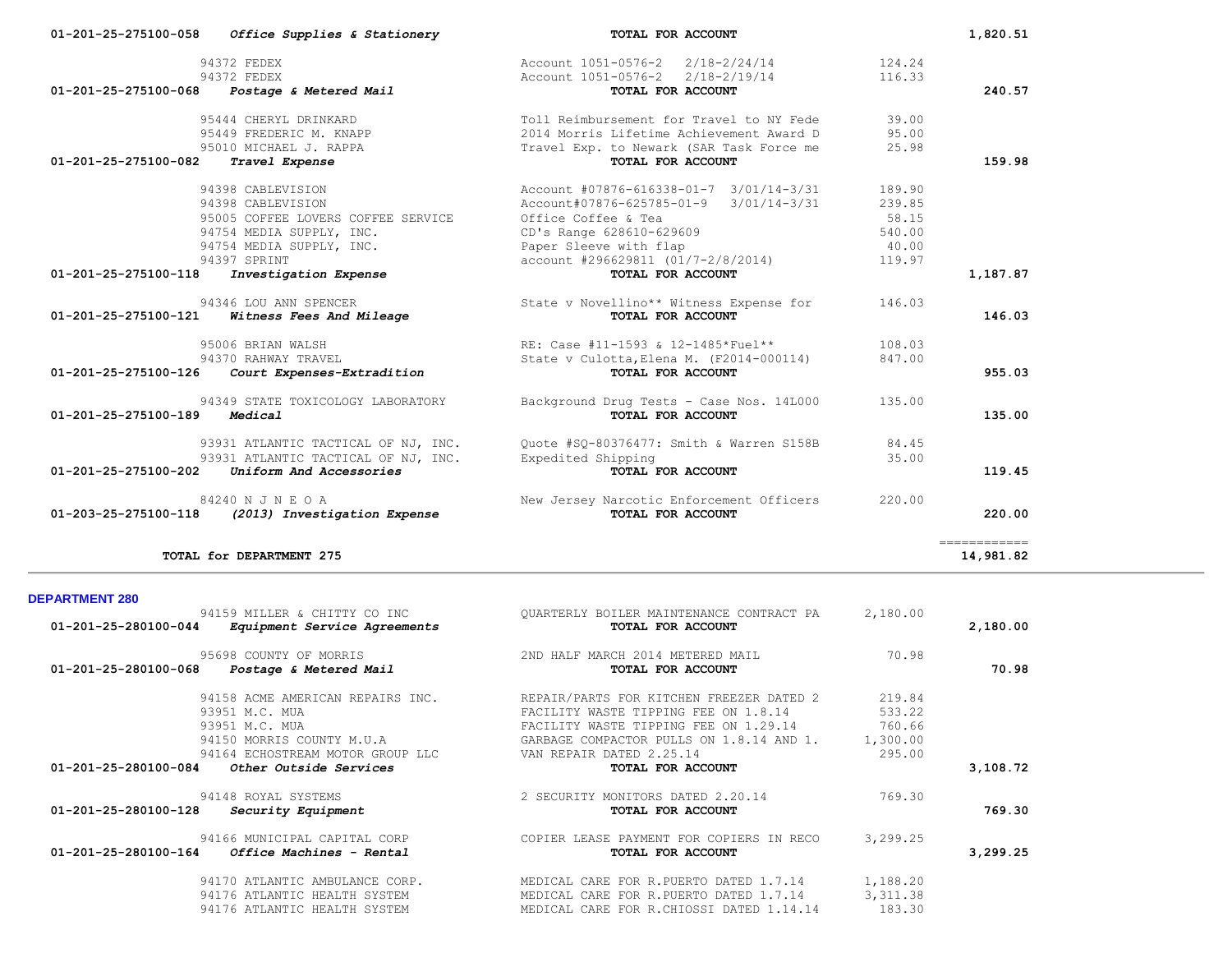| Account | Vendor | Description | Amount | Total |
|---|---|---|---|---|
| 01-201-25-275100-058 *Office Supplies & Stationery* | | **TOTAL FOR ACCOUNT** | | **1,820.51** |
| | 94372 FEDEX | Account 1051-0576-2 2/18-2/24/14 | 124.24 | |
| | 94372 FEDEX | Account 1051-0576-2 2/18-2/19/14 | 116.33 | |
| 01-201-25-275100-068 *Postage & Metered Mail* | | **TOTAL FOR ACCOUNT** | | **240.57** |
| | 95444 CHERYL DRINKARD | Toll Reimbursement for Travel to NY Fede | 39.00 | |
| | 95449 FREDERIC M. KNAPP | 2014 Morris Lifetime Achievement Award D | 95.00 | |
| | 95010 MICHAEL J. RAPPA | Travel Exp. to Newark (SAR Task Force me | 25.98 | |
| 01-201-25-275100-082 *Travel Expense* | | **TOTAL FOR ACCOUNT** | | **159.98** |
| | 94398 CABLEVISION | Account #07876-616338-01-7 3/01/14-3/31 | 189.90 | |
| | 94398 CABLEVISION | Account#07876-625785-01-9 3/01/14-3/31 | 239.85 | |
| | 95005 COFFEE LOVERS COFFEE SERVICE | Office Coffee & Tea | 58.15 | |
| | 94754 MEDIA SUPPLY, INC. | CD's Range 628610-629609 | 540.00 | |
| | 94754 MEDIA SUPPLY, INC. | Paper Sleeve with flap | 40.00 | |
| | 94397 SPRINT | account #296629811 (01/7-2/8/2014) | 119.97 | |
| 01-201-25-275100-118 *Investigation Expense* | | **TOTAL FOR ACCOUNT** | | **1,187.87** |
| | 94346 LOU ANN SPENCER | State v Novellino** Witness Expense for | 146.03 | |
| 01-201-25-275100-121 *Witness Fees And Mileage* | | **TOTAL FOR ACCOUNT** | | **146.03** |
| | 95006 BRIAN WALSH | RE: Case #11-1593 & 12-1485*Fuel** | 108.03 | |
| | 94370 RAHWAY TRAVEL | State v Culotta,Elena M. (F2014-000114) | 847.00 | |
| 01-201-25-275100-126 *Court Expenses-Extradition* | | **TOTAL FOR ACCOUNT** | | **955.03** |
| | 94349 STATE TOXICOLOGY LABORATORY | Background Drug Tests - Case Nos. 14L000 | 135.00 | |
| 01-201-25-275100-189 *Medical* | | **TOTAL FOR ACCOUNT** | | **135.00** |
| | 93931 ATLANTIC TACTICAL OF NJ, INC. | Quote #SQ-80376477: Smith & Warren S158B | 84.45 | |
| | 93931 ATLANTIC TACTICAL OF NJ, INC. | Expedited Shipping | 35.00 | |
| 01-201-25-275100-202 *Uniform And Accessories* | | **TOTAL FOR ACCOUNT** | | **119.45** |
| | 84240 N J N E O A | New Jersey Narcotic Enforcement Officers | 220.00 | |
| 01-203-25-275100-118 *(2013) Investigation Expense* | | **TOTAL FOR ACCOUNT** | | **220.00** |
| **TOTAL for DEPARTMENT 275** | | | | **14,981.82** |

**DEPARTMENT 280**

| Account | Vendor | Description | Amount | Total |
|---|---|---|---|---|
| | 94159 MILLER & CHITTY CO INC | QUARTERLY BOILER MAINTENANCE CONTRACT PA | 2,180.00 | |
| 01-201-25-280100-044 *Equipment Service Agreements* | | **TOTAL FOR ACCOUNT** | | **2,180.00** |
| | 95698 COUNTY OF MORRIS | 2ND HALF MARCH 2014 METERED MAIL | 70.98 | |
| 01-201-25-280100-068 *Postage & Metered Mail* | | **TOTAL FOR ACCOUNT** | | **70.98** |
| | 94158 ACME AMERICAN REPAIRS INC. | REPAIR/PARTS FOR KITCHEN FREEZER DATED 2 | 219.84 | |
| | 93951 M.C. MUA | FACILITY WASTE TIPPING FEE ON 1.8.14 | 533.22 | |
| | 93951 M.C. MUA | FACILITY WASTE TIPPING FEE ON 1.29.14 | 760.66 | |
| | 94150 MORRIS COUNTY M.U.A | GARBAGE COMPACTOR PULLS ON 1.8.14 AND 1. | 1,300.00 | |
| | 94164 ECHOSTREAM MOTOR GROUP LLC | VAN REPAIR DATED 2.25.14 | 295.00 | |
| 01-201-25-280100-084 *Other Outside Services* | | **TOTAL FOR ACCOUNT** | | **3,108.72** |
| | 94148 ROYAL SYSTEMS | 2 SECURITY MONITORS DATED 2.20.14 | 769.30 | |
| 01-201-25-280100-128 *Security Equipment* | | **TOTAL FOR ACCOUNT** | | **769.30** |
| | 94166 MUNICIPAL CAPITAL CORP | COPIER LEASE PAYMENT FOR COPIERS IN RECO | 3,299.25 | |
| 01-201-25-280100-164 *Office Machines - Rental* | | **TOTAL FOR ACCOUNT** | | **3,299.25** |
| | 94170 ATLANTIC AMBULANCE CORP. | MEDICAL CARE FOR R.PUERTO DATED 1.7.14 | 1,188.20 | |
| | 94176 ATLANTIC HEALTH SYSTEM | MEDICAL CARE FOR R.PUERTO DATED 1.7.14 | 3,311.38 | |
| | 94176 ATLANTIC HEALTH SYSTEM | MEDICAL CARE FOR R.CHIOSSI DATED 1.14.14 | 183.30 | |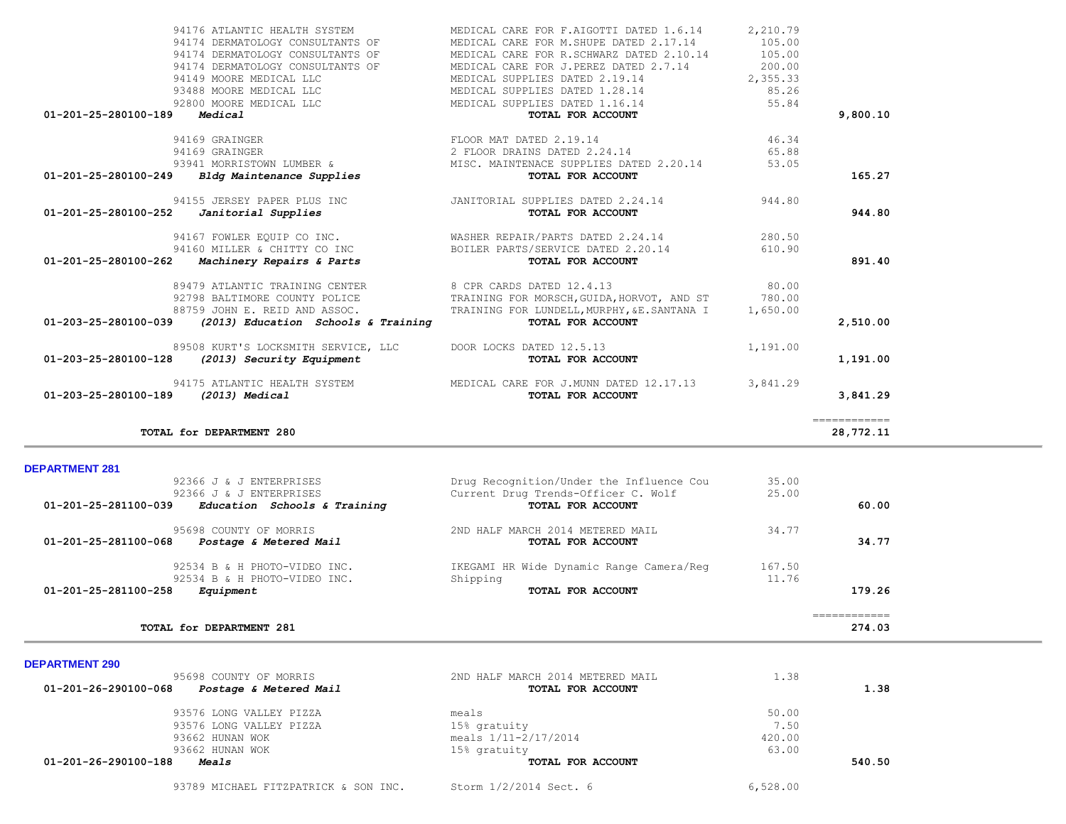| Account | Vendor / Description | Detail | Amount | Total |
|---|---|---|---|---|
| | 94176 ATLANTIC HEALTH SYSTEM | MEDICAL CARE FOR F.AIGOTTI DATED 1.6.14 | 2,210.79 | |
| | 94174 DERMATOLOGY CONSULTANTS OF | MEDICAL CARE FOR M.SHUPE DATED 2.17.14 | 105.00 | |
| | 94174 DERMATOLOGY CONSULTANTS OF | MEDICAL CARE FOR R.SCHWARZ DATED 2.10.14 | 105.00 | |
| | 94174 DERMATOLOGY CONSULTANTS OF | MEDICAL CARE FOR J.PEREZ DATED 2.7.14 | 200.00 | |
| | 94149 MOORE MEDICAL LLC | MEDICAL SUPPLIES DATED 2.19.14 | 2,355.33 | |
| | 93488 MOORE MEDICAL LLC | MEDICAL SUPPLIES DATED 1.28.14 | 85.26 | |
| | 92800 MOORE MEDICAL LLC | MEDICAL SUPPLIES DATED 1.16.14 | 55.84 | |
| **01-201-25-280100-189** | ***Medical*** | **TOTAL FOR ACCOUNT** | | **9,800.10** |
| | 94169 GRAINGER | FLOOR MAT DATED 2.19.14 | 46.34 | |
| | 94169 GRAINGER | 2 FLOOR DRAINS DATED 2.24.14 | 65.88 | |
| | 93941 MORRISTOWN LUMBER & | MISC. MAINTENACE SUPPLIES DATED 2.20.14 | 53.05 | |
| **01-201-25-280100-249** | ***Bldg Maintenance Supplies*** | **TOTAL FOR ACCOUNT** | | **165.27** |
| | 94155 JERSEY PAPER PLUS INC | JANITORIAL SUPPLIES DATED 2.24.14 | 944.80 | |
| **01-201-25-280100-252** | ***Janitorial Supplies*** | **TOTAL FOR ACCOUNT** | | **944.80** |
| | 94167 FOWLER EQUIP CO INC. | WASHER REPAIR/PARTS DATED 2.24.14 | 280.50 | |
| | 94160 MILLER & CHITTY CO INC | BOILER PARTS/SERVICE DATED 2.20.14 | 610.90 | |
| **01-201-25-280100-262** | ***Machinery Repairs & Parts*** | **TOTAL FOR ACCOUNT** | | **891.40** |
| | 89479 ATLANTIC TRAINING CENTER | 8 CPR CARDS DATED 12.4.13 | 80.00 | |
| | 92798 BALTIMORE COUNTY POLICE | TRAINING FOR MORSCH,GUIDA,HORVOT, AND ST | 780.00 | |
| | 88759 JOHN E. REID AND ASSOC. | TRAINING FOR LUNDELL,MURPHY,&E.SANTANA I | 1,650.00 | |
| **01-203-25-280100-039** | ***(2013) Education Schools & Training*** | **TOTAL FOR ACCOUNT** | | **2,510.00** |
| | 89508 KURT'S LOCKSMITH SERVICE, LLC | DOOR LOCKS DATED 12.5.13 | 1,191.00 | |
| **01-203-25-280100-128** | ***(2013) Security Equipment*** | **TOTAL FOR ACCOUNT** | | **1,191.00** |
| | 94175 ATLANTIC HEALTH SYSTEM | MEDICAL CARE FOR J.MUNN DATED 12.17.13 | 3,841.29 | |
| **01-203-25-280100-189** | ***(2013) Medical*** | **TOTAL FOR ACCOUNT** | | **3,841.29** |
| | **TOTAL for DEPARTMENT 280** | | | **28,772.11** |

**DEPARTMENT 281**

| Account | Vendor / Description | Detail | Amount | Total |
|---|---|---|---|---|
| | 92366 J & J ENTERPRISES | Drug Recognition/Under the Influence Cou | 35.00 | |
| | 92366 J & J ENTERPRISES | Current Drug Trends-Officer C. Wolf | 25.00 | |
| **01-201-25-281100-039** | ***Education Schools & Training*** | **TOTAL FOR ACCOUNT** | | **60.00** |
| | 95698 COUNTY OF MORRIS | 2ND HALF MARCH 2014 METERED MAIL | 34.77 | |
| **01-201-25-281100-068** | ***Postage & Metered Mail*** | **TOTAL FOR ACCOUNT** | | **34.77** |
| | 92534 B & H PHOTO-VIDEO INC. | IKEGAMI HR Wide Dynamic Range Camera/Reg | 167.50 | |
| | 92534 B & H PHOTO-VIDEO INC. | Shipping | 11.76 | |
| **01-201-25-281100-258** | ***Equipment*** | **TOTAL FOR ACCOUNT** | | **179.26** |
| | **TOTAL for DEPARTMENT 281** | | | **274.03** |

**DEPARTMENT 290**

| Account | Vendor / Description | Detail | Amount | Total |
|---|---|---|---|---|
| | 95698 COUNTY OF MORRIS | 2ND HALF MARCH 2014 METERED MAIL | 1.38 | |
| **01-201-26-290100-068** | ***Postage & Metered Mail*** | **TOTAL FOR ACCOUNT** | | **1.38** |
| | 93576 LONG VALLEY PIZZA | meals | 50.00 | |
| | 93576 LONG VALLEY PIZZA | 15% gratuity | 7.50 | |
| | 93662 HUNAN WOK | meals 1/11-2/17/2014 | 420.00 | |
| | 93662 HUNAN WOK | 15% gratuity | 63.00 | |
| **01-201-26-290100-188** | ***Meals*** | **TOTAL FOR ACCOUNT** | | **540.50** |
| | 93789 MICHAEL FITZPATRICK & SON INC. | Storm 1/2/2014 Sect. 6 | 6,528.00 | |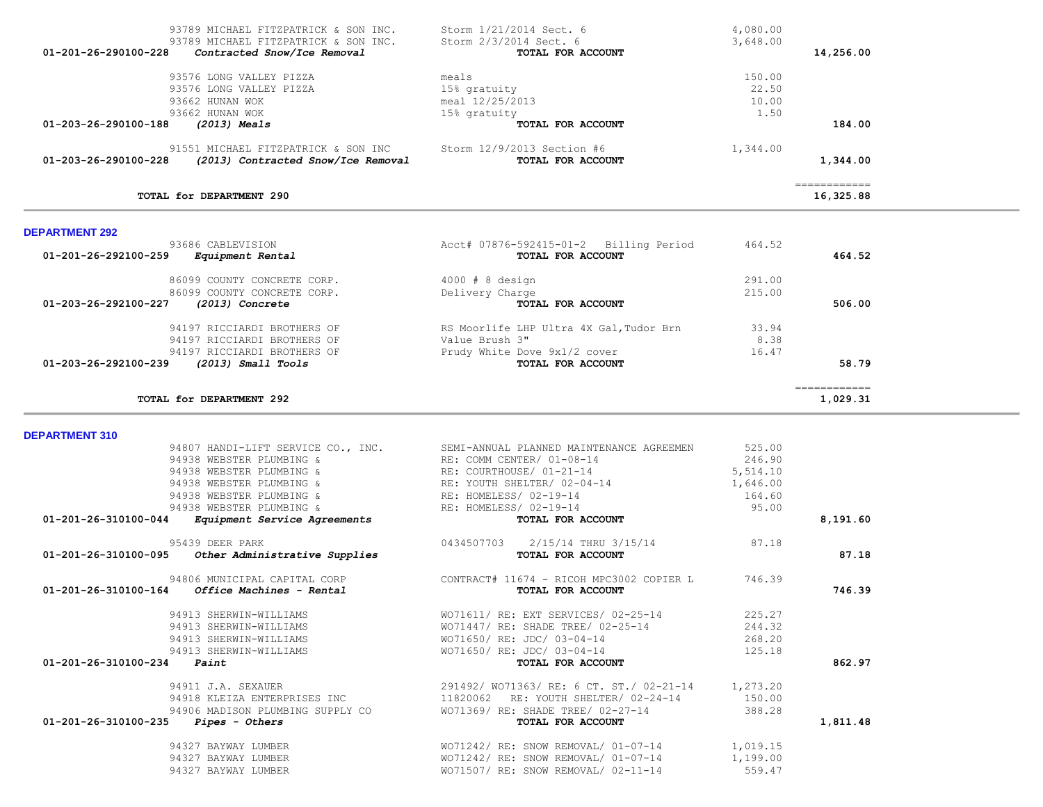| Account | Vendor / Description | Item | Amount | Total |
|---|---|---|---|---|
| | 93789 MICHAEL FITZPATRICK & SON INC. | Storm 1/21/2014 Sect. 6 | 4,080.00 | |
| | 93789 MICHAEL FITZPATRICK & SON INC. | Storm 2/3/2014 Sect. 6 | 3,648.00 | |
| 01-201-26-290100-228 | *Contracted Snow/Ice Removal* | **TOTAL FOR ACCOUNT** | | **14,256.00** |
| | 93576 LONG VALLEY PIZZA | meals | 150.00 | |
| | 93576 LONG VALLEY PIZZA | 15% gratuity | 22.50 | |
| | 93662 HUNAN WOK | meal 12/25/2013 | 10.00 | |
| | 93662 HUNAN WOK | 15% gratuity | 1.50 | |
| 01-203-26-290100-188 | *(2013) Meals* | **TOTAL FOR ACCOUNT** | | **184.00** |
| | 91551 MICHAEL FITZPATRICK & SON INC | Storm 12/9/2013 Section #6 | 1,344.00 | |
| 01-203-26-290100-228 | *(2013) Contracted Snow/Ice Removal* | **TOTAL FOR ACCOUNT** | | **1,344.00** |
| | **TOTAL for DEPARTMENT 290** | | | **16,325.88** |

## DEPARTMENT 292

| Account | Vendor / Description | Item | Amount | Total |
|---|---|---|---|---|
| | 93686 CABLEVISION | Acct# 07876-592415-01-2 Billing Period | 464.52 | |
| 01-201-26-292100-259 | *Equipment Rental* | **TOTAL FOR ACCOUNT** | | **464.52** |
| | 86099 COUNTY CONCRETE CORP. | 4000 # 8 design | 291.00 | |
| | 86099 COUNTY CONCRETE CORP. | Delivery Charge | 215.00 | |
| 01-203-26-292100-227 | *(2013) Concrete* | **TOTAL FOR ACCOUNT** | | **506.00** |
| | 94197 RICCIARDI BROTHERS OF | RS Moorlife LHP Ultra 4X Gal,Tudor Brn | 33.94 | |
| | 94197 RICCIARDI BROTHERS OF | Value Brush 3" | 8.38 | |
| | 94197 RICCIARDI BROTHERS OF | Prudy White Dove 9x1/2 cover | 16.47 | |
| 01-203-26-292100-239 | *(2013) Small Tools* | **TOTAL FOR ACCOUNT** | | **58.79** |
| | **TOTAL for DEPARTMENT 292** | | | **1,029.31** |

## DEPARTMENT 310

| Account | Vendor / Description | Item | Amount | Total |
|---|---|---|---|---|
| | 94807 HANDI-LIFT SERVICE CO., INC. | SEMI-ANNUAL PLANNED MAINTENANCE AGREEMEN | 525.00 | |
| | 94938 WEBSTER PLUMBING & | RE: COMM CENTER/ 01-08-14 | 246.90 | |
| | 94938 WEBSTER PLUMBING & | RE: COURTHOUSE/ 01-21-14 | 5,514.10 | |
| | 94938 WEBSTER PLUMBING & | RE: YOUTH SHELTER/ 02-04-14 | 1,646.00 | |
| | 94938 WEBSTER PLUMBING & | RE: HOMELESS/ 02-19-14 | 164.60 | |
| | 94938 WEBSTER PLUMBING & | RE: HOMELESS/ 02-19-14 | 95.00 | |
| 01-201-26-310100-044 | *Equipment Service Agreements* | **TOTAL FOR ACCOUNT** | | **8,191.60** |
| | 95439 DEER PARK | 0434507703 2/15/14 THRU 3/15/14 | 87.18 | |
| 01-201-26-310100-095 | *Other Administrative Supplies* | **TOTAL FOR ACCOUNT** | | **87.18** |
| | 94806 MUNICIPAL CAPITAL CORP | CONTRACT# 11674 - RICOH MPC3002 COPIER L | 746.39 | |
| 01-201-26-310100-164 | *Office Machines - Rental* | **TOTAL FOR ACCOUNT** | | **746.39** |
| | 94913 SHERWIN-WILLIAMS | WO71611/ RE: EXT SERVICES/ 02-25-14 | 225.27 | |
| | 94913 SHERWIN-WILLIAMS | WO71447/ RE: SHADE TREE/ 02-25-14 | 244.32 | |
| | 94913 SHERWIN-WILLIAMS | WO71650/ RE: JDC/ 03-04-14 | 268.20 | |
| | 94913 SHERWIN-WILLIAMS | WO71650/ RE: JDC/ 03-04-14 | 125.18 | |
| 01-201-26-310100-234 | *Paint* | **TOTAL FOR ACCOUNT** | | **862.97** |
| | 94911 J.A. SEXAUER | 291492/ WO71363/ RE: 6 CT. ST./ 02-21-14 | 1,273.20 | |
| | 94918 KLEIZA ENTERPRISES INC | 11820062 RE: YOUTH SHELTER/ 02-24-14 | 150.00 | |
| | 94906 MADISON PLUMBING SUPPLY CO | WO71369/ RE: SHADE TREE/ 02-27-14 | 388.28 | |
| 01-201-26-310100-235 | *Pipes - Others* | **TOTAL FOR ACCOUNT** | | **1,811.48** |
| | 94327 BAYWAY LUMBER | WO71242/ RE: SNOW REMOVAL/ 01-07-14 | 1,019.15 | |
| | 94327 BAYWAY LUMBER | WO71242/ RE: SNOW REMOVAL/ 01-07-14 | 1,199.00 | |
| | 94327 BAYWAY LUMBER | WO71507/ RE: SNOW REMOVAL/ 02-11-14 | 559.47 | |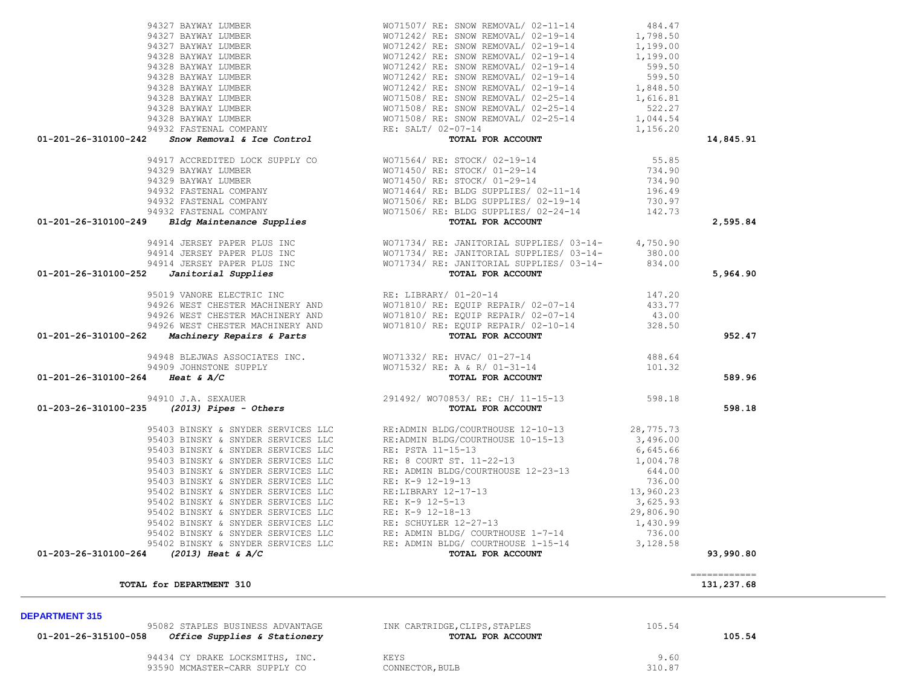| Account | Vendor | Description | Amount | Total |
|---|---|---|---|---|
| | 94327 BAYWAY LUMBER | WO71507/ RE: SNOW REMOVAL/ 02-11-14 | 484.47 | |
| | 94327 BAYWAY LUMBER | WO71242/ RE: SNOW REMOVAL/ 02-19-14 | 1,798.50 | |
| | 94327 BAYWAY LUMBER | WO71242/ RE: SNOW REMOVAL/ 02-19-14 | 1,199.00 | |
| | 94328 BAYWAY LUMBER | WO71242/ RE: SNOW REMOVAL/ 02-19-14 | 1,199.00 | |
| | 94328 BAYWAY LUMBER | WO71242/ RE: SNOW REMOVAL/ 02-19-14 | 599.50 | |
| | 94328 BAYWAY LUMBER | WO71242/ RE: SNOW REMOVAL/ 02-19-14 | 599.50 | |
| | 94328 BAYWAY LUMBER | WO71242/ RE: SNOW REMOVAL/ 02-19-14 | 1,848.50 | |
| | 94328 BAYWAY LUMBER | WO71508/ RE: SNOW REMOVAL/ 02-25-14 | 1,616.81 | |
| | 94328 BAYWAY LUMBER | WO71508/ RE: SNOW REMOVAL/ 02-25-14 | 522.27 | |
| | 94328 BAYWAY LUMBER | WO71508/ RE: SNOW REMOVAL/ 02-25-14 | 1,044.54 | |
| | 94932 FASTENAL COMPANY | RE: SALT/ 02-07-14 | 1,156.20 | |
| **01-201-26-310100-242** | ***Snow Removal & Ice Control*** | **TOTAL FOR ACCOUNT** | | **14,845.91** |
| | 94917 ACCREDITED LOCK SUPPLY CO | WO71564/ RE: STOCK/ 02-19-14 | 55.85 | |
| | 94329 BAYWAY LUMBER | WO71450/ RE: STOCK/ 01-29-14 | 734.90 | |
| | 94329 BAYWAY LUMBER | WO71450/ RE: STOCK/ 01-29-14 | 734.90 | |
| | 94932 FASTENAL COMPANY | WO71464/ RE: BLDG SUPPLIES/ 02-11-14 | 196.49 | |
| | 94932 FASTENAL COMPANY | WO71506/ RE: BLDG SUPPLIES/ 02-19-14 | 730.97 | |
| | 94932 FASTENAL COMPANY | WO71506/ RE: BLDG SUPPLIES/ 02-24-14 | 142.73 | |
| **01-201-26-310100-249** | ***Bldg Maintenance Supplies*** | **TOTAL FOR ACCOUNT** | | **2,595.84** |
| | 94914 JERSEY PAPER PLUS INC | WO71734/ RE: JANITORIAL SUPPLIES/ 03-14- | 4,750.90 | |
| | 94914 JERSEY PAPER PLUS INC | WO71734/ RE: JANITORIAL SUPPLIES/ 03-14- | 380.00 | |
| | 94914 JERSEY PAPER PLUS INC | WO71734/ RE: JANITORIAL SUPPLIES/ 03-14- | 834.00 | |
| **01-201-26-310100-252** | ***Janitorial Supplies*** | **TOTAL FOR ACCOUNT** | | **5,964.90** |
| | 95019 VANORE ELECTRIC INC | RE: LIBRARY/ 01-20-14 | 147.20 | |
| | 94926 WEST CHESTER MACHINERY AND | WO71810/ RE: EQUIP REPAIR/ 02-07-14 | 433.77 | |
| | 94926 WEST CHESTER MACHINERY AND | WO71810/ RE: EQUIP REPAIR/ 02-07-14 | 43.00 | |
| | 94926 WEST CHESTER MACHINERY AND | WO71810/ RE: EQUIP REPAIR/ 02-10-14 | 328.50 | |
| **01-201-26-310100-262** | ***Machinery Repairs & Parts*** | **TOTAL FOR ACCOUNT** | | **952.47** |
| | 94948 BLEJWAS ASSOCIATES INC. | WO71332/ RE: HVAC/ 01-27-14 | 488.64 | |
| | 94909 JOHNSTONE SUPPLY | WO71532/ RE: A & R/ 01-31-14 | 101.32 | |
| **01-201-26-310100-264** | ***Heat & A/C*** | **TOTAL FOR ACCOUNT** | | **589.96** |
| | 94910 J.A. SEXAUER | 291492/ WO70853/ RE: CH/ 11-15-13 | 598.18 | |
| **01-203-26-310100-235** | ***(2013) Pipes - Others*** | **TOTAL FOR ACCOUNT** | | **598.18** |
| | 95403 BINSKY & SNYDER SERVICES LLC | RE:ADMIN BLDG/COURTHOUSE 12-10-13 | 28,775.73 | |
| | 95403 BINSKY & SNYDER SERVICES LLC | RE:ADMIN BLDG/COURTHOUSE 10-15-13 | 3,496.00 | |
| | 95403 BINSKY & SNYDER SERVICES LLC | RE: PSTA 11-15-13 | 6,645.66 | |
| | 95403 BINSKY & SNYDER SERVICES LLC | RE: 8 COURT ST. 11-22-13 | 1,004.78 | |
| | 95403 BINSKY & SNYDER SERVICES LLC | RE: ADMIN BLDG/COURTHOUSE 12-23-13 | 644.00 | |
| | 95403 BINSKY & SNYDER SERVICES LLC | RE: K-9 12-19-13 | 736.00 | |
| | 95402 BINSKY & SNYDER SERVICES LLC | RE:LIBRARY 12-17-13 | 13,960.23 | |
| | 95402 BINSKY & SNYDER SERVICES LLC | RE: K-9 12-5-13 | 3,625.93 | |
| | 95402 BINSKY & SNYDER SERVICES LLC | RE: K-9 12-18-13 | 29,806.90 | |
| | 95402 BINSKY & SNYDER SERVICES LLC | RE: SCHUYLER 12-27-13 | 1,430.99 | |
| | 95402 BINSKY & SNYDER SERVICES LLC | RE: ADMIN BLDG/ COURTHOUSE 1-7-14 | 736.00 | |
| | 95402 BINSKY & SNYDER SERVICES LLC | RE: ADMIN BLDG/ COURTHOUSE 1-15-14 | 3,128.58 | |
| **01-203-26-310100-264** | ***(2013) Heat & A/C*** | **TOTAL FOR ACCOUNT** | | **93,990.80** |
| | | | | ============ |
| | **TOTAL for DEPARTMENT 310** | | | **131,237.68** |

## DEPARTMENT 315

| Account | Vendor | Description | Amount | Total |
|---|---|---|---|---|
| | 95082 STAPLES BUSINESS ADVANTAGE | INK CARTRIDGE,CLIPS,STAPLES | 105.54 | |
| **01-201-26-315100-058** | ***Office Supplies & Stationery*** | **TOTAL FOR ACCOUNT** | | **105.54** |
| | 94434 CY DRAKE LOCKSMITHS, INC. | KEYS | 9.60 | |
| | 93590 MCMASTER-CARR SUPPLY CO | CONNECTOR,BULB | 310.87 | |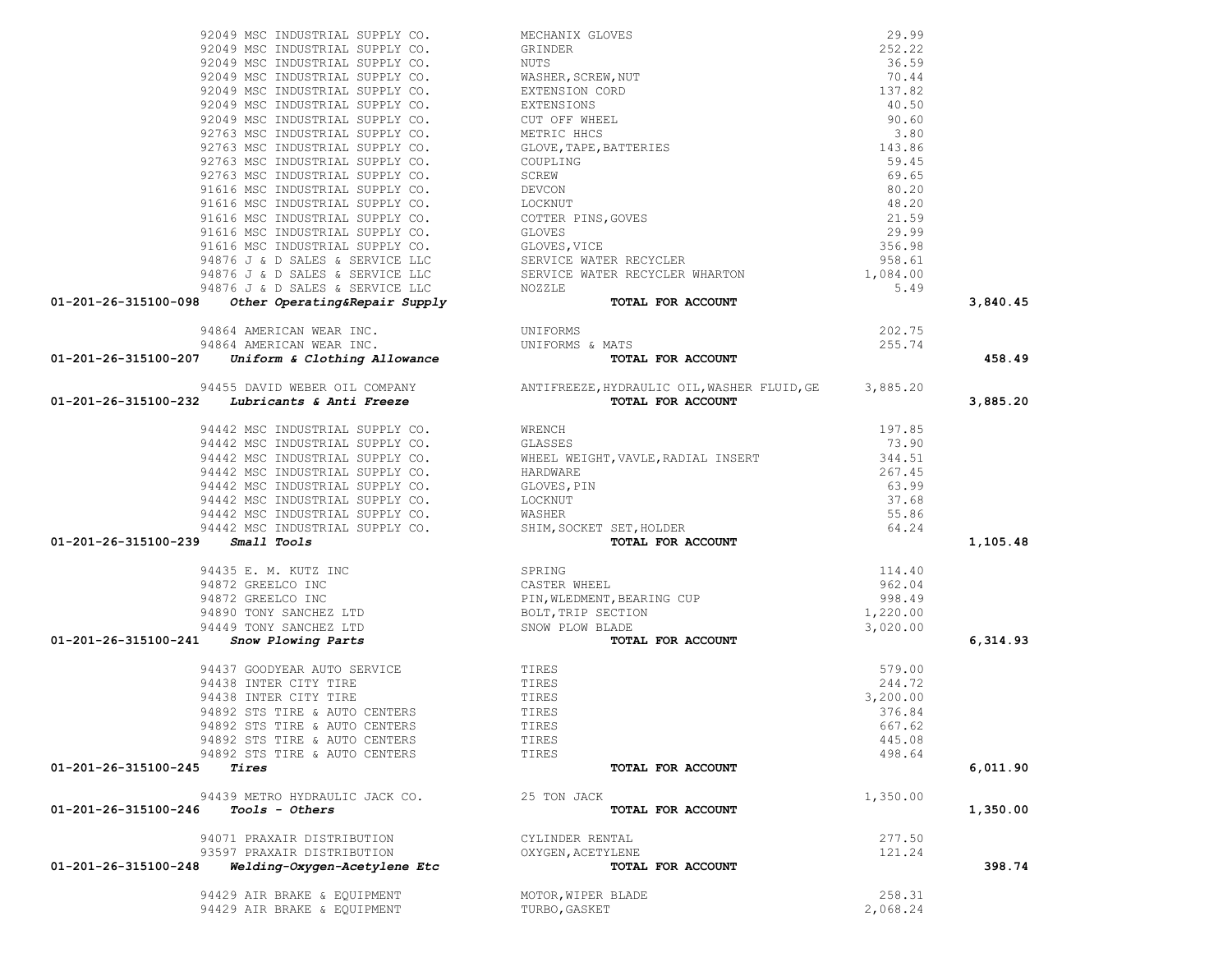| Account | Vendor | Description | Amount | Total |
|---|---|---|---|---|
| | 92049 MSC INDUSTRIAL SUPPLY CO. | MECHANIX GLOVES | 29.99 | |
| | 92049 MSC INDUSTRIAL SUPPLY CO. | GRINDER | 252.22 | |
| | 92049 MSC INDUSTRIAL SUPPLY CO. | NUTS | 36.59 | |
| | 92049 MSC INDUSTRIAL SUPPLY CO. | WASHER,SCREW,NUT | 70.44 | |
| | 92049 MSC INDUSTRIAL SUPPLY CO. | EXTENSION CORD | 137.82 | |
| | 92049 MSC INDUSTRIAL SUPPLY CO. | EXTENSIONS | 40.50 | |
| | 92049 MSC INDUSTRIAL SUPPLY CO. | CUT OFF WHEEL | 90.60 | |
| | 92763 MSC INDUSTRIAL SUPPLY CO. | METRIC HHCS | 3.80 | |
| | 92763 MSC INDUSTRIAL SUPPLY CO. | GLOVE,TAPE,BATTERIES | 143.86 | |
| | 92763 MSC INDUSTRIAL SUPPLY CO. | COUPLING | 59.45 | |
| | 92763 MSC INDUSTRIAL SUPPLY CO. | SCREW | 69.65 | |
| | 91616 MSC INDUSTRIAL SUPPLY CO. | DEVCON | 80.20 | |
| | 91616 MSC INDUSTRIAL SUPPLY CO. | LOCKNUT | 48.20 | |
| | 91616 MSC INDUSTRIAL SUPPLY CO. | COTTER PINS,GOVES | 21.59 | |
| | 91616 MSC INDUSTRIAL SUPPLY CO. | GLOVES | 29.99 | |
| | 91616 MSC INDUSTRIAL SUPPLY CO. | GLOVES,VICE | 356.98 | |
| | 94876 J & D SALES & SERVICE LLC | SERVICE WATER RECYCLER | 958.61 | |
| | 94876 J & D SALES & SERVICE LLC | SERVICE WATER RECYCLER WHARTON | 1,084.00 | |
| | 94876 J & D SALES & SERVICE LLC | NOZZLE | 5.49 | |
| **01-201-26-315100-098** | ***Other Operating&Repair Supply*** | **TOTAL FOR ACCOUNT** | | **3,840.45** |
| | 94864 AMERICAN WEAR INC. | UNIFORMS | 202.75 | |
| | 94864 AMERICAN WEAR INC. | UNIFORMS & MATS | 255.74 | |
| **01-201-26-315100-207** | ***Uniform & Clothing Allowance*** | **TOTAL FOR ACCOUNT** | | **458.49** |
| | 94455 DAVID WEBER OIL COMPANY | ANTIFREEZE,HYDRAULIC OIL,WASHER FLUID,GE | 3,885.20 | |
| **01-201-26-315100-232** | ***Lubricants & Anti Freeze*** | **TOTAL FOR ACCOUNT** | | **3,885.20** |
| | 94442 MSC INDUSTRIAL SUPPLY CO. | WRENCH | 197.85 | |
| | 94442 MSC INDUSTRIAL SUPPLY CO. | GLASSES | 73.90 | |
| | 94442 MSC INDUSTRIAL SUPPLY CO. | WHEEL WEIGHT,VAVLE,RADIAL INSERT | 344.51 | |
| | 94442 MSC INDUSTRIAL SUPPLY CO. | HARDWARE | 267.45 | |
| | 94442 MSC INDUSTRIAL SUPPLY CO. | GLOVES,PIN | 63.99 | |
| | 94442 MSC INDUSTRIAL SUPPLY CO. | LOCKNUT | 37.68 | |
| | 94442 MSC INDUSTRIAL SUPPLY CO. | WASHER | 55.86 | |
| | 94442 MSC INDUSTRIAL SUPPLY CO. | SHIM,SOCKET SET,HOLDER | 64.24 | |
| **01-201-26-315100-239** | ***Small Tools*** | **TOTAL FOR ACCOUNT** | | **1,105.48** |
| | 94435 E. M. KUTZ INC | SPRING | 114.40 | |
| | 94872 GREELCO INC | CASTER WHEEL | 962.04 | |
| | 94872 GREELCO INC | PIN,WLEDMENT,BEARING CUP | 998.49 | |
| | 94890 TONY SANCHEZ LTD | BOLT,TRIP SECTION | 1,220.00 | |
| | 94449 TONY SANCHEZ LTD | SNOW PLOW BLADE | 3,020.00 | |
| **01-201-26-315100-241** | ***Snow Plowing Parts*** | **TOTAL FOR ACCOUNT** | | **6,314.93** |
| | 94437 GOODYEAR AUTO SERVICE | TIRES | 579.00 | |
| | 94438 INTER CITY TIRE | TIRES | 244.72 | |
| | 94438 INTER CITY TIRE | TIRES | 3,200.00 | |
| | 94892 STS TIRE & AUTO CENTERS | TIRES | 376.84 | |
| | 94892 STS TIRE & AUTO CENTERS | TIRES | 667.62 | |
| | 94892 STS TIRE & AUTO CENTERS | TIRES | 445.08 | |
| | 94892 STS TIRE & AUTO CENTERS | TIRES | 498.64 | |
| **01-201-26-315100-245** | ***Tires*** | **TOTAL FOR ACCOUNT** | | **6,011.90** |
| | 94439 METRO HYDRAULIC JACK CO. | 25 TON JACK | 1,350.00 | |
| **01-201-26-315100-246** | ***Tools - Others*** | **TOTAL FOR ACCOUNT** | | **1,350.00** |
| | 94071 PRAXAIR DISTRIBUTION | CYLINDER RENTAL | 277.50 | |
| | 93597 PRAXAIR DISTRIBUTION | OXYGEN,ACETYLENE | 121.24 | |
| **01-201-26-315100-248** | ***Welding-Oxygen-Acetylene Etc*** | **TOTAL FOR ACCOUNT** | | **398.74** |
| | 94429 AIR BRAKE & EQUIPMENT | MOTOR,WIPER BLADE | 258.31 | |
| | 94429 AIR BRAKE & EQUIPMENT | TURBO,GASKET | 2,068.24 | |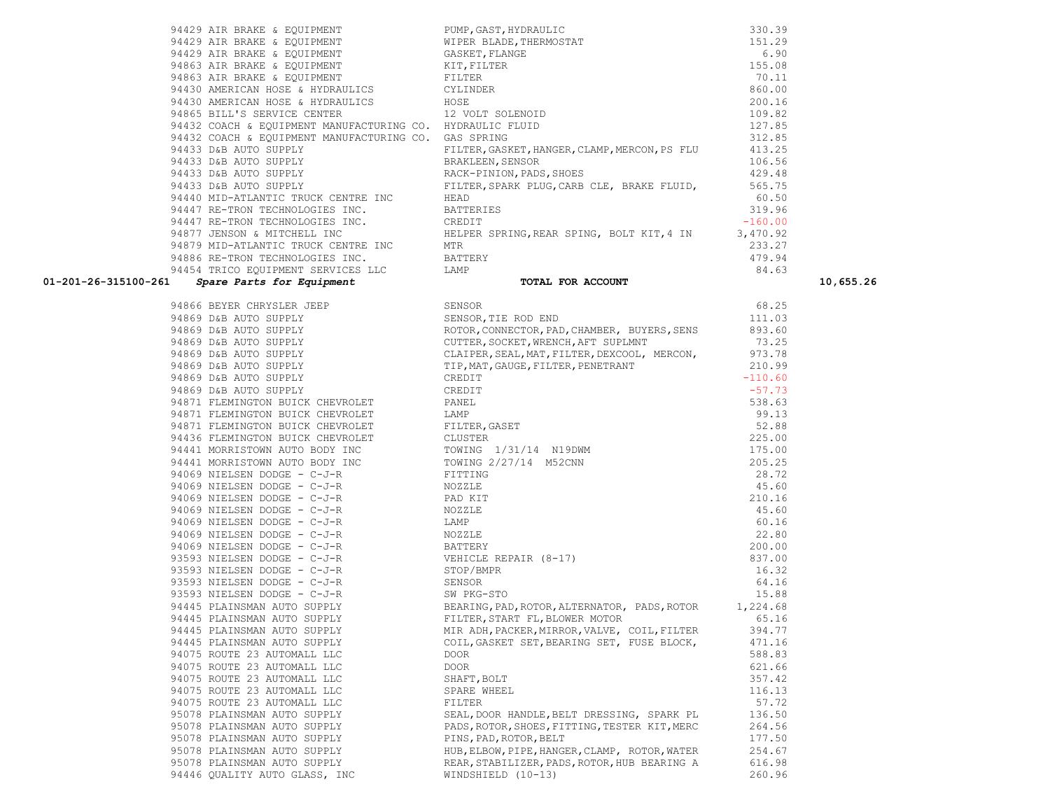| | | | | |
|---|---|---|---|---|
| | 94429 AIR BRAKE & EQUIPMENT | PUMP,GAST,HYDRAULIC | 330.39 | |
| | 94429 AIR BRAKE & EQUIPMENT | WIPER BLADE,THERMOSTAT | 151.29 | |
| | 94429 AIR BRAKE & EQUIPMENT | GASKET,FLANGE | 6.90 | |
| | 94863 AIR BRAKE & EQUIPMENT | KIT,FILTER | 155.08 | |
| | 94863 AIR BRAKE & EQUIPMENT | FILTER | 70.11 | |
| | 94430 AMERICAN HOSE & HYDRAULICS | CYLINDER | 860.00 | |
| | 94430 AMERICAN HOSE & HYDRAULICS | HOSE | 200.16 | |
| | 94865 BILL'S SERVICE CENTER | 12 VOLT SOLENOID | 109.82 | |
| | 94432 COACH & EQUIPMENT MANUFACTURING CO. | HYDRAULIC FLUID | 127.85 | |
| | 94432 COACH & EQUIPMENT MANUFACTURING CO. | GAS SPRING | 312.85 | |
| | 94433 D&B AUTO SUPPLY | FILTER,GASKET,HANGER,CLAMP,MERCON,PS FLU | 413.25 | |
| | 94433 D&B AUTO SUPPLY | BRAKLEEN,SENSOR | 106.56 | |
| | 94433 D&B AUTO SUPPLY | RACK-PINION,PADS,SHOES | 429.48 | |
| | 94433 D&B AUTO SUPPLY | FILTER,SPARK PLUG,CARB CLE, BRAKE FLUID, | 565.75 | |
| | 94440 MID-ATLANTIC TRUCK CENTRE INC | HEAD | 60.50 | |
| | 94447 RE-TRON TECHNOLOGIES INC. | BATTERIES | 319.96 | |
| | 94447 RE-TRON TECHNOLOGIES INC. | CREDIT | -160.00 | |
| | 94877 JENSON & MITCHELL INC | HELPER SPRING,REAR SPING, BOLT KIT,4 IN | 3,470.92 | |
| | 94879 MID-ATLANTIC TRUCK CENTRE INC | MTR | 233.27 | |
| | 94886 RE-TRON TECHNOLOGIES INC. | BATTERY | 479.94 | |
| | 94454 TRICO EQUIPMENT SERVICES LLC | LAMP | 84.63 | |
| **01-201-26-315100-261** | ***Spare Parts for Equipment*** | **TOTAL FOR ACCOUNT** | | **10,655.26** |
| | 94866 BEYER CHRYSLER JEEP | SENSOR | 68.25 | |
| | 94869 D&B AUTO SUPPLY | SENSOR,TIE ROD END | 111.03 | |
| | 94869 D&B AUTO SUPPLY | ROTOR,CONNECTOR,PAD,CHAMBER, BUYERS,SENS | 893.60 | |
| | 94869 D&B AUTO SUPPLY | CUTTER,SOCKET,WRENCH,AFT SUPLMNT | 73.25 | |
| | 94869 D&B AUTO SUPPLY | CLAIPER,SEAL,MAT,FILTER,DEXCOOL, MERCON, | 973.78 | |
| | 94869 D&B AUTO SUPPLY | TIP,MAT,GAUGE,FILTER,PENETRANT | 210.99 | |
| | 94869 D&B AUTO SUPPLY | CREDIT | -110.60 | |
| | 94869 D&B AUTO SUPPLY | CREDIT | -57.73 | |
| | 94871 FLEMINGTON BUICK CHEVROLET | PANEL | 538.63 | |
| | 94871 FLEMINGTON BUICK CHEVROLET | LAMP | 99.13 | |
| | 94871 FLEMINGTON BUICK CHEVROLET | FILTER,GASET | 52.88 | |
| | 94436 FLEMINGTON BUICK CHEVROLET | CLUSTER | 225.00 | |
| | 94441 MORRISTOWN AUTO BODY INC | TOWING 1/31/14 N19DWM | 175.00 | |
| | 94441 MORRISTOWN AUTO BODY INC | TOWING 2/27/14 M52CNN | 205.25 | |
| | 94069 NIELSEN DODGE - C-J-R | FITTING | 28.72 | |
| | 94069 NIELSEN DODGE - C-J-R | NOZZLE | 45.60 | |
| | 94069 NIELSEN DODGE - C-J-R | PAD KIT | 210.16 | |
| | 94069 NIELSEN DODGE - C-J-R | NOZZLE | 45.60 | |
| | 94069 NIELSEN DODGE - C-J-R | LAMP | 60.16 | |
| | 94069 NIELSEN DODGE - C-J-R | NOZZLE | 22.80 | |
| | 94069 NIELSEN DODGE - C-J-R | BATTERY | 200.00 | |
| | 93593 NIELSEN DODGE - C-J-R | VEHICLE REPAIR (8-17) | 837.00 | |
| | 93593 NIELSEN DODGE - C-J-R | STOP/BMPR | 16.32 | |
| | 93593 NIELSEN DODGE - C-J-R | SENSOR | 64.16 | |
| | 93593 NIELSEN DODGE - C-J-R | SW PKG-STO | 15.88 | |
| | 94445 PLAINSMAN AUTO SUPPLY | BEARING,PAD,ROTOR,ALTERNATOR, PADS,ROTOR | 1,224.68 | |
| | 94445 PLAINSMAN AUTO SUPPLY | FILTER,START FL,BLOWER MOTOR | 65.16 | |
| | 94445 PLAINSMAN AUTO SUPPLY | MIR ADH,PACKER,MIRROR,VALVE, COIL,FILTER | 394.77 | |
| | 94445 PLAINSMAN AUTO SUPPLY | COIL,GASKET SET,BEARING SET, FUSE BLOCK, | 471.16 | |
| | 94075 ROUTE 23 AUTOMALL LLC | DOOR | 588.83 | |
| | 94075 ROUTE 23 AUTOMALL LLC | DOOR | 621.66 | |
| | 94075 ROUTE 23 AUTOMALL LLC | SHAFT,BOLT | 357.42 | |
| | 94075 ROUTE 23 AUTOMALL LLC | SPARE WHEEL | 116.13 | |
| | 94075 ROUTE 23 AUTOMALL LLC | FILTER | 57.72 | |
| | 95078 PLAINSMAN AUTO SUPPLY | SEAL,DOOR HANDLE,BELT DRESSING, SPARK PL | 136.50 | |
| | 95078 PLAINSMAN AUTO SUPPLY | PADS,ROTOR,SHOES,FITTING,TESTER KIT,MERC | 264.56 | |
| | 95078 PLAINSMAN AUTO SUPPLY | PINS,PAD,ROTOR,BELT | 177.50 | |
| | 95078 PLAINSMAN AUTO SUPPLY | HUB,ELBOW,PIPE,HANGER,CLAMP, ROTOR,WATER | 254.67 | |
| | 95078 PLAINSMAN AUTO SUPPLY | REAR,STABILIZER,PADS,ROTOR,HUB BEARING A | 616.98 | |
| | 94446 QUALITY AUTO GLASS, INC | WINDSHIELD (10-13) | 260.96 | |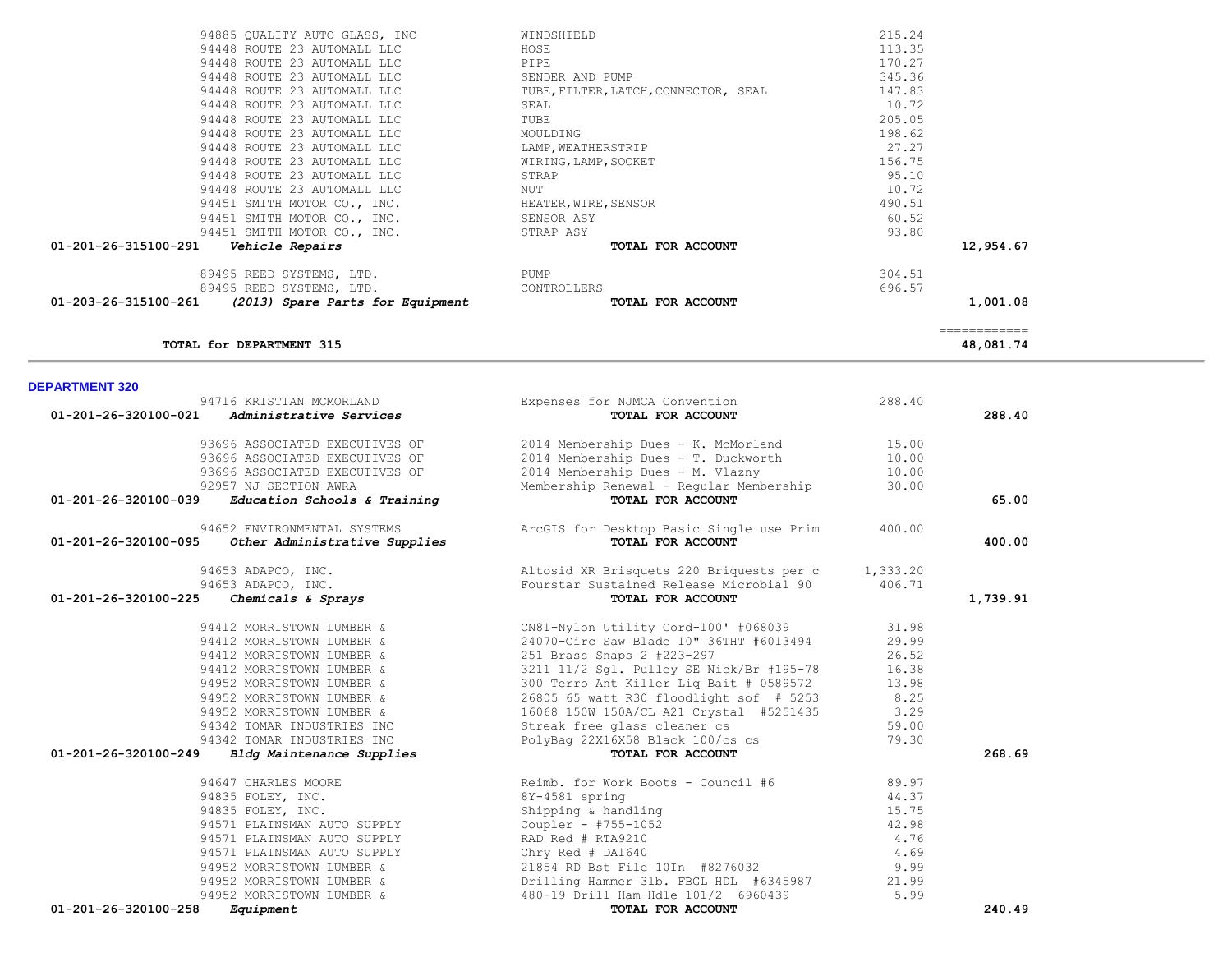| Account | Vendor | Description | Amount | Total |
|---|---|---|---|---|
| | 94885 QUALITY AUTO GLASS, INC | WINDSHIELD | 215.24 | |
| | 94448 ROUTE 23 AUTOMALL LLC | HOSE | 113.35 | |
| | 94448 ROUTE 23 AUTOMALL LLC | PIPE | 170.27 | |
| | 94448 ROUTE 23 AUTOMALL LLC | SENDER AND PUMP | 345.36 | |
| | 94448 ROUTE 23 AUTOMALL LLC | TUBE,FILTER,LATCH,CONNECTOR, SEAL | 147.83 | |
| | 94448 ROUTE 23 AUTOMALL LLC | SEAL | 10.72 | |
| | 94448 ROUTE 23 AUTOMALL LLC | TUBE | 205.05 | |
| | 94448 ROUTE 23 AUTOMALL LLC | MOULDING | 198.62 | |
| | 94448 ROUTE 23 AUTOMALL LLC | LAMP,WEATHERSTRIP | 27.27 | |
| | 94448 ROUTE 23 AUTOMALL LLC | WIRING,LAMP,SOCKET | 156.75 | |
| | 94448 ROUTE 23 AUTOMALL LLC | STRAP | 95.10 | |
| | 94448 ROUTE 23 AUTOMALL LLC | NUT | 10.72 | |
| | 94451 SMITH MOTOR CO., INC. | HEATER,WIRE,SENSOR | 490.51 | |
| | 94451 SMITH MOTOR CO., INC. | SENSOR ASY | 60.52 | |
| | 94451 SMITH MOTOR CO., INC. | STRAP ASY | 93.80 | |
| **01-201-26-315100-291** | ***Vehicle Repairs*** | **TOTAL FOR ACCOUNT** | | **12,954.67** |
| | 89495 REED SYSTEMS, LTD. | PUMP | 304.51 | |
| | 89495 REED SYSTEMS, LTD. | CONTROLLERS | 696.57 | |
| **01-203-26-315100-261** | ***(2013) Spare Parts for Equipment*** | **TOTAL FOR ACCOUNT** | | **1,001.08** |
| | **TOTAL for DEPARTMENT 315** | | | **48,081.74** |

## DEPARTMENT 320

| Account | Vendor | Description | Amount | Total |
|---|---|---|---|---|
| | 94716 KRISTIAN MCMORLAND | Expenses for NJMCA Convention | 288.40 | |
| **01-201-26-320100-021** | ***Administrative Services*** | **TOTAL FOR ACCOUNT** | | **288.40** |
| | 93696 ASSOCIATED EXECUTIVES OF | 2014 Membership Dues - K. McMorland | 15.00 | |
| | 93696 ASSOCIATED EXECUTIVES OF | 2014 Membership Dues - T. Duckworth | 10.00 | |
| | 93696 ASSOCIATED EXECUTIVES OF | 2014 Membership Dues - M. Vlazny | 10.00 | |
| | 92957 NJ SECTION AWRA | Membership Renewal - Regular Membership | 30.00 | |
| **01-201-26-320100-039** | ***Education Schools & Training*** | **TOTAL FOR ACCOUNT** | | **65.00** |
| | 94652 ENVIRONMENTAL SYSTEMS | ArcGIS for Desktop Basic Single use Prim | 400.00 | |
| **01-201-26-320100-095** | ***Other Administrative Supplies*** | **TOTAL FOR ACCOUNT** | | **400.00** |
| | 94653 ADAPCO, INC. | Altosid XR Brisquets 220 Briquests per c | 1,333.20 | |
| | 94653 ADAPCO, INC. | Fourstar Sustained Release Microbial 90 | 406.71 | |
| **01-201-26-320100-225** | ***Chemicals & Sprays*** | **TOTAL FOR ACCOUNT** | | **1,739.91** |
| | 94412 MORRISTOWN LUMBER & | CN81-Nylon Utility Cord-100' #068039 | 31.98 | |
| | 94412 MORRISTOWN LUMBER & | 24070-Circ Saw Blade 10" 36THT #6013494 | 29.99 | |
| | 94412 MORRISTOWN LUMBER & | 251 Brass Snaps 2 #223-297 | 26.52 | |
| | 94412 MORRISTOWN LUMBER & | 3211 11/2 Sgl. Pulley SE Nick/Br #195-78 | 16.38 | |
| | 94952 MORRISTOWN LUMBER & | 300 Terro Ant Killer Liq Bait # 0589572 | 13.98 | |
| | 94952 MORRISTOWN LUMBER & | 26805 65 watt R30 floodlight sof # 5253 | 8.25 | |
| | 94952 MORRISTOWN LUMBER & | 16068 150W 150A/CL A21 Crystal #5251435 | 3.29 | |
| | 94342 TOMAR INDUSTRIES INC | Streak free glass cleaner cs | 59.00 | |
| | 94342 TOMAR INDUSTRIES INC | PolyBag 22X16X58 Black 100/cs cs | 79.30 | |
| **01-201-26-320100-249** | ***Bldg Maintenance Supplies*** | **TOTAL FOR ACCOUNT** | | **268.69** |
| | 94647 CHARLES MOORE | Reimb. for Work Boots - Council #6 | 89.97 | |
| | 94835 FOLEY, INC. | 8Y-4581 spring | 44.37 | |
| | 94835 FOLEY, INC. | Shipping & handling | 15.75 | |
| | 94571 PLAINSMAN AUTO SUPPLY | Coupler - #755-1052 | 42.98 | |
| | 94571 PLAINSMAN AUTO SUPPLY | RAD Red # RTA9210 | 4.76 | |
| | 94571 PLAINSMAN AUTO SUPPLY | Chry Red # DA1640 | 4.69 | |
| | 94952 MORRISTOWN LUMBER & | 21854 RD Bst File 10In #8276032 | 9.99 | |
| | 94952 MORRISTOWN LUMBER & | Drilling Hammer 3lb. FBGL HDL #6345987 | 21.99 | |
| | 94952 MORRISTOWN LUMBER & | 480-19 Drill Ham Hdle 101/2 6960439 | 5.99 | |
| **01-201-26-320100-258** | ***Equipment*** | **TOTAL FOR ACCOUNT** | | **240.49** |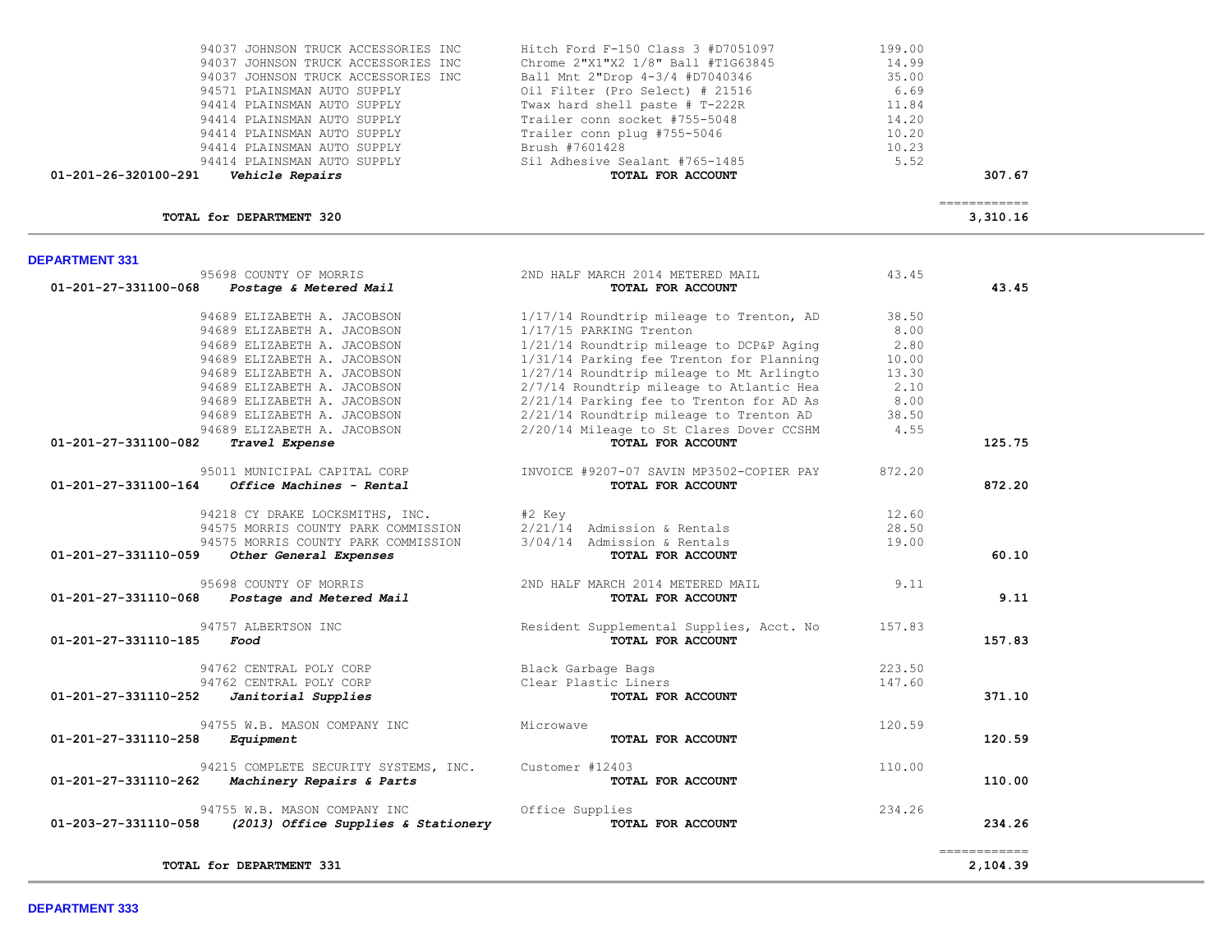| Account | Vendor | Description | Amount | Total |
|---|---|---|---|---|
| | 94037 JOHNSON TRUCK ACCESSORIES INC | Hitch Ford F-150 Class 3 #D7051097 | 199.00 | |
| | 94037 JOHNSON TRUCK ACCESSORIES INC | Chrome 2"X1"X2 1/8" Ball #T1G63845 | 14.99 | |
| | 94037 JOHNSON TRUCK ACCESSORIES INC | Ball Mnt 2"Drop 4-3/4 #D7040346 | 35.00 | |
| | 94571 PLAINSMAN AUTO SUPPLY | Oil Filter (Pro Select) # 21516 | 6.69 | |
| | 94414 PLAINSMAN AUTO SUPPLY | Twax hard shell paste # T-222R | 11.84 | |
| | 94414 PLAINSMAN AUTO SUPPLY | Trailer conn socket #755-5048 | 14.20 | |
| | 94414 PLAINSMAN AUTO SUPPLY | Trailer conn plug #755-5046 | 10.20 | |
| | 94414 PLAINSMAN AUTO SUPPLY | Brush #7601428 | 10.23 | |
| | 94414 PLAINSMAN AUTO SUPPLY | Sil Adhesive Sealant #765-1485 | 5.52 | |
| 01-201-26-320100-291 | *Vehicle Repairs* | TOTAL FOR ACCOUNT | | 307.67 |
| | | | | ============ |
| | TOTAL for DEPARTMENT 320 | | | 3,310.16 |

**DEPARTMENT 331**

| Account | Vendor | Description | Amount | Total |
|---|---|---|---|---|
| | 95698 COUNTY OF MORRIS | 2ND HALF MARCH 2014 METERED MAIL | 43.45 | |
| 01-201-27-331100-068 | *Postage & Metered Mail* | TOTAL FOR ACCOUNT | | 43.45 |
| | 94689 ELIZABETH A. JACOBSON | 1/17/14 Roundtrip mileage to Trenton, AD | 38.50 | |
| | 94689 ELIZABETH A. JACOBSON | 1/17/15 PARKING Trenton | 8.00 | |
| | 94689 ELIZABETH A. JACOBSON | 1/21/14 Roundtrip mileage to DCP&P Aging | 2.80 | |
| | 94689 ELIZABETH A. JACOBSON | 1/31/14 Parking fee Trenton for Planning | 10.00 | |
| | 94689 ELIZABETH A. JACOBSON | 1/27/14 Roundtrip mileage to Mt Arlingto | 13.30 | |
| | 94689 ELIZABETH A. JACOBSON | 2/7/14 Roundtrip mileage to Atlantic Hea | 2.10 | |
| | 94689 ELIZABETH A. JACOBSON | 2/21/14 Parking fee to Trenton for AD As | 8.00 | |
| | 94689 ELIZABETH A. JACOBSON | 2/21/14 Roundtrip mileage to Trenton AD | 38.50 | |
| | 94689 ELIZABETH A. JACOBSON | 2/20/14 Mileage to St Clares Dover CCSHM | 4.55 | |
| 01-201-27-331100-082 | *Travel Expense* | TOTAL FOR ACCOUNT | | 125.75 |
| | 95011 MUNICIPAL CAPITAL CORP | INVOICE #9207-07 SAVIN MP3502-COPIER PAY | 872.20 | |
| 01-201-27-331100-164 | *Office Machines - Rental* | TOTAL FOR ACCOUNT | | 872.20 |
| | 94218 CY DRAKE LOCKSMITHS, INC. | #2 Key | 12.60 | |
| | 94575 MORRIS COUNTY PARK COMMISSION | 2/21/14 Admission & Rentals | 28.50 | |
| | 94575 MORRIS COUNTY PARK COMMISSION | 3/04/14 Admission & Rentals | 19.00 | |
| 01-201-27-331110-059 | *Other General Expenses* | TOTAL FOR ACCOUNT | | 60.10 |
| | 95698 COUNTY OF MORRIS | 2ND HALF MARCH 2014 METERED MAIL | 9.11 | |
| 01-201-27-331110-068 | *Postage and Metered Mail* | TOTAL FOR ACCOUNT | | 9.11 |
| | 94757 ALBERTSON INC | Resident Supplemental Supplies, Acct. No | 157.83 | |
| 01-201-27-331110-185 | *Food* | TOTAL FOR ACCOUNT | | 157.83 |
| | 94762 CENTRAL POLY CORP | Black Garbage Bags | 223.50 | |
| | 94762 CENTRAL POLY CORP | Clear Plastic Liners | 147.60 | |
| 01-201-27-331110-252 | *Janitorial Supplies* | TOTAL FOR ACCOUNT | | 371.10 |
| | 94755 W.B. MASON COMPANY INC | Microwave | 120.59 | |
| 01-201-27-331110-258 | *Equipment* | TOTAL FOR ACCOUNT | | 120.59 |
| | 94215 COMPLETE SECURITY SYSTEMS, INC. | Customer #12403 | 110.00 | |
| 01-201-27-331110-262 | *Machinery Repairs & Parts* | TOTAL FOR ACCOUNT | | 110.00 |
| | 94755 W.B. MASON COMPANY INC | Office Supplies | 234.26 | |
| 01-203-27-331110-058 | *(2013) Office Supplies & Stationery* | TOTAL FOR ACCOUNT | | 234.26 |
| | | | | ============ |
| | TOTAL for DEPARTMENT 331 | | | 2,104.39 |

**DEPARTMENT 333**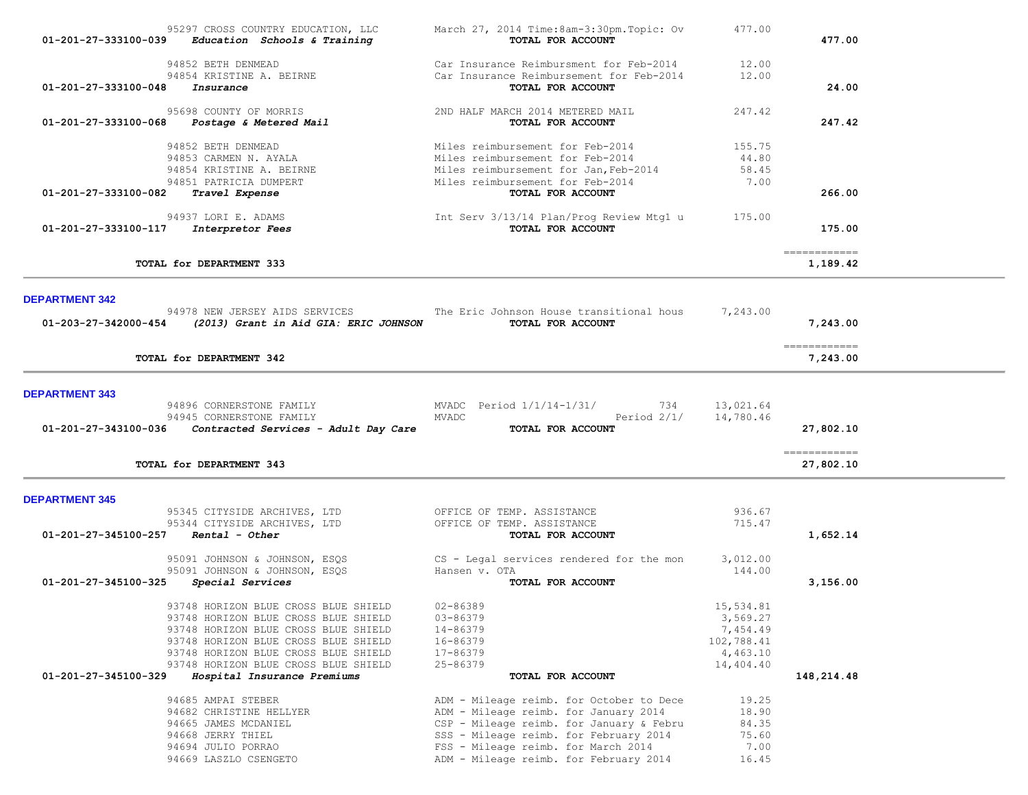| Account | Vendor | Description | Amount | Total |
|---|---|---|---|---|
| | 95297 CROSS COUNTRY EDUCATION, LLC | March 27, 2014 Time:8am-3:30pm.Topic: Ov | 477.00 | |
| 01-201-27-333100-039 | *Education Schools & Training* | **TOTAL FOR ACCOUNT** | | **477.00** |
| | 94852 BETH DENMEAD | Car Insurance Reimbursment for Feb-2014 | 12.00 | |
| | 94854 KRISTINE A. BEIRNE | Car Insurance Reimbursement for Feb-2014 | 12.00 | |
| 01-201-27-333100-048 | *Insurance* | **TOTAL FOR ACCOUNT** | | **24.00** |
| | 95698 COUNTY OF MORRIS | 2ND HALF MARCH 2014 METERED MAIL | 247.42 | |
| 01-201-27-333100-068 | *Postage & Metered Mail* | **TOTAL FOR ACCOUNT** | | **247.42** |
| | 94852 BETH DENMEAD | Miles reimbursement for Feb-2014 | 155.75 | |
| | 94853 CARMEN N. AYALA | Miles reimbursement for Feb-2014 | 44.80 | |
| | 94854 KRISTINE A. BEIRNE | Miles reimbursement for Jan,Feb-2014 | 58.45 | |
| | 94851 PATRICIA DUMPERT | Miles reimbursement for Feb-2014 | 7.00 | |
| 01-201-27-333100-082 | *Travel Expense* | **TOTAL FOR ACCOUNT** | | **266.00** |
| | 94937 LORI E. ADAMS | Int Serv 3/13/14 Plan/Prog Review Mtg1 u | 175.00 | |
| 01-201-27-333100-117 | *Interpretor Fees* | **TOTAL FOR ACCOUNT** | | **175.00** |
| | **TOTAL for DEPARTMENT 333** | | | **1,189.42** |

## DEPARTMENT 342

| Account | Vendor | Description | Amount | Total |
|---|---|---|---|---|
| | 94978 NEW JERSEY AIDS SERVICES | The Eric Johnson House transitional hous | 7,243.00 | |
| 01-203-27-342000-454 | *(2013) Grant in Aid GIA: ERIC JOHNSON* | **TOTAL FOR ACCOUNT** | | **7,243.00** |
| | **TOTAL for DEPARTMENT 342** | | | **7,243.00** |

## DEPARTMENT 343

| Account | Vendor | Description | Amount | Total |
|---|---|---|---|---|
| | 94896 CORNERSTONE FAMILY | MVADC Period 1/1/14-1/31/ 734 | 13,021.64 | |
| | 94945 CORNERSTONE FAMILY | MVADC Period 2/1/ | 14,780.46 | |
| 01-201-27-343100-036 | *Contracted Services - Adult Day Care* | **TOTAL FOR ACCOUNT** | | **27,802.10** |
| | **TOTAL for DEPARTMENT 343** | | | **27,802.10** |

## DEPARTMENT 345

| Account | Vendor | Description | Amount | Total |
|---|---|---|---|---|
| | 95345 CITYSIDE ARCHIVES, LTD | OFFICE OF TEMP. ASSISTANCE | 936.67 | |
| | 95344 CITYSIDE ARCHIVES, LTD | OFFICE OF TEMP. ASSISTANCE | 715.47 | |
| 01-201-27-345100-257 | *Rental - Other* | **TOTAL FOR ACCOUNT** | | **1,652.14** |
| | 95091 JOHNSON & JOHNSON, ESQS | CS - Legal services rendered for the mon | 3,012.00 | |
| | 95091 JOHNSON & JOHNSON, ESQS | Hansen v. OTA | 144.00 | |
| 01-201-27-345100-325 | *Special Services* | **TOTAL FOR ACCOUNT** | | **3,156.00** |
| | 93748 HORIZON BLUE CROSS BLUE SHIELD | 02-86389 | 15,534.81 | |
| | 93748 HORIZON BLUE CROSS BLUE SHIELD | 03-86379 | 3,569.27 | |
| | 93748 HORIZON BLUE CROSS BLUE SHIELD | 14-86379 | 7,454.49 | |
| | 93748 HORIZON BLUE CROSS BLUE SHIELD | 16-86379 | 102,788.41 | |
| | 93748 HORIZON BLUE CROSS BLUE SHIELD | 17-86379 | 4,463.10 | |
| | 93748 HORIZON BLUE CROSS BLUE SHIELD | 25-86379 | 14,404.40 | |
| 01-201-27-345100-329 | *Hospital Insurance Premiums* | **TOTAL FOR ACCOUNT** | | **148,214.48** |
| | 94685 AMPAI STEBER | ADM - Mileage reimb. for October to Dece | 19.25 | |
| | 94682 CHRISTINE HELLYER | ADM - Mileage reimb. for January 2014 | 18.90 | |
| | 94665 JAMES MCDANIEL | CSP - Mileage reimb. for January & Febru | 84.35 | |
| | 94668 JERRY THIEL | SSS - Mileage reimb. for February 2014 | 75.60 | |
| | 94694 JULIO PORRAO | FSS - Mileage reimb. for March 2014 | 7.00 | |
| | 94669 LASZLO CSENGETO | ADM - Mileage reimb. for February 2014 | 16.45 | |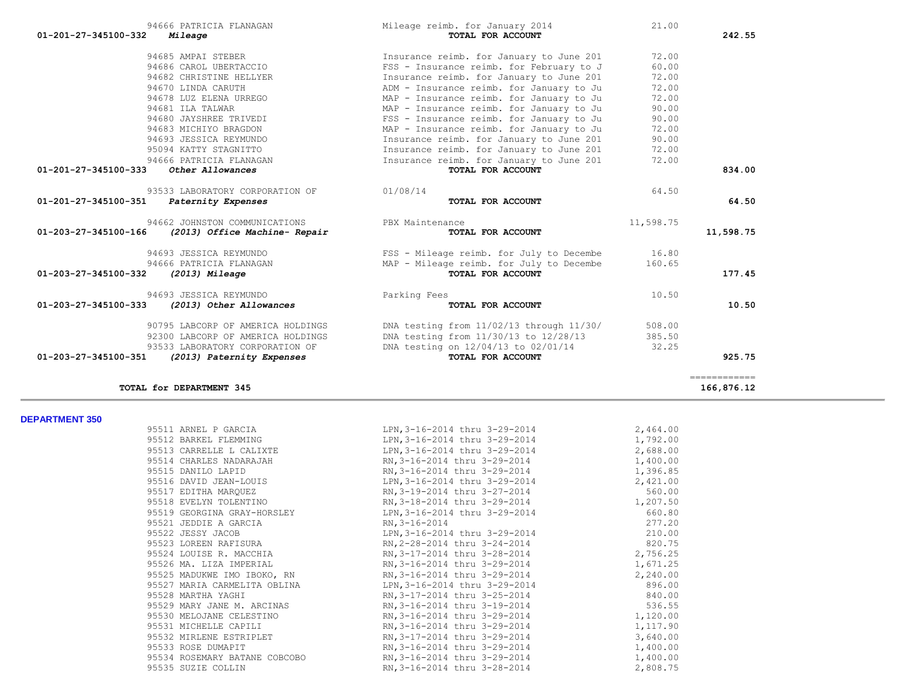| Account | Vendor | Description | Amount | Total |
|---|---|---|---|---|
| | 94666 PATRICIA FLANAGAN | Mileage reimb. for January 2014 | 21.00 | |
| 01-201-27-345100-332 *Mileage* | | **TOTAL FOR ACCOUNT** | | **242.55** |
| | 94685 AMPAI STEBER | Insurance reimb. for January to June 201 | 72.00 | |
| | 94686 CAROL UBERTACCIO | FSS - Insurance reimb. for February to J | 60.00 | |
| | 94682 CHRISTINE HELLYER | Insurance reimb. for January to June 201 | 72.00 | |
| | 94670 LINDA CARUTH | ADM - Insurance reimb. for January to Ju | 72.00 | |
| | 94678 LUZ ELENA URREGO | MAP - Insurance reimb. for January to Ju | 72.00 | |
| | 94681 ILA TALWAR | MAP - Insurance reimb. for January to Ju | 90.00 | |
| | 94680 JAYSHREE TRIVEDI | FSS - Insurance reimb. for January to Ju | 90.00 | |
| | 94683 MICHIYO BRAGDON | MAP - Insurance reimb. for January to Ju | 72.00 | |
| | 94693 JESSICA REYMUNDO | Insurance reimb. for January to June 201 | 90.00 | |
| | 95094 KATTY STAGNITTO | Insurance reimb. for January to June 201 | 72.00 | |
| | 94666 PATRICIA FLANAGAN | Insurance reimb. for January to June 201 | 72.00 | |
| 01-201-27-345100-333 *Other Allowances* | | **TOTAL FOR ACCOUNT** | | **834.00** |
| | 93533 LABORATORY CORPORATION OF | 01/08/14 | 64.50 | |
| 01-201-27-345100-351 *Paternity Expenses* | | **TOTAL FOR ACCOUNT** | | **64.50** |
| | 94662 JOHNSTON COMMUNICATIONS | PBX Maintenance | 11,598.75 | |
| 01-203-27-345100-166 *(2013) Office Machine- Repair* | | **TOTAL FOR ACCOUNT** | | **11,598.75** |
| | 94693 JESSICA REYMUNDO | FSS - Mileage reimb. for July to Decembe | 16.80 | |
| | 94666 PATRICIA FLANAGAN | MAP - Mileage reimb. for July to Decembe | 160.65 | |
| 01-203-27-345100-332 *(2013) Mileage* | | **TOTAL FOR ACCOUNT** | | **177.45** |
| | 94693 JESSICA REYMUNDO | Parking Fees | 10.50 | |
| 01-203-27-345100-333 *(2013) Other Allowances* | | **TOTAL FOR ACCOUNT** | | **10.50** |
| | 90795 LABCORP OF AMERICA HOLDINGS | DNA testing from 11/02/13 through 11/30/ | 508.00 | |
| | 92300 LABCORP OF AMERICA HOLDINGS | DNA testing from 11/30/13 to 12/28/13 | 385.50 | |
| | 93533 LABORATORY CORPORATION OF | DNA testing on 12/04/13 to 02/01/14 | 32.25 | |
| 01-203-27-345100-351 *(2013) Paternity Expenses* | | **TOTAL FOR ACCOUNT** | | **925.75** |
| **TOTAL for DEPARTMENT 345** | | | | **166,876.12** |

## DEPARTMENT 350

| Vendor | Description | Amount |
|---|---|---|
| 95511 ARNEL P GARCIA | LPN,3-16-2014 thru 3-29-2014 | 2,464.00 |
| 95512 BARKEL FLEMMING | LPN,3-16-2014 thru 3-29-2014 | 1,792.00 |
| 95513 CARRELLE L CALIXTE | LPN,3-16-2014 thru 3-29-2014 | 2,688.00 |
| 95514 CHARLES NADARAJAH | RN,3-16-2014 thru 3-29-2014 | 1,400.00 |
| 95515 DANILO LAPID | RN,3-16-2014 thru 3-29-2014 | 1,396.85 |
| 95516 DAVID JEAN-LOUIS | LPN,3-16-2014 thru 3-29-2014 | 2,421.00 |
| 95517 EDITHA MARQUEZ | RN,3-19-2014 thru 3-27-2014 | 560.00 |
| 95518 EVELYN TOLENTINO | RN,3-18-2014 thru 3-29-2014 | 1,207.50 |
| 95519 GEORGINA GRAY-HORSLEY | LPN,3-16-2014 thru 3-29-2014 | 660.80 |
| 95521 JEDDIE A GARCIA | RN,3-16-2014 | 277.20 |
| 95522 JESSY JACOB | LPN,3-16-2014 thru 3-29-2014 | 210.00 |
| 95523 LOREEN RAFISURA | RN,2-28-2014 thru 3-24-2014 | 820.75 |
| 95524 LOUISE R. MACCHIA | RN,3-17-2014 thru 3-28-2014 | 2,756.25 |
| 95526 MA. LIZA IMPERIAL | RN,3-16-2014 thru 3-29-2014 | 1,671.25 |
| 95525 MADUKWE IMO IBOKO, RN | RN,3-16-2014 thru 3-29-2014 | 2,240.00 |
| 95527 MARIA CARMELITA OBLINA | LPN,3-16-2014 thru 3-29-2014 | 896.00 |
| 95528 MARTHA YAGHI | RN,3-17-2014 thru 3-25-2014 | 840.00 |
| 95529 MARY JANE M. ARCINAS | RN,3-16-2014 thru 3-19-2014 | 536.55 |
| 95530 MELOJANE CELESTINO | RN,3-16-2014 thru 3-29-2014 | 1,120.00 |
| 95531 MICHELLE CAPILI | RN,3-16-2014 thru 3-29-2014 | 1,117.90 |
| 95532 MIRLENE ESTRIPLET | RN,3-17-2014 thru 3-29-2014 | 3,640.00 |
| 95533 ROSE DUMAPIT | RN,3-16-2014 thru 3-29-2014 | 1,400.00 |
| 95534 ROSEMARY BATANE COBCOBO | RN,3-16-2014 thru 3-29-2014 | 1,400.00 |
| 95535 SUZIE COLLIN | RN,3-16-2014 thru 3-28-2014 | 2,808.75 |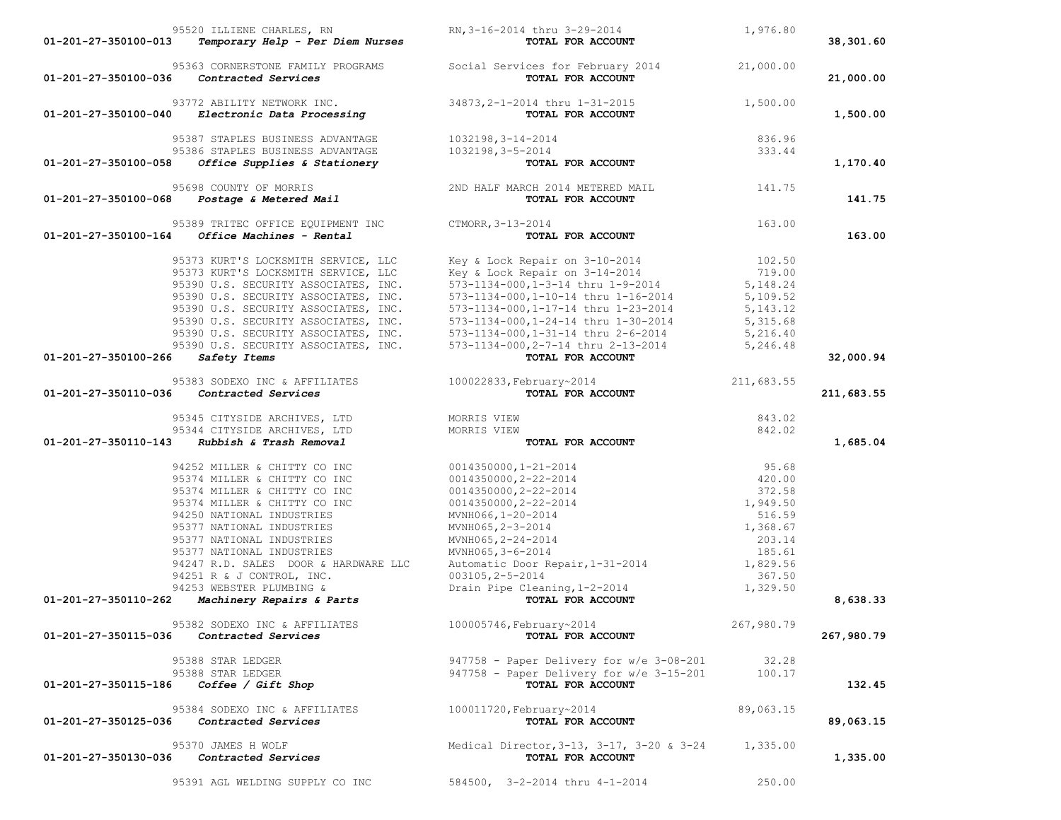| Account | Description | Vendor / Detail | Amount | Total |
|---|---|---|---|---|
| | | 95520 ILLIENE CHARLES, RN — RN,3-16-2014 thru 3-29-2014 | 1,976.80 | |
| 01-201-27-350100-013 | *Temporary Help - Per Diem Nurses* | **TOTAL FOR ACCOUNT** | | 38,301.60 |
| | | 95363 CORNERSTONE FAMILY PROGRAMS — Social Services for February 2014 | 21,000.00 | |
| 01-201-27-350100-036 | *Contracted Services* | **TOTAL FOR ACCOUNT** | | 21,000.00 |
| | | 93772 ABILITY NETWORK INC. — 34873,2-1-2014 thru 1-31-2015 | 1,500.00 | |
| 01-201-27-350100-040 | *Electronic Data Processing* | **TOTAL FOR ACCOUNT** | | 1,500.00 |
| | | 95387 STAPLES BUSINESS ADVANTAGE — 1032198,3-14-2014 | 836.96 | |
| | | 95386 STAPLES BUSINESS ADVANTAGE — 1032198,3-5-2014 | 333.44 | |
| 01-201-27-350100-058 | *Office Supplies & Stationery* | **TOTAL FOR ACCOUNT** | | 1,170.40 |
| | | 95698 COUNTY OF MORRIS — 2ND HALF MARCH 2014 METERED MAIL | 141.75 | |
| 01-201-27-350100-068 | *Postage & Metered Mail* | **TOTAL FOR ACCOUNT** | | 141.75 |
| | | 95389 TRITEC OFFICE EQUIPMENT INC — CTMORR,3-13-2014 | 163.00 | |
| 01-201-27-350100-164 | *Office Machines - Rental* | **TOTAL FOR ACCOUNT** | | 163.00 |
| | | 95373 KURT'S LOCKSMITH SERVICE, LLC — Key & Lock Repair on 3-10-2014 | 102.50 | |
| | | 95373 KURT'S LOCKSMITH SERVICE, LLC — Key & Lock Repair on 3-14-2014 | 719.00 | |
| | | 95390 U.S. SECURITY ASSOCIATES, INC. — 573-1134-000,1-3-14 thru 1-9-2014 | 5,148.24 | |
| | | 95390 U.S. SECURITY ASSOCIATES, INC. — 573-1134-000,1-10-14 thru 1-16-2014 | 5,109.52 | |
| | | 95390 U.S. SECURITY ASSOCIATES, INC. — 573-1134-000,1-17-14 thru 1-23-2014 | 5,143.12 | |
| | | 95390 U.S. SECURITY ASSOCIATES, INC. — 573-1134-000,1-24-14 thru 1-30-2014 | 5,315.68 | |
| | | 95390 U.S. SECURITY ASSOCIATES, INC. — 573-1134-000,1-31-14 thru 2-6-2014 | 5,216.40 | |
| | | 95390 U.S. SECURITY ASSOCIATES, INC. — 573-1134-000,2-7-14 thru 2-13-2014 | 5,246.48 | |
| 01-201-27-350100-266 | *Safety Items* | **TOTAL FOR ACCOUNT** | | 32,000.94 |
| | | 95383 SODEXO INC & AFFILIATES — 100022833,February~2014 | 211,683.55 | |
| 01-201-27-350110-036 | *Contracted Services* | **TOTAL FOR ACCOUNT** | | 211,683.55 |
| | | 95345 CITYSIDE ARCHIVES, LTD — MORRIS VIEW | 843.02 | |
| | | 95344 CITYSIDE ARCHIVES, LTD — MORRIS VIEW | 842.02 | |
| 01-201-27-350110-143 | *Rubbish & Trash Removal* | **TOTAL FOR ACCOUNT** | | 1,685.04 |
| | | 94252 MILLER & CHITTY CO INC — 0014350000,1-21-2014 | 95.68 | |
| | | 95374 MILLER & CHITTY CO INC — 0014350000,2-22-2014 | 420.00 | |
| | | 95374 MILLER & CHITTY CO INC — 0014350000,2-22-2014 | 372.58 | |
| | | 95374 MILLER & CHITTY CO INC — 0014350000,2-22-2014 | 1,949.50 | |
| | | 94250 NATIONAL INDUSTRIES — MVNH066,1-20-2014 | 516.59 | |
| | | 95377 NATIONAL INDUSTRIES — MVNH065,2-3-2014 | 1,368.67 | |
| | | 95377 NATIONAL INDUSTRIES — MVNH065,2-24-2014 | 203.14 | |
| | | 95377 NATIONAL INDUSTRIES — MVNH065,3-6-2014 | 185.61 | |
| | | 94247 R.D. SALES DOOR & HARDWARE LLC — Automatic Door Repair,1-31-2014 | 1,829.56 | |
| | | 94251 R & J CONTROL, INC. — 003105,2-5-2014 | 367.50 | |
| | | 94253 WEBSTER PLUMBING & — Drain Pipe Cleaning,1-2-2014 | 1,329.50 | |
| 01-201-27-350110-262 | *Machinery Repairs & Parts* | **TOTAL FOR ACCOUNT** | | 8,638.33 |
| | | 95382 SODEXO INC & AFFILIATES — 100005746,February~2014 | 267,980.79 | |
| 01-201-27-350115-036 | *Contracted Services* | **TOTAL FOR ACCOUNT** | | 267,980.79 |
| | | 95388 STAR LEDGER — 947758 - Paper Delivery for w/e 3-08-201 | 32.28 | |
| | | 95388 STAR LEDGER — 947758 - Paper Delivery for w/e 3-15-201 | 100.17 | |
| 01-201-27-350115-186 | *Coffee / Gift Shop* | **TOTAL FOR ACCOUNT** | | 132.45 |
| | | 95384 SODEXO INC & AFFILIATES — 100011720,February~2014 | 89,063.15 | |
| 01-201-27-350125-036 | *Contracted Services* | **TOTAL FOR ACCOUNT** | | 89,063.15 |
| | | 95370 JAMES H WOLF — Medical Director,3-13, 3-17, 3-20 & 3-24 | 1,335.00 | |
| 01-201-27-350130-036 | *Contracted Services* | **TOTAL FOR ACCOUNT** | | 1,335.00 |
| | | 95391 AGL WELDING SUPPLY CO INC — 584500, 3-2-2014 thru 4-1-2014 | 250.00 | |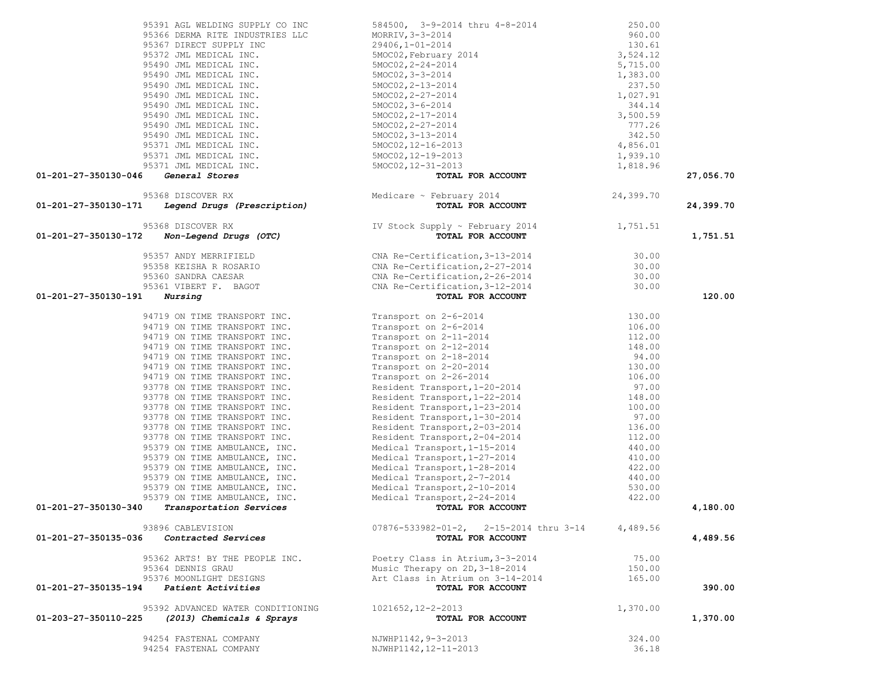| Account | Vendor / Description | Details | Amount | Total |
|---|---|---|---|---|
| | 95391 AGL WELDING SUPPLY CO INC | 584500, 3-9-2014 thru 4-8-2014 | 250.00 | |
| | 95366 DERMA RITE INDUSTRIES LLC | MORRIV,3-3-2014 | 960.00 | |
| | 95367 DIRECT SUPPLY INC | 29406,1-01-2014 | 130.61 | |
| | 95372 JML MEDICAL INC. | 5MOC02,February 2014 | 3,524.12 | |
| | 95490 JML MEDICAL INC. | 5MOC02,2-24-2014 | 5,715.00 | |
| | 95490 JML MEDICAL INC. | 5MOC02,3-3-2014 | 1,383.00 | |
| | 95490 JML MEDICAL INC. | 5MOC02,2-13-2014 | 237.50 | |
| | 95490 JML MEDICAL INC. | 5MOC02,2-27-2014 | 1,027.91 | |
| | 95490 JML MEDICAL INC. | 5MOC02,3-6-2014 | 344.14 | |
| | 95490 JML MEDICAL INC. | 5MOC02,2-17-2014 | 3,500.59 | |
| | 95490 JML MEDICAL INC. | 5MOC02,2-27-2014 | 777.26 | |
| | 95490 JML MEDICAL INC. | 5MOC02,3-13-2014 | 342.50 | |
| | 95371 JML MEDICAL INC. | 5MOC02,12-16-2013 | 4,856.01 | |
| | 95371 JML MEDICAL INC. | 5MOC02,12-19-2013 | 1,939.10 | |
| | 95371 JML MEDICAL INC. | 5MOC02,12-31-2013 | 1,818.96 | |
| **01-201-27-350130-046** | ***General Stores*** | **TOTAL FOR ACCOUNT** | | **27,056.70** |
| | 95368 DISCOVER RX | Medicare ~ February 2014 | 24,399.70 | |
| **01-201-27-350130-171** | ***Legend Drugs (Prescription)*** | **TOTAL FOR ACCOUNT** | | **24,399.70** |
| | 95368 DISCOVER RX | IV Stock Supply ~ February 2014 | 1,751.51 | |
| **01-201-27-350130-172** | ***Non-Legend Drugs (OTC)*** | **TOTAL FOR ACCOUNT** | | **1,751.51** |
| | 95357 ANDY MERRIFIELD | CNA Re-Certification,3-13-2014 | 30.00 | |
| | 95358 KEISHA R ROSARIO | CNA Re-Certification,2-27-2014 | 30.00 | |
| | 95360 SANDRA CAESAR | CNA Re-Certification,2-26-2014 | 30.00 | |
| | 95361 VIBERT F. BAGOT | CNA Re-Certification,3-12-2014 | 30.00 | |
| **01-201-27-350130-191** | ***Nursing*** | **TOTAL FOR ACCOUNT** | | **120.00** |
| | 94719 ON TIME TRANSPORT INC. | Transport on 2-6-2014 | 130.00 | |
| | 94719 ON TIME TRANSPORT INC. | Transport on 2-6-2014 | 106.00 | |
| | 94719 ON TIME TRANSPORT INC. | Transport on 2-11-2014 | 112.00 | |
| | 94719 ON TIME TRANSPORT INC. | Transport on 2-12-2014 | 148.00 | |
| | 94719 ON TIME TRANSPORT INC. | Transport on 2-18-2014 | 94.00 | |
| | 94719 ON TIME TRANSPORT INC. | Transport on 2-20-2014 | 130.00 | |
| | 94719 ON TIME TRANSPORT INC. | Transport on 2-26-2014 | 106.00 | |
| | 93778 ON TIME TRANSPORT INC. | Resident Transport,1-20-2014 | 97.00 | |
| | 93778 ON TIME TRANSPORT INC. | Resident Transport,1-22-2014 | 148.00 | |
| | 93778 ON TIME TRANSPORT INC. | Resident Transport,1-23-2014 | 100.00 | |
| | 93778 ON TIME TRANSPORT INC. | Resident Transport,1-30-2014 | 97.00 | |
| | 93778 ON TIME TRANSPORT INC. | Resident Transport,2-03-2014 | 136.00 | |
| | 93778 ON TIME TRANSPORT INC. | Resident Transport,2-04-2014 | 112.00 | |
| | 95379 ON TIME AMBULANCE, INC. | Medical Transport,1-15-2014 | 440.00 | |
| | 95379 ON TIME AMBULANCE, INC. | Medical Transport,1-27-2014 | 410.00 | |
| | 95379 ON TIME AMBULANCE, INC. | Medical Transport,1-28-2014 | 422.00 | |
| | 95379 ON TIME AMBULANCE, INC. | Medical Transport,2-7-2014 | 440.00 | |
| | 95379 ON TIME AMBULANCE, INC. | Medical Transport,2-10-2014 | 530.00 | |
| | 95379 ON TIME AMBULANCE, INC. | Medical Transport,2-24-2014 | 422.00 | |
| **01-201-27-350130-340** | ***Transportation Services*** | **TOTAL FOR ACCOUNT** | | **4,180.00** |
| | 93896 CABLEVISION | 07876-533982-01-2, 2-15-2014 thru 3-14 | 4,489.56 | |
| **01-201-27-350135-036** | ***Contracted Services*** | **TOTAL FOR ACCOUNT** | | **4,489.56** |
| | 95362 ARTS! BY THE PEOPLE INC. | Poetry Class in Atrium,3-3-2014 | 75.00 | |
| | 95364 DENNIS GRAU | Music Therapy on 2D,3-18-2014 | 150.00 | |
| | 95376 MOONLIGHT DESIGNS | Art Class in Atrium on 3-14-2014 | 165.00 | |
| **01-201-27-350135-194** | ***Patient Activities*** | **TOTAL FOR ACCOUNT** | | **390.00** |
| | 95392 ADVANCED WATER CONDITIONING | 1021652,12-2-2013 | 1,370.00 | |
| **01-203-27-350110-225** | ***(2013) Chemicals & Sprays*** | **TOTAL FOR ACCOUNT** | | **1,370.00** |
| | 94254 FASTENAL COMPANY | NJWHP1142,9-3-2013 | 324.00 | |
| | 94254 FASTENAL COMPANY | NJWHP1142,12-11-2013 | 36.18 | |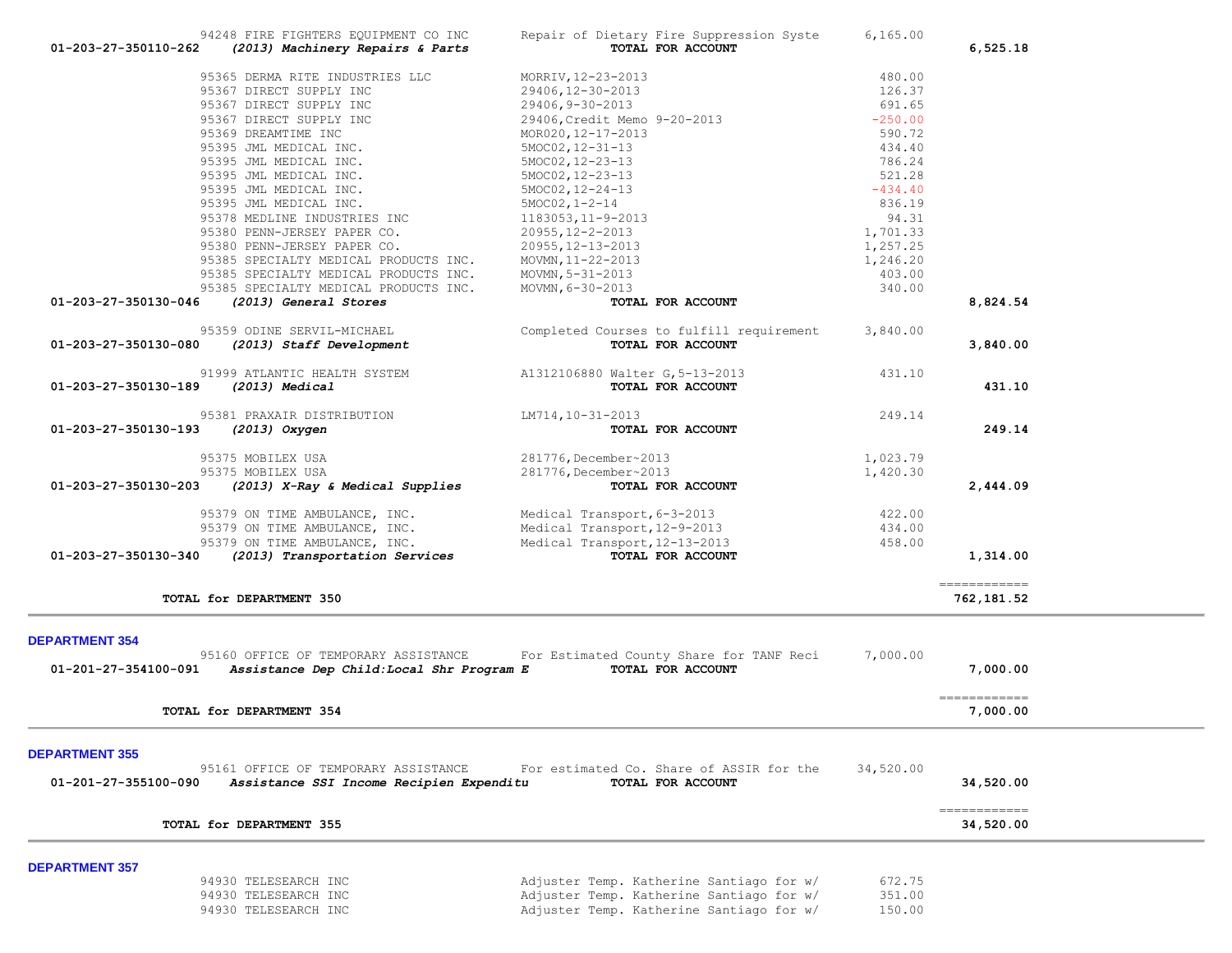| Account | Vendor / Description | Detail | Amount | Total |
|---|---|---|---|---|
| | 94248 FIRE FIGHTERS EQUIPMENT CO INC | Repair of Dietary Fire Suppression Syste | 6,165.00 | |
| 01-203-27-350110-262 | *(2013) Machinery Repairs & Parts* | **TOTAL FOR ACCOUNT** | | 6,525.18 |
| | 95365 DERMA RITE INDUSTRIES LLC | MORRIV,12-23-2013 | 480.00 | |
| | 95367 DIRECT SUPPLY INC | 29406,12-30-2013 | 126.37 | |
| | 95367 DIRECT SUPPLY INC | 29406,9-30-2013 | 691.65 | |
| | 95367 DIRECT SUPPLY INC | 29406,Credit Memo 9-20-2013 | -250.00 | |
| | 95369 DREAMTIME INC | MOR020,12-17-2013 | 590.72 | |
| | 95395 JML MEDICAL INC. | 5MOC02,12-31-13 | 434.40 | |
| | 95395 JML MEDICAL INC. | 5MOC02,12-23-13 | 786.24 | |
| | 95395 JML MEDICAL INC. | 5MOC02,12-23-13 | 521.28 | |
| | 95395 JML MEDICAL INC. | 5MOC02,12-24-13 | -434.40 | |
| | 95395 JML MEDICAL INC. | 5MOC02,1-2-14 | 836.19 | |
| | 95378 MEDLINE INDUSTRIES INC | 1183053,11-9-2013 | 94.31 | |
| | 95380 PENN-JERSEY PAPER CO. | 20955,12-2-2013 | 1,701.33 | |
| | 95380 PENN-JERSEY PAPER CO. | 20955,12-13-2013 | 1,257.25 | |
| | 95385 SPECIALTY MEDICAL PRODUCTS INC. | MOVMN,11-22-2013 | 1,246.20 | |
| | 95385 SPECIALTY MEDICAL PRODUCTS INC. | MOVMN,5-31-2013 | 403.00 | |
| | 95385 SPECIALTY MEDICAL PRODUCTS INC. | MOVMN,6-30-2013 | 340.00 | |
| 01-203-27-350130-046 | *(2013) General Stores* | **TOTAL FOR ACCOUNT** | | 8,824.54 |
| | 95359 ODINE SERVIL-MICHAEL | Completed Courses to fulfill requirement | 3,840.00 | |
| 01-203-27-350130-080 | *(2013) Staff Development* | **TOTAL FOR ACCOUNT** | | 3,840.00 |
| | 91999 ATLANTIC HEALTH SYSTEM | A1312106880 Walter G,5-13-2013 | 431.10 | |
| 01-203-27-350130-189 | *(2013) Medical* | **TOTAL FOR ACCOUNT** | | 431.10 |
| | 95381 PRAXAIR DISTRIBUTION | LM714,10-31-2013 | 249.14 | |
| 01-203-27-350130-193 | *(2013) Oxygen* | **TOTAL FOR ACCOUNT** | | 249.14 |
| | 95375 MOBILEX USA | 281776,December~2013 | 1,023.79 | |
| | 95375 MOBILEX USA | 281776,December~2013 | 1,420.30 | |
| 01-203-27-350130-203 | *(2013) X-Ray & Medical Supplies* | **TOTAL FOR ACCOUNT** | | 2,444.09 |
| | 95379 ON TIME AMBULANCE, INC. | Medical Transport,6-3-2013 | 422.00 | |
| | 95379 ON TIME AMBULANCE, INC. | Medical Transport,12-9-2013 | 434.00 | |
| | 95379 ON TIME AMBULANCE, INC. | Medical Transport,12-13-2013 | 458.00 | |
| 01-203-27-350130-340 | *(2013) Transportation Services* | **TOTAL FOR ACCOUNT** | | 1,314.00 |
| | **TOTAL for DEPARTMENT 350** | | | 762,181.52 |

## DEPARTMENT 354

| Account | Vendor / Description | Detail | Amount | Total |
|---|---|---|---|---|
| | 95160 OFFICE OF TEMPORARY ASSISTANCE | For Estimated County Share for TANF Reci | 7,000.00 | |
| 01-201-27-354100-091 | *Assistance Dep Child:Local Shr Program E* | **TOTAL FOR ACCOUNT** | | 7,000.00 |
| | **TOTAL for DEPARTMENT 354** | | | 7,000.00 |

## DEPARTMENT 355

| Account | Vendor / Description | Detail | Amount | Total |
|---|---|---|---|---|
| | 95161 OFFICE OF TEMPORARY ASSISTANCE | For estimated Co. Share of ASSIR for the | 34,520.00 | |
| 01-201-27-355100-090 | *Assistance SSI Income Recipien Expenditu* | **TOTAL FOR ACCOUNT** | | 34,520.00 |
| | **TOTAL for DEPARTMENT 355** | | | 34,520.00 |

## DEPARTMENT 357

| Account | Vendor / Description | Detail | Amount | Total |
|---|---|---|---|---|
| | 94930 TELESEARCH INC | Adjuster Temp. Katherine Santiago for w/ | 672.75 | |
| | 94930 TELESEARCH INC | Adjuster Temp. Katherine Santiago for w/ | 351.00 | |
| | 94930 TELESEARCH INC | Adjuster Temp. Katherine Santiago for w/ | 150.00 | |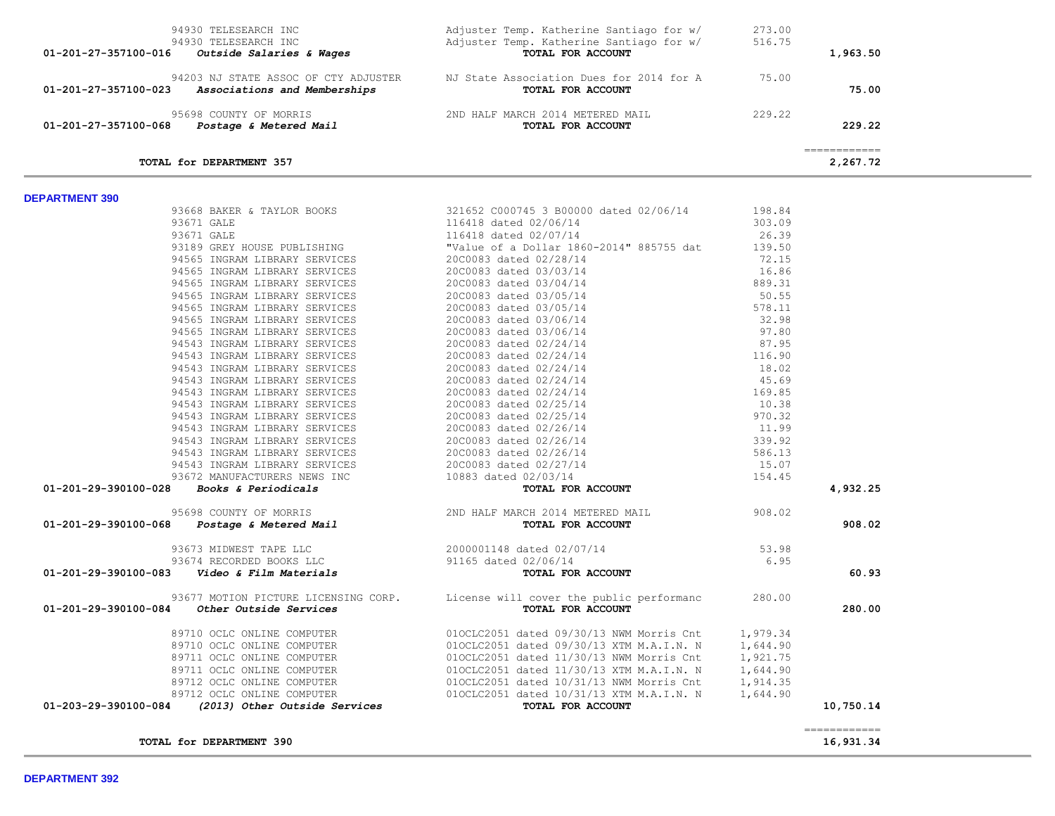| Account | Vendor / Description | Detail | Amount | Total |
|---|---|---|---|---|
| | 94930 TELESEARCH INC | Adjuster Temp. Katherine Santiago for w/ | 273.00 | |
| | 94930 TELESEARCH INC | Adjuster Temp. Katherine Santiago for w/ | 516.75 | |
| 01-201-27-357100-016 | *Outside Salaries & Wages* | **TOTAL FOR ACCOUNT** | | **1,963.50** |
| | 94203 NJ STATE ASSOC OF CTY ADJUSTER | NJ State Association Dues for 2014 for A | 75.00 | |
| 01-201-27-357100-023 | *Associations and Memberships* | **TOTAL FOR ACCOUNT** | | **75.00** |
| | 95698 COUNTY OF MORRIS | 2ND HALF MARCH 2014 METERED MAIL | 229.22 | |
| 01-201-27-357100-068 | *Postage & Metered Mail* | **TOTAL FOR ACCOUNT** | | **229.22** |
| | | | | ============ |
| | **TOTAL for DEPARTMENT 357** | | | **2,267.72** |

**DEPARTMENT 390**

| Account | Vendor / Description | Detail | Amount | Total |
|---|---|---|---|---|
| | 93668 BAKER & TAYLOR BOOKS | 321652 C000745 3 B00000 dated 02/06/14 | 198.84 | |
| | 93671 GALE | 116418 dated 02/06/14 | 303.09 | |
| | 93671 GALE | 116418 dated 02/07/14 | 26.39 | |
| | 93189 GREY HOUSE PUBLISHING | "Value of a Dollar 1860-2014" 885755 dat | 139.50 | |
| | 94565 INGRAM LIBRARY SERVICES | 20C0083 dated 02/28/14 | 72.15 | |
| | 94565 INGRAM LIBRARY SERVICES | 20C0083 dated 03/03/14 | 16.86 | |
| | 94565 INGRAM LIBRARY SERVICES | 20C0083 dated 03/04/14 | 889.31 | |
| | 94565 INGRAM LIBRARY SERVICES | 20C0083 dated 03/05/14 | 50.55 | |
| | 94565 INGRAM LIBRARY SERVICES | 20C0083 dated 03/05/14 | 578.11 | |
| | 94565 INGRAM LIBRARY SERVICES | 20C0083 dated 03/06/14 | 32.98 | |
| | 94565 INGRAM LIBRARY SERVICES | 20C0083 dated 03/06/14 | 97.80 | |
| | 94543 INGRAM LIBRARY SERVICES | 20C0083 dated 02/24/14 | 87.95 | |
| | 94543 INGRAM LIBRARY SERVICES | 20C0083 dated 02/24/14 | 116.90 | |
| | 94543 INGRAM LIBRARY SERVICES | 20C0083 dated 02/24/14 | 18.02 | |
| | 94543 INGRAM LIBRARY SERVICES | 20C0083 dated 02/24/14 | 45.69 | |
| | 94543 INGRAM LIBRARY SERVICES | 20C0083 dated 02/24/14 | 169.85 | |
| | 94543 INGRAM LIBRARY SERVICES | 20C0083 dated 02/25/14 | 10.38 | |
| | 94543 INGRAM LIBRARY SERVICES | 20C0083 dated 02/25/14 | 970.32 | |
| | 94543 INGRAM LIBRARY SERVICES | 20C0083 dated 02/26/14 | 11.99 | |
| | 94543 INGRAM LIBRARY SERVICES | 20C0083 dated 02/26/14 | 339.92 | |
| | 94543 INGRAM LIBRARY SERVICES | 20C0083 dated 02/26/14 | 586.13 | |
| | 94543 INGRAM LIBRARY SERVICES | 20C0083 dated 02/27/14 | 15.07 | |
| | 93672 MANUFACTURERS NEWS INC | 10883 dated 02/03/14 | 154.45 | |
| 01-201-29-390100-028 | *Books & Periodicals* | **TOTAL FOR ACCOUNT** | | **4,932.25** |
| | 95698 COUNTY OF MORRIS | 2ND HALF MARCH 2014 METERED MAIL | 908.02 | |
| 01-201-29-390100-068 | *Postage & Metered Mail* | **TOTAL FOR ACCOUNT** | | **908.02** |
| | 93673 MIDWEST TAPE LLC | 2000001148 dated 02/07/14 | 53.98 | |
| | 93674 RECORDED BOOKS LLC | 91165 dated 02/06/14 | 6.95 | |
| 01-201-29-390100-083 | *Video & Film Materials* | **TOTAL FOR ACCOUNT** | | **60.93** |
| | 93677 MOTION PICTURE LICENSING CORP. | License will cover the public performanc | 280.00 | |
| 01-201-29-390100-084 | *Other Outside Services* | **TOTAL FOR ACCOUNT** | | **280.00** |
| | 89710 OCLC ONLINE COMPUTER | 01OCLC2051 dated 09/30/13 NWM Morris Cnt | 1,979.34 | |
| | 89710 OCLC ONLINE COMPUTER | 01OCLC2051 dated 09/30/13 XTM M.A.I.N. N | 1,644.90 | |
| | 89711 OCLC ONLINE COMPUTER | 01OCLC2051 dated 11/30/13 NWM Morris Cnt | 1,921.75 | |
| | 89711 OCLC ONLINE COMPUTER | 01OCLC2051 dated 11/30/13 XTM M.A.I.N. N | 1,644.90 | |
| | 89712 OCLC ONLINE COMPUTER | 01OCLC2051 dated 10/31/13 NWM Morris Cnt | 1,914.35 | |
| | 89712 OCLC ONLINE COMPUTER | 01OCLC2051 dated 10/31/13 XTM M.A.I.N. N | 1,644.90 | |
| 01-203-29-390100-084 | *(2013) Other Outside Services* | **TOTAL FOR ACCOUNT** | | **10,750.14** |
| | | | | ============ |
| | **TOTAL for DEPARTMENT 390** | | | **16,931.34** |

**DEPARTMENT 392**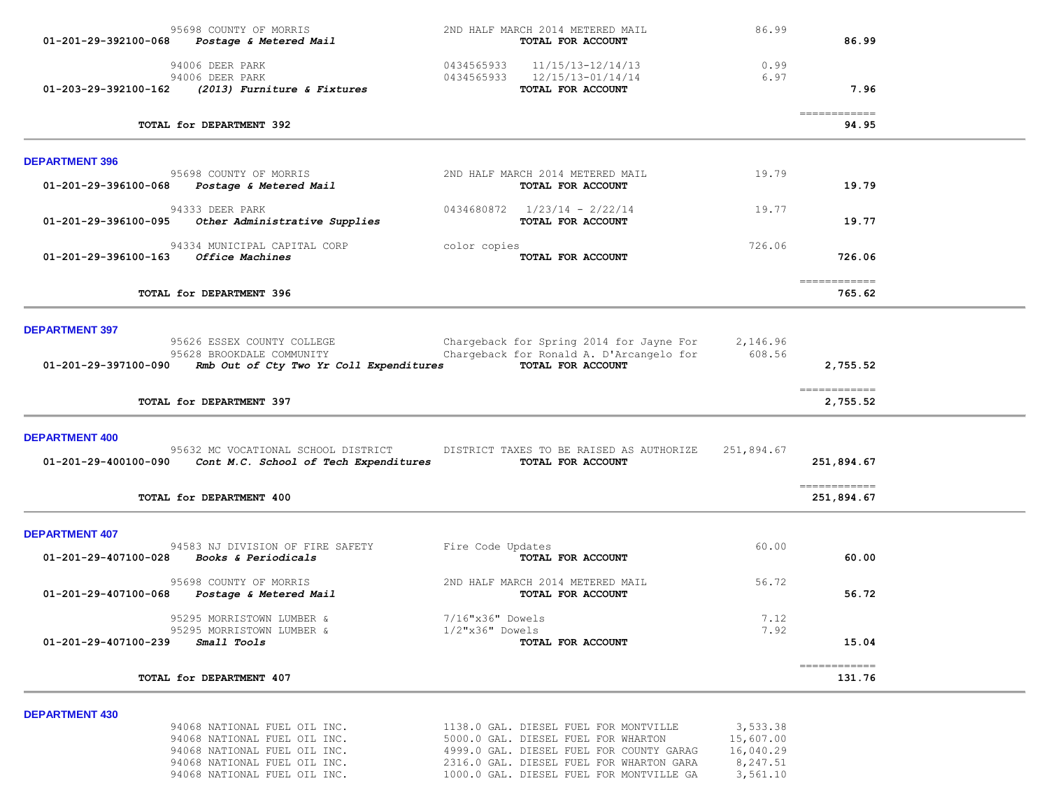| Account | Vendor / Account Description | Description | Amount | Total |
|---|---|---|---|---|
| | 95698 COUNTY OF MORRIS | 2ND HALF MARCH 2014 METERED MAIL | 86.99 | |
| 01-201-29-392100-068 | *Postage & Metered Mail* | **TOTAL FOR ACCOUNT** | | **86.99** |
| | 94006 DEER PARK | 0434565933 11/15/13-12/14/13 | 0.99 | |
| | 94006 DEER PARK | 0434565933 12/15/13-01/14/14 | 6.97 | |
| 01-203-29-392100-162 | *(2013) Furniture & Fixtures* | **TOTAL FOR ACCOUNT** | | **7.96** |
| | **TOTAL for DEPARTMENT 392** | | | **94.95** |

## DEPARTMENT 396

| Account | Vendor / Account Description | Description | Amount | Total |
|---|---|---|---|---|
| | 95698 COUNTY OF MORRIS | 2ND HALF MARCH 2014 METERED MAIL | 19.79 | |
| 01-201-29-396100-068 | *Postage & Metered Mail* | **TOTAL FOR ACCOUNT** | | **19.79** |
| | 94333 DEER PARK | 0434680872 1/23/14 - 2/22/14 | 19.77 | |
| 01-201-29-396100-095 | *Other Administrative Supplies* | **TOTAL FOR ACCOUNT** | | **19.77** |
| | 94334 MUNICIPAL CAPITAL CORP | color copies | 726.06 | |
| 01-201-29-396100-163 | *Office Machines* | **TOTAL FOR ACCOUNT** | | **726.06** |
| | **TOTAL for DEPARTMENT 396** | | | **765.62** |

## DEPARTMENT 397

| Account | Vendor / Account Description | Description | Amount | Total |
|---|---|---|---|---|
| | 95626 ESSEX COUNTY COLLEGE | Chargeback for Spring 2014 for Jayne For | 2,146.96 | |
| | 95628 BROOKDALE COMMUNITY | Chargeback for Ronald A. D'Arcangelo for | 608.56 | |
| 01-201-29-397100-090 | *Rmb Out of Cty Two Yr Coll Expenditures* | **TOTAL FOR ACCOUNT** | | **2,755.52** |
| | **TOTAL for DEPARTMENT 397** | | | **2,755.52** |

## DEPARTMENT 400

| Account | Vendor / Account Description | Description | Amount | Total |
|---|---|---|---|---|
| | 95632 MC VOCATIONAL SCHOOL DISTRICT | DISTRICT TAXES TO BE RAISED AS AUTHORIZE | 251,894.67 | |
| 01-201-29-400100-090 | *Cont M.C. School of Tech Expenditures* | **TOTAL FOR ACCOUNT** | | **251,894.67** |
| | **TOTAL for DEPARTMENT 400** | | | **251,894.67** |

## DEPARTMENT 407

| Account | Vendor / Account Description | Description | Amount | Total |
|---|---|---|---|---|
| | 94583 NJ DIVISION OF FIRE SAFETY | Fire Code Updates | 60.00 | |
| 01-201-29-407100-028 | *Books & Periodicals* | **TOTAL FOR ACCOUNT** | | **60.00** |
| | 95698 COUNTY OF MORRIS | 2ND HALF MARCH 2014 METERED MAIL | 56.72 | |
| 01-201-29-407100-068 | *Postage & Metered Mail* | **TOTAL FOR ACCOUNT** | | **56.72** |
| | 95295 MORRISTOWN LUMBER & | 7/16"x36" Dowels | 7.12 | |
| | 95295 MORRISTOWN LUMBER & | 1/2"x36" Dowels | 7.92 | |
| 01-201-29-407100-239 | *Small Tools* | **TOTAL FOR ACCOUNT** | | **15.04** |
| | **TOTAL for DEPARTMENT 407** | | | **131.76** |

## DEPARTMENT 430

| Account | Vendor / Account Description | Description | Amount | Total |
|---|---|---|---|---|
| | 94068 NATIONAL FUEL OIL INC. | 1138.0 GAL. DIESEL FUEL FOR MONTVILLE | 3,533.38 | |
| | 94068 NATIONAL FUEL OIL INC. | 5000.0 GAL. DIESEL FUEL FOR WHARTON | 15,607.00 | |
| | 94068 NATIONAL FUEL OIL INC. | 4999.0 GAL. DIESEL FUEL FOR COUNTY GARAG | 16,040.29 | |
| | 94068 NATIONAL FUEL OIL INC. | 2316.0 GAL. DIESEL FUEL FOR WHARTON GARA | 8,247.51 | |
| | 94068 NATIONAL FUEL OIL INC. | 1000.0 GAL. DIESEL FUEL FOR MONTVILLE GA | 3,561.10 | |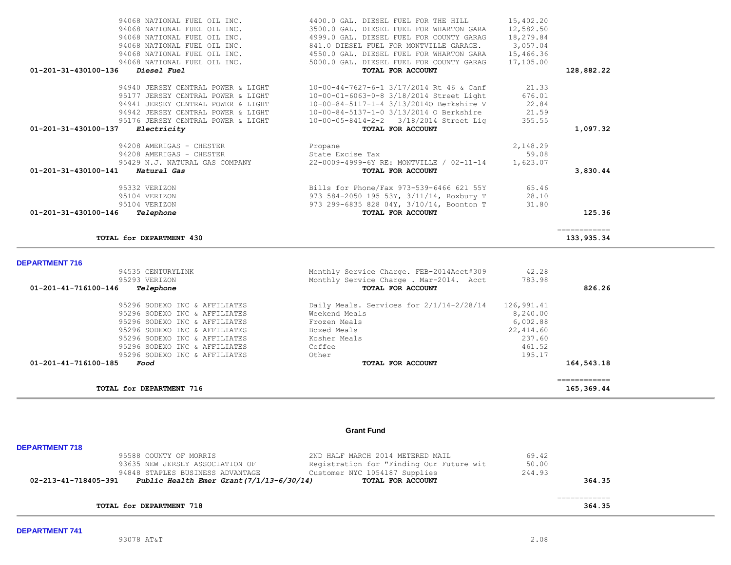| Vendor | Description | Amount | Total |
|---|---|---|---|
| 94068 NATIONAL FUEL OIL INC. | 4400.0 GAL. DIESEL FUEL FOR THE HILL | 15,402.20 | |
| 94068 NATIONAL FUEL OIL INC. | 3500.0 GAL. DIESEL FUEL FOR WHARTON GARA | 12,582.50 | |
| 94068 NATIONAL FUEL OIL INC. | 4999.0 GAL. DIESEL FUEL FOR COUNTY GARAG | 18,279.84 | |
| 94068 NATIONAL FUEL OIL INC. | 841.0 DIESEL FUEL FOR MONTVILLE GARAGE. | 3,057.04 | |
| 94068 NATIONAL FUEL OIL INC. | 4550.0 GAL. DIESEL FUEL FOR WHARTON GARA | 15,466.36 | |
| 94068 NATIONAL FUEL OIL INC. | 5000.0 GAL. DIESEL FUEL FOR COUNTY GARAG | 17,105.00 | |
| **01-201-31-430100-136** *Diesel Fuel* | **TOTAL FOR ACCOUNT** | | **128,882.22** |
| 94940 JERSEY CENTRAL POWER & LIGHT | 10-00-44-7627-6-1 3/17/2014 Rt 46 & Canf | 21.33 | |
| 95177 JERSEY CENTRAL POWER & LIGHT | 10-00-01-6063-0-8 3/18/2014 Street Light | 676.01 | |
| 94941 JERSEY CENTRAL POWER & LIGHT | 10-00-84-5117-1-4 3/13/2014O Berkshire V | 22.84 | |
| 94942 JERSEY CENTRAL POWER & LIGHT | 10-00-84-5137-1-0 3/13/2014 O Berkshire | 21.59 | |
| 95176 JERSEY CENTRAL POWER & LIGHT | 10-00-05-8414-2-2 3/18/2014 Street Lig | 355.55 | |
| **01-201-31-430100-137** *Electricity* | **TOTAL FOR ACCOUNT** | | **1,097.32** |
| 94208 AMERIGAS - CHESTER | Propane | 2,148.29 | |
| 94208 AMERIGAS - CHESTER | State Excise Tax | 59.08 | |
| 95429 N.J. NATURAL GAS COMPANY | 22-0009-4999-6Y RE: MONTVILLE / 02-11-14 | 1,623.07 | |
| **01-201-31-430100-141** *Natural Gas* | **TOTAL FOR ACCOUNT** | | **3,830.44** |
| 95332 VERIZON | Bills for Phone/Fax 973-539-6466 621 55Y | 65.46 | |
| 95104 VERIZON | 973 584-2050 195 53Y, 3/11/14, Roxbury T | 28.10 | |
| 95104 VERIZON | 973 299-6835 828 04Y, 3/10/14, Boonton T | 31.80 | |
| **01-201-31-430100-146** *Telephone* | **TOTAL FOR ACCOUNT** | | **125.36** |
| | | | ============ |
| **TOTAL for DEPARTMENT 430** | | | **133,935.34** |

**DEPARTMENT 716**

| Vendor | Description | Amount | Total |
|---|---|---|---|
| 94535 CENTURYLINK | Monthly Service Charge. FEB-2014Acct#309 | 42.28 | |
| 95293 VERIZON | Monthly Service Charge . Mar-2014. Acct | 783.98 | |
| **01-201-41-716100-146** *Telephone* | **TOTAL FOR ACCOUNT** | | **826.26** |
| 95296 SODEXO INC & AFFILIATES | Daily Meals. Services for 2/1/14-2/28/14 | 126,991.41 | |
| 95296 SODEXO INC & AFFILIATES | Weekend Meals | 8,240.00 | |
| 95296 SODEXO INC & AFFILIATES | Frozen Meals | 6,002.88 | |
| 95296 SODEXO INC & AFFILIATES | Boxed Meals | 22,414.60 | |
| 95296 SODEXO INC & AFFILIATES | Kosher Meals | 237.60 | |
| 95296 SODEXO INC & AFFILIATES | Coffee | 461.52 | |
| 95296 SODEXO INC & AFFILIATES | Other | 195.17 | |
| **01-201-41-716100-185** *Food* | **TOTAL FOR ACCOUNT** | | **164,543.18** |
| | | | ============ |
| **TOTAL for DEPARTMENT 716** | | | **165,369.44** |

## Grant Fund

**DEPARTMENT 718**

| Vendor | Description | Amount | Total |
|---|---|---|---|
| 95588 COUNTY OF MORRIS | 2ND HALF MARCH 2014 METERED MAIL | 69.42 | |
| 93635 NEW JERSEY ASSOCIATION OF | Registration for "Finding Our Future wit | 50.00 | |
| 94848 STAPLES BUSINESS ADVANTAGE | Customer NYC 1054187 Supplies | 244.93 | |
| **02-213-41-718405-391** *Public Health Emer Grant(7/1/13-6/30/14)* | **TOTAL FOR ACCOUNT** | | **364.35** |
| | | | ============ |
| **TOTAL for DEPARTMENT 718** | | | **364.35** |

**DEPARTMENT 741**

| Vendor | Description | Amount | Total |
|---|---|---|---|
| 93078 AT&T | | 2.08 | |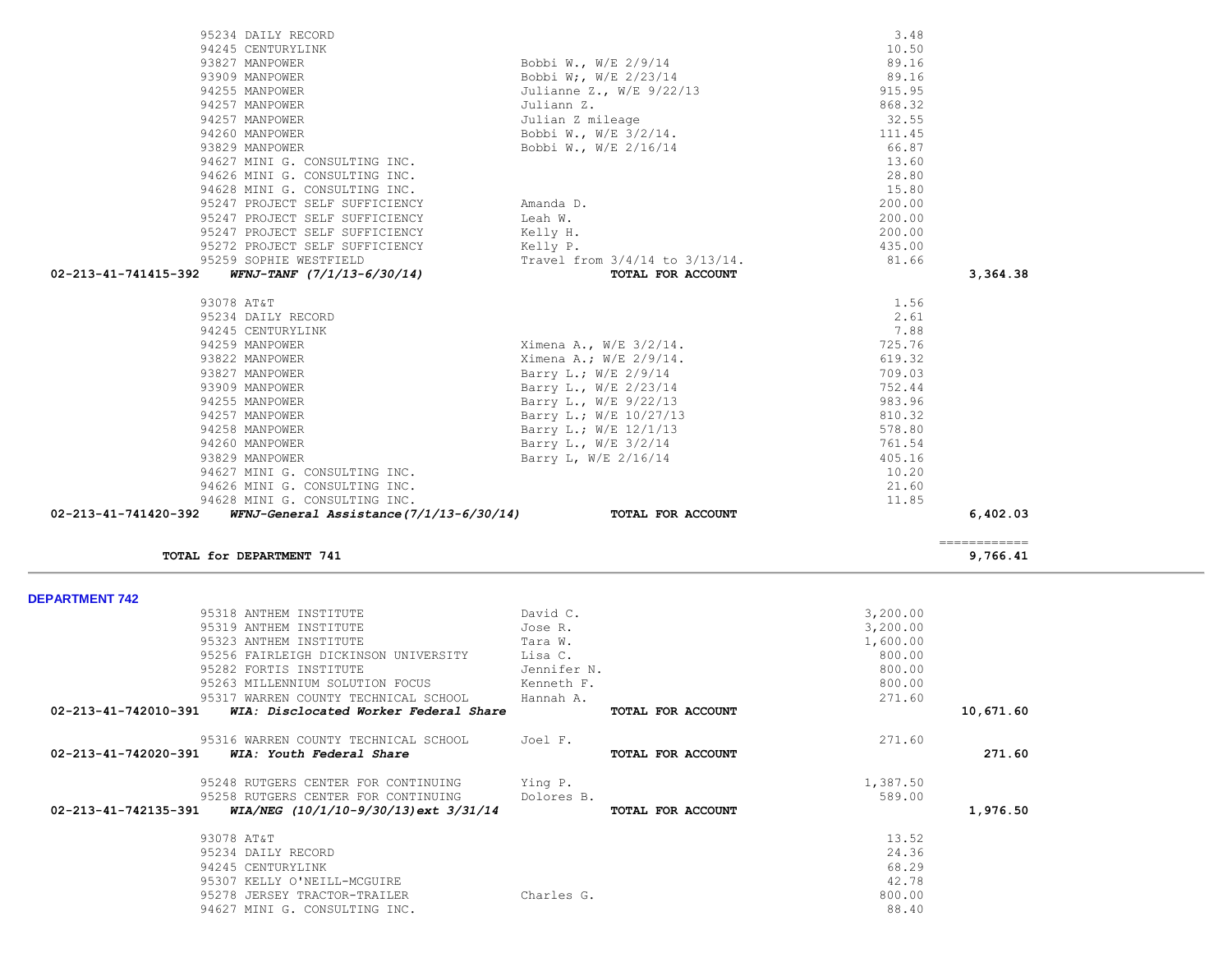| Account | Vendor | Description | Amount | Total |
|---|---|---|---|---|
| | 95234 DAILY RECORD | | 3.48 | |
| | 94245 CENTURYLINK | | 10.50 | |
| | 93827 MANPOWER | Bobbi W., W/E 2/9/14 | 89.16 | |
| | 93909 MANPOWER | Bobbi W;, W/E 2/23/14 | 89.16 | |
| | 94255 MANPOWER | Julianne Z., W/E 9/22/13 | 915.95 | |
| | 94257 MANPOWER | Juliann Z. | 868.32 | |
| | 94257 MANPOWER | Julian Z mileage | 32.55 | |
| | 94260 MANPOWER | Bobbi W., W/E 3/2/14. | 111.45 | |
| | 93829 MANPOWER | Bobbi W., W/E 2/16/14 | 66.87 | |
| | 94627 MINI G. CONSULTING INC. | | 13.60 | |
| | 94626 MINI G. CONSULTING INC. | | 28.80 | |
| | 94628 MINI G. CONSULTING INC. | | 15.80 | |
| | 95247 PROJECT SELF SUFFICIENCY | Amanda D. | 200.00 | |
| | 95247 PROJECT SELF SUFFICIENCY | Leah W. | 200.00 | |
| | 95247 PROJECT SELF SUFFICIENCY | Kelly H. | 200.00 | |
| | 95272 PROJECT SELF SUFFICIENCY | Kelly P. | 435.00 | |
| | 95259 SOPHIE WESTFIELD | Travel from 3/4/14 to 3/13/14. | 81.66 | |
| **02-213-41-741415-392** | ***WFNJ-TANF (7/1/13-6/30/14)*** | **TOTAL FOR ACCOUNT** | | **3,364.38** |
| | 93078 AT&T | | 1.56 | |
| | 95234 DAILY RECORD | | 2.61 | |
| | 94245 CENTURYLINK | | 7.88 | |
| | 94259 MANPOWER | Ximena A., W/E 3/2/14. | 725.76 | |
| | 93822 MANPOWER | Ximena A.; W/E 2/9/14. | 619.32 | |
| | 93827 MANPOWER | Barry L.; W/E 2/9/14 | 709.03 | |
| | 93909 MANPOWER | Barry L., W/E 2/23/14 | 752.44 | |
| | 94255 MANPOWER | Barry L., W/E 9/22/13 | 983.96 | |
| | 94257 MANPOWER | Barry L.; W/E 10/27/13 | 810.32 | |
| | 94258 MANPOWER | Barry L.; W/E 12/1/13 | 578.80 | |
| | 94260 MANPOWER | Barry L., W/E 3/2/14 | 761.54 | |
| | 93829 MANPOWER | Barry L, W/E 2/16/14 | 405.16 | |
| | 94627 MINI G. CONSULTING INC. | | 10.20 | |
| | 94626 MINI G. CONSULTING INC. | | 21.60 | |
| | 94628 MINI G. CONSULTING INC. | | 11.85 | |
| **02-213-41-741420-392** | ***WFNJ-General Assistance(7/1/13-6/30/14)*** | **TOTAL FOR ACCOUNT** | | **6,402.03** |
| | **TOTAL for DEPARTMENT 741** | | | **9,766.41** |

## DEPARTMENT 742

| Account | Vendor | Description | Amount | Total |
|---|---|---|---|---|
| | 95318 ANTHEM INSTITUTE | David C. | 3,200.00 | |
| | 95319 ANTHEM INSTITUTE | Jose R. | 3,200.00 | |
| | 95323 ANTHEM INSTITUTE | Tara W. | 1,600.00 | |
| | 95256 FAIRLEIGH DICKINSON UNIVERSITY | Lisa C. | 800.00 | |
| | 95282 FORTIS INSTITUTE | Jennifer N. | 800.00 | |
| | 95263 MILLENNIUM SOLUTION FOCUS | Kenneth F. | 800.00 | |
| | 95317 WARREN COUNTY TECHNICAL SCHOOL | Hannah A. | 271.60 | |
| **02-213-41-742010-391** | ***WIA: Disclocated Worker Federal Share*** | **TOTAL FOR ACCOUNT** | | **10,671.60** |
| | 95316 WARREN COUNTY TECHNICAL SCHOOL | Joel F. | 271.60 | |
| **02-213-41-742020-391** | ***WIA: Youth Federal Share*** | **TOTAL FOR ACCOUNT** | | **271.60** |
| | 95248 RUTGERS CENTER FOR CONTINUING | Ying P. | 1,387.50 | |
| | 95258 RUTGERS CENTER FOR CONTINUING | Dolores B. | 589.00 | |
| **02-213-41-742135-391** | ***WIA/NEG (10/1/10-9/30/13)ext 3/31/14*** | **TOTAL FOR ACCOUNT** | | **1,976.50** |
| | 93078 AT&T | | 13.52 | |
| | 95234 DAILY RECORD | | 24.36 | |
| | 94245 CENTURYLINK | | 68.29 | |
| | 95307 KELLY O'NEILL-MCGUIRE | | 42.78 | |
| | 95278 JERSEY TRACTOR-TRAILER | Charles G. | 800.00 | |
| | 94627 MINI G. CONSULTING INC. | | 88.40 | |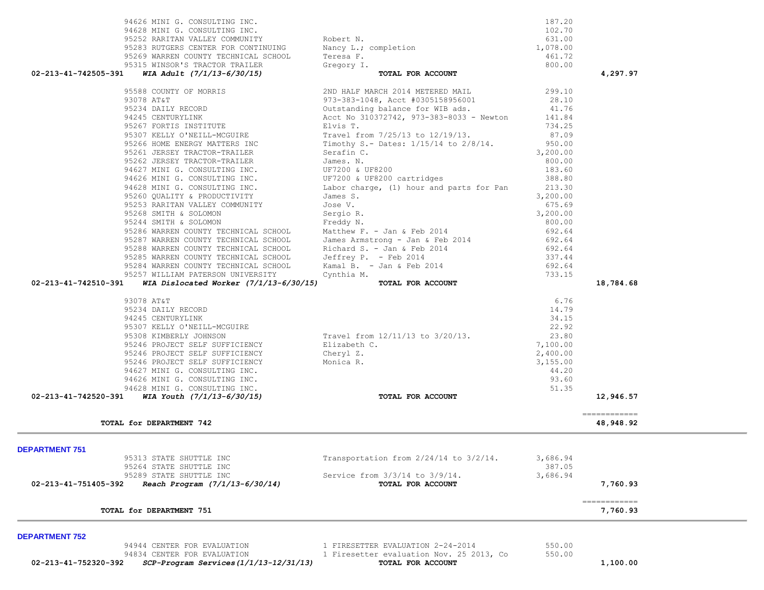| Account | Vendor | Description | Amount | Total |
|---|---|---|---|---|
| | 94626 MINI G. CONSULTING INC. | | 187.20 | |
| | 94628 MINI G. CONSULTING INC. | | 102.70 | |
| | 95252 RARITAN VALLEY COMMUNITY | Robert N. | 631.00 | |
| | 95283 RUTGERS CENTER FOR CONTINUING | Nancy L.; completion | 1,078.00 | |
| | 95269 WARREN COUNTY TECHNICAL SCHOOL | Teresa F. | 461.72 | |
| | 95315 WINSOR'S TRACTOR TRAILER | Gregory I. | 800.00 | |
| 02-213-41-742505-391 | ***WIA Adult (7/1/13-6/30/15)*** | **TOTAL FOR ACCOUNT** | | **4,297.97** |
| | 95588 COUNTY OF MORRIS | 2ND HALF MARCH 2014 METERED MAIL | 299.10 | |
| | 93078 AT&T | 973-383-1048, Acct #0305158956001 | 28.10 | |
| | 95234 DAILY RECORD | Outstanding balance for WIB ads. | 41.76 | |
| | 94245 CENTURYLINK | Acct No 310372742, 973-383-8033 - Newton | 141.84 | |
| | 95267 FORTIS INSTITUTE | Elvis T. | 734.25 | |
| | 95307 KELLY O'NEILL-MCGUIRE | Travel from 7/25/13 to 12/19/13. | 87.09 | |
| | 95266 HOME ENERGY MATTERS INC | Timothy S.- Dates: 1/15/14 to 2/8/14. | 950.00 | |
| | 95261 JERSEY TRACTOR-TRAILER | Serafin C. | 3,200.00 | |
| | 95262 JERSEY TRACTOR-TRAILER | James. N. | 800.00 | |
| | 94627 MINI G. CONSULTING INC. | UF7200 & UF8200 | 183.60 | |
| | 94626 MINI G. CONSULTING INC. | UF7200 & UF8200 cartridges | 388.80 | |
| | 94628 MINI G. CONSULTING INC. | Labor charge, (1) hour and parts for Pan | 213.30 | |
| | 95260 QUALITY & PRODUCTIVITY | James S. | 3,200.00 | |
| | 95253 RARITAN VALLEY COMMUNITY | Jose V. | 675.69 | |
| | 95268 SMITH & SOLOMON | Sergio R. | 3,200.00 | |
| | 95244 SMITH & SOLOMON | Freddy N. | 800.00 | |
| | 95286 WARREN COUNTY TECHNICAL SCHOOL | Matthew F. - Jan & Feb 2014 | 692.64 | |
| | 95287 WARREN COUNTY TECHNICAL SCHOOL | James Armstrong - Jan & Feb 2014 | 692.64 | |
| | 95288 WARREN COUNTY TECHNICAL SCHOOL | Richard S. - Jan & Feb 2014 | 692.64 | |
| | 95285 WARREN COUNTY TECHNICAL SCHOOL | Jeffrey P. - Feb 2014 | 337.44 | |
| | 95284 WARREN COUNTY TECHNICAL SCHOOL | Kamal B. - Jan & Feb 2014 | 692.64 | |
| | 95257 WILLIAM PATERSON UNIVERSITY | Cynthia M. | 733.15 | |
| 02-213-41-742510-391 | ***WIA Dislocated Worker (7/1/13-6/30/15)*** | **TOTAL FOR ACCOUNT** | | **18,784.68** |
| | 93078 AT&T | | 6.76 | |
| | 95234 DAILY RECORD | | 14.79 | |
| | 94245 CENTURYLINK | | 34.15 | |
| | 95307 KELLY O'NEILL-MCGUIRE | | 22.92 | |
| | 95308 KIMBERLY JOHNSON | Travel from 12/11/13 to 3/20/13. | 23.80 | |
| | 95246 PROJECT SELF SUFFICIENCY | Elizabeth C. | 7,100.00 | |
| | 95246 PROJECT SELF SUFFICIENCY | Cheryl Z. | 2,400.00 | |
| | 95246 PROJECT SELF SUFFICIENCY | Monica R. | 3,155.00 | |
| | 94627 MINI G. CONSULTING INC. | | 44.20 | |
| | 94626 MINI G. CONSULTING INC. | | 93.60 | |
| | 94628 MINI G. CONSULTING INC. | | 51.35 | |
| 02-213-41-742520-391 | ***WIA Youth (7/1/13-6/30/15)*** | **TOTAL FOR ACCOUNT** | | **12,946.57** |

**TOTAL for DEPARTMENT 742** — ============ **48,948.92**

## DEPARTMENT 751

| Account | Vendor | Description | Amount | Total |
|---|---|---|---|---|
| | 95313 STATE SHUTTLE INC | Transportation from 2/24/14 to 3/2/14. | 3,686.94 | |
| | 95264 STATE SHUTTLE INC | | 387.05 | |
| | 95289 STATE SHUTTLE INC | Service from 3/3/14 to 3/9/14. | 3,686.94 | |
| 02-213-41-751405-392 | ***Reach Program (7/1/13-6/30/14)*** | **TOTAL FOR ACCOUNT** | | **7,760.93** |

**TOTAL for DEPARTMENT 751** — ============ **7,760.93**

## DEPARTMENT 752

| Account | Vendor | Description | Amount | Total |
|---|---|---|---|---|
| | 94944 CENTER FOR EVALUATION | 1 FIRESETTER EVALUATION 2-24-2014 | 550.00 | |
| | 94834 CENTER FOR EVALUATION | 1 Firesetter evaluation Nov. 25 2013, Co | 550.00 | |
| 02-213-41-752320-392 | ***SCP-Program Services(1/1/13-12/31/13)*** | **TOTAL FOR ACCOUNT** | | **1,100.00** |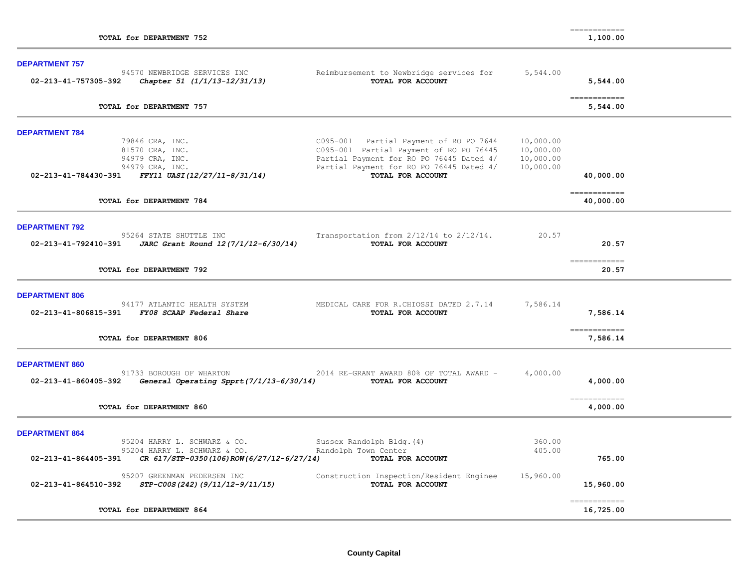| | | | |
|---|---|---|---|
| **TOTAL for DEPARTMENT 752** | | | ============ **1,100.00** |

**DEPARTMENT 757**

| | | | |
|---|---|---|---|
| 94570 NEWBRIDGE SERVICES INC | Reimbursement to Newbridge services for | 5,544.00 | |
| **02-213-41-757305-392** ***Chapter 51 (1/1/13-12/31/13)*** | **TOTAL FOR ACCOUNT** | | **5,544.00** |
| **TOTAL for DEPARTMENT 757** | | | ============ **5,544.00** |

**DEPARTMENT 784**

| | | | |
|---|---|---|---|
| 79846 CRA, INC. | C095-001 Partial Payment of RO PO 7644 | 10,000.00 | |
| 81570 CRA, INC. | C095-001 Partial Payment of RO PO 76445 | 10,000.00 | |
| 94979 CRA, INC. | Partial Payment for RO PO 76445 Dated 4/ | 10,000.00 | |
| 94979 CRA, INC. | Partial Payment for RO PO 76445 Dated 4/ | 10,000.00 | |
| **02-213-41-784430-391** ***FFY11 UASI(12/27/11-8/31/14)*** | **TOTAL FOR ACCOUNT** | | **40,000.00** |
| **TOTAL for DEPARTMENT 784** | | | ============ **40,000.00** |

**DEPARTMENT 792**

| | | | |
|---|---|---|---|
| 95264 STATE SHUTTLE INC | Transportation from 2/12/14 to 2/12/14. | 20.57 | |
| **02-213-41-792410-391** ***JARC Grant Round 12(7/1/12-6/30/14)*** | **TOTAL FOR ACCOUNT** | | **20.57** |
| **TOTAL for DEPARTMENT 792** | | | ============ **20.57** |

**DEPARTMENT 806**

| | | | |
|---|---|---|---|
| 94177 ATLANTIC HEALTH SYSTEM | MEDICAL CARE FOR R.CHIOSSI DATED 2.7.14 | 7,586.14 | |
| **02-213-41-806815-391** ***FY08 SCAAP Federal Share*** | **TOTAL FOR ACCOUNT** | | **7,586.14** |
| **TOTAL for DEPARTMENT 806** | | | ============ **7,586.14** |

**DEPARTMENT 860**

| | | | |
|---|---|---|---|
| 91733 BOROUGH OF WHARTON | 2014 RE-GRANT AWARD 80% OF TOTAL AWARD - | 4,000.00 | |
| **02-213-41-860405-392** ***General Operating Spprt(7/1/13-6/30/14)*** | **TOTAL FOR ACCOUNT** | | **4,000.00** |
| **TOTAL for DEPARTMENT 860** | | | ============ **4,000.00** |

**DEPARTMENT 864**

| | | | |
|---|---|---|---|
| 95204 HARRY L. SCHWARZ & CO. | Sussex Randolph Bldg.(4) | 360.00 | |
| 95204 HARRY L. SCHWARZ & CO. | Randolph Town Center | 405.00 | |
| **02-213-41-864405-391** ***CR 617/STP-0350(106)ROW(6/27/12-6/27/14)*** | **TOTAL FOR ACCOUNT** | | **765.00** |
| 95207 GREENMAN PEDERSEN INC | Construction Inspection/Resident Enginee | 15,960.00 | |
| **02-213-41-864510-392** ***STP-C00S(242)(9/11/12-9/11/15)*** | **TOTAL FOR ACCOUNT** | | **15,960.00** |
| **TOTAL for DEPARTMENT 864** | | | ============ **16,725.00** |

**County Capital**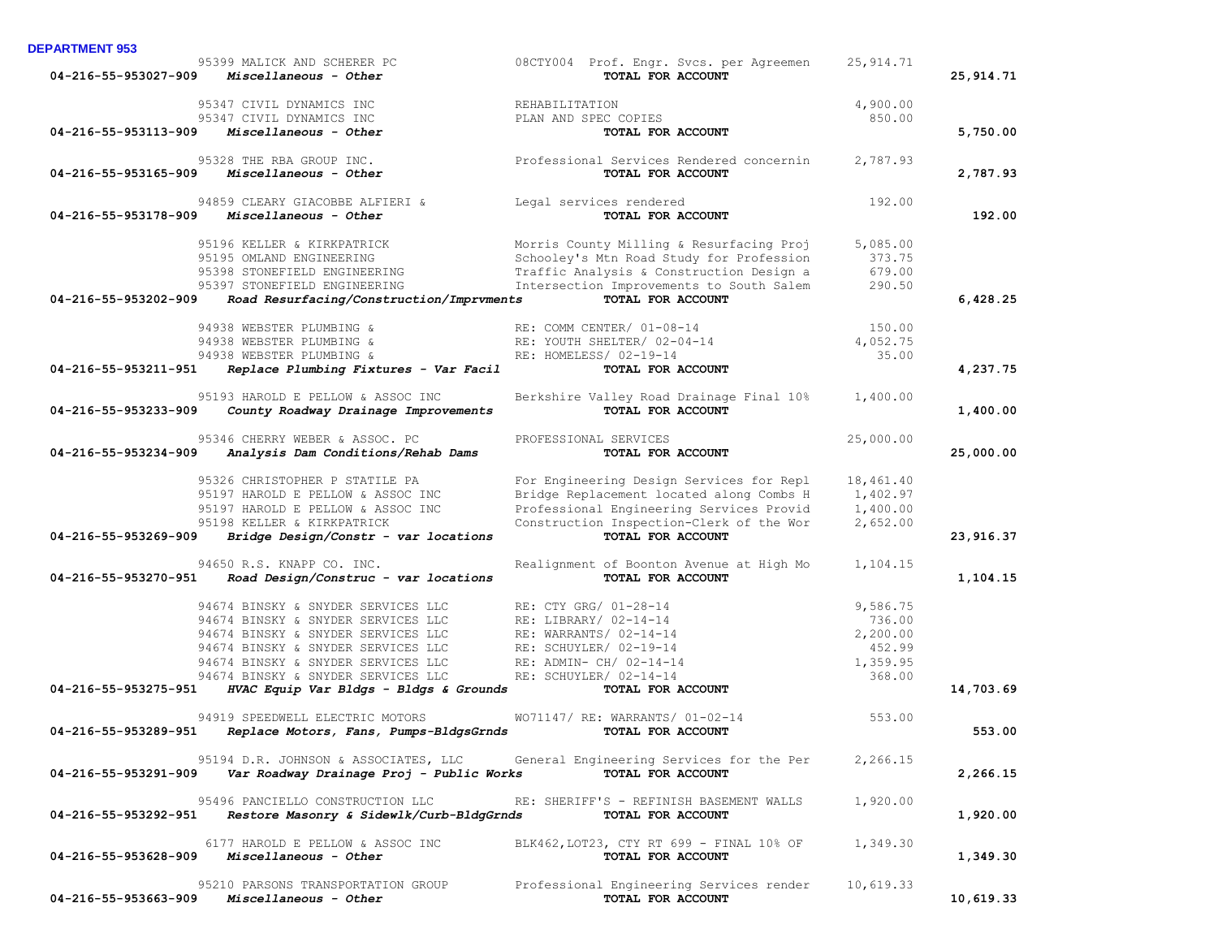**DEPARTMENT 953**

| Account | Vendor | Description | Amount | Total |
|---|---|---|---|---|
| | 95399 MALICK AND SCHERER PC | 08CTY004 Prof. Engr. Svcs. per Agreemen | 25,914.71 | |
| 04-216-55-953027-909 *Miscellaneous - Other* | | **TOTAL FOR ACCOUNT** | | **25,914.71** |
| | 95347 CIVIL DYNAMICS INC | REHABILITATION | 4,900.00 | |
| | 95347 CIVIL DYNAMICS INC | PLAN AND SPEC COPIES | 850.00 | |
| 04-216-55-953113-909 *Miscellaneous - Other* | | **TOTAL FOR ACCOUNT** | | **5,750.00** |
| | 95328 THE RBA GROUP INC. | Professional Services Rendered concernin | 2,787.93 | |
| 04-216-55-953165-909 *Miscellaneous - Other* | | **TOTAL FOR ACCOUNT** | | **2,787.93** |
| | 94859 CLEARY GIACOBBE ALFIERI & | Legal services rendered | 192.00 | |
| 04-216-55-953178-909 *Miscellaneous - Other* | | **TOTAL FOR ACCOUNT** | | **192.00** |
| | 95196 KELLER & KIRKPATRICK | Morris County Milling & Resurfacing Proj | 5,085.00 | |
| | 95195 OMLAND ENGINEERING | Schooley's Mtn Road Study for Profession | 373.75 | |
| | 95398 STONEFIELD ENGINEERING | Traffic Analysis & Construction Design a | 679.00 | |
| | 95397 STONEFIELD ENGINEERING | Intersection Improvements to South Salem | 290.50 | |
| 04-216-55-953202-909 *Road Resurfacing/Construction/Imprvments* | | **TOTAL FOR ACCOUNT** | | **6,428.25** |
| | 94938 WEBSTER PLUMBING & | RE: COMM CENTER/ 01-08-14 | 150.00 | |
| | 94938 WEBSTER PLUMBING & | RE: YOUTH SHELTER/ 02-04-14 | 4,052.75 | |
| | 94938 WEBSTER PLUMBING & | RE: HOMELESS/ 02-19-14 | 35.00 | |
| 04-216-55-953211-951 *Replace Plumbing Fixtures - Var Facil* | | **TOTAL FOR ACCOUNT** | | **4,237.75** |
| | 95193 HAROLD E PELLOW & ASSOC INC | Berkshire Valley Road Drainage Final 10% | 1,400.00 | |
| 04-216-55-953233-909 *County Roadway Drainage Improvements* | | **TOTAL FOR ACCOUNT** | | **1,400.00** |
| | 95346 CHERRY WEBER & ASSOC. PC | PROFESSIONAL SERVICES | 25,000.00 | |
| 04-216-55-953234-909 *Analysis Dam Conditions/Rehab Dams* | | **TOTAL FOR ACCOUNT** | | **25,000.00** |
| | 95326 CHRISTOPHER P STATILE PA | For Engineering Design Services for Repl | 18,461.40 | |
| | 95197 HAROLD E PELLOW & ASSOC INC | Bridge Replacement located along Combs H | 1,402.97 | |
| | 95197 HAROLD E PELLOW & ASSOC INC | Professional Engineering Services Provid | 1,400.00 | |
| | 95198 KELLER & KIRKPATRICK | Construction Inspection-Clerk of the Wor | 2,652.00 | |
| 04-216-55-953269-909 *Bridge Design/Constr - var locations* | | **TOTAL FOR ACCOUNT** | | **23,916.37** |
| | 94650 R.S. KNAPP CO. INC. | Realignment of Boonton Avenue at High Mo | 1,104.15 | |
| 04-216-55-953270-951 *Road Design/Construc - var locations* | | **TOTAL FOR ACCOUNT** | | **1,104.15** |
| | 94674 BINSKY & SNYDER SERVICES LLC | RE: CTY GRG/ 01-28-14 | 9,586.75 | |
| | 94674 BINSKY & SNYDER SERVICES LLC | RE: LIBRARY/ 02-14-14 | 736.00 | |
| | 94674 BINSKY & SNYDER SERVICES LLC | RE: WARRANTS/ 02-14-14 | 2,200.00 | |
| | 94674 BINSKY & SNYDER SERVICES LLC | RE: SCHUYLER/ 02-19-14 | 452.99 | |
| | 94674 BINSKY & SNYDER SERVICES LLC | RE: ADMIN- CH/ 02-14-14 | 1,359.95 | |
| | 94674 BINSKY & SNYDER SERVICES LLC | RE: SCHUYLER/ 02-14-14 | 368.00 | |
| 04-216-55-953275-951 *HVAC Equip Var Bldgs - Bldgs & Grounds* | | **TOTAL FOR ACCOUNT** | | **14,703.69** |
| | 94919 SPEEDWELL ELECTRIC MOTORS | WO71147/ RE: WARRANTS/ 01-02-14 | 553.00 | |
| 04-216-55-953289-951 *Replace Motors, Fans, Pumps-BldgsGrnds* | | **TOTAL FOR ACCOUNT** | | **553.00** |
| | 95194 D.R. JOHNSON & ASSOCIATES, LLC | General Engineering Services for the Per | 2,266.15 | |
| 04-216-55-953291-909 *Var Roadway Drainage Proj - Public Works* | | **TOTAL FOR ACCOUNT** | | **2,266.15** |
| | 95496 PANCIELLO CONSTRUCTION LLC | RE: SHERIFF'S - REFINISH BASEMENT WALLS | 1,920.00 | |
| 04-216-55-953292-951 *Restore Masonry & Sidewlk/Curb-BldgGrnds* | | **TOTAL FOR ACCOUNT** | | **1,920.00** |
| | 6177 HAROLD E PELLOW & ASSOC INC | BLK462,LOT23, CTY RT 699 - FINAL 10% OF | 1,349.30 | |
| 04-216-55-953628-909 *Miscellaneous - Other* | | **TOTAL FOR ACCOUNT** | | **1,349.30** |
| | 95210 PARSONS TRANSPORTATION GROUP | Professional Engineering Services render | 10,619.33 | |
| 04-216-55-953663-909 *Miscellaneous - Other* | | **TOTAL FOR ACCOUNT** | | **10,619.33** |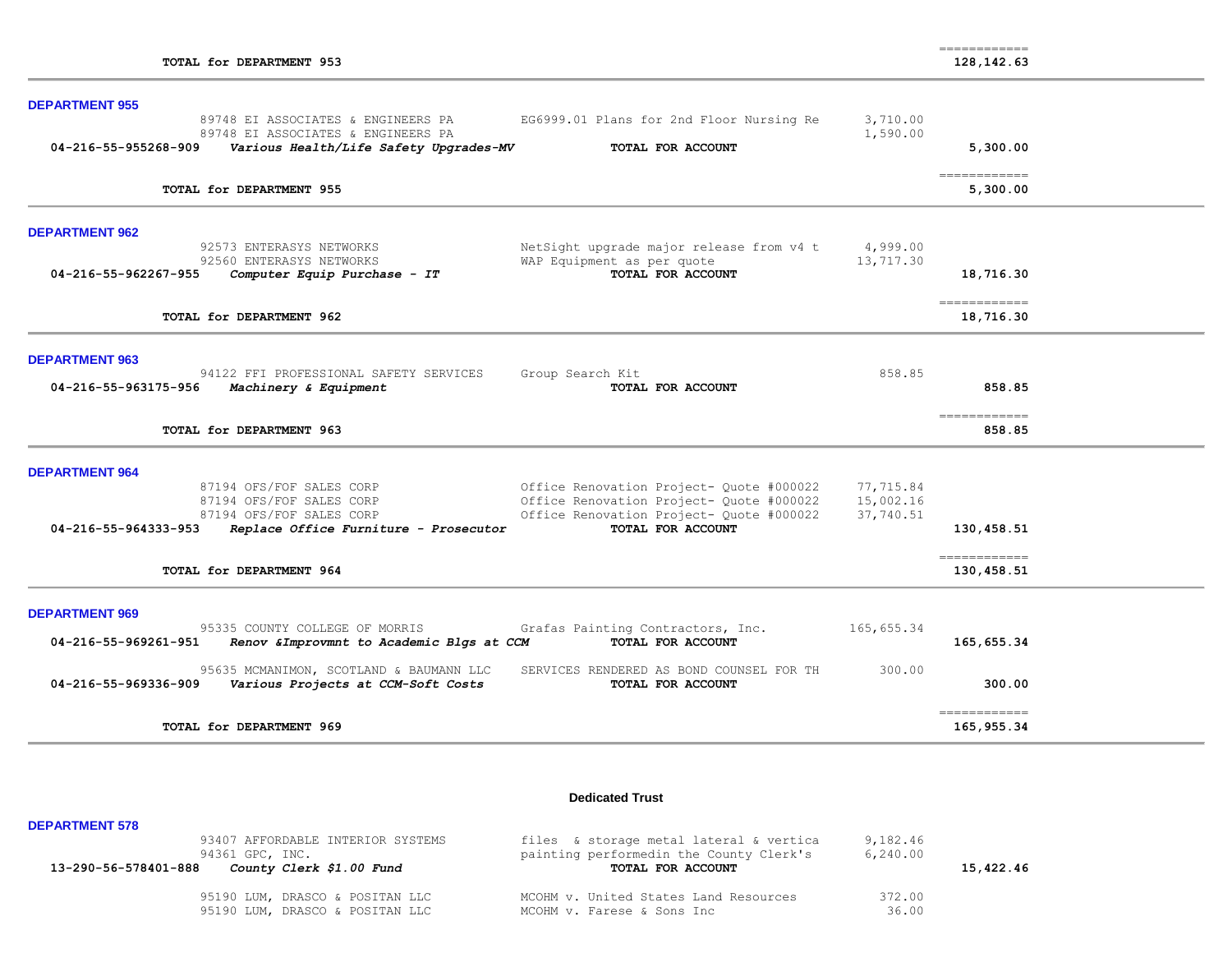| | | | | |
|---|---|---|---|---|
| | TOTAL for DEPARTMENT 953 | | | 128,142.63 |

**DEPARTMENT 955**

| Account | Vendor / Description | Detail | Amount | Total |
|---|---|---|---|---|
| | 89748 EI ASSOCIATES & ENGINEERS PA | EG6999.01 Plans for 2nd Floor Nursing Re | 3,710.00 | |
| | 89748 EI ASSOCIATES & ENGINEERS PA | | 1,590.00 | |
| 04-216-55-955268-909 | *Various Health/Life Safety Upgrades-MV* | **TOTAL FOR ACCOUNT** | | 5,300.00 |
| | **TOTAL for DEPARTMENT 955** | | | 5,300.00 |

**DEPARTMENT 962**

| Account | Vendor / Description | Detail | Amount | Total |
|---|---|---|---|---|
| | 92573 ENTERASYS NETWORKS | NetSight upgrade major release from v4 t | 4,999.00 | |
| | 92560 ENTERASYS NETWORKS | WAP Equipment as per quote | 13,717.30 | |
| 04-216-55-962267-955 | *Computer Equip Purchase - IT* | **TOTAL FOR ACCOUNT** | | 18,716.30 |
| | **TOTAL for DEPARTMENT 962** | | | 18,716.30 |

**DEPARTMENT 963**

| Account | Vendor / Description | Detail | Amount | Total |
|---|---|---|---|---|
| | 94122 FFI PROFESSIONAL SAFETY SERVICES | Group Search Kit | 858.85 | |
| 04-216-55-963175-956 | *Machinery & Equipment* | **TOTAL FOR ACCOUNT** | | 858.85 |
| | **TOTAL for DEPARTMENT 963** | | | 858.85 |

**DEPARTMENT 964**

| Account | Vendor / Description | Detail | Amount | Total |
|---|---|---|---|---|
| | 87194 OFS/FOF SALES CORP | Office Renovation Project- Quote #000022 | 77,715.84 | |
| | 87194 OFS/FOF SALES CORP | Office Renovation Project- Quote #000022 | 15,002.16 | |
| | 87194 OFS/FOF SALES CORP | Office Renovation Project- Quote #000022 | 37,740.51 | |
| 04-216-55-964333-953 | *Replace Office Furniture - Prosecutor* | **TOTAL FOR ACCOUNT** | | 130,458.51 |
| | **TOTAL for DEPARTMENT 964** | | | 130,458.51 |

**DEPARTMENT 969**

| Account | Vendor / Description | Detail | Amount | Total |
|---|---|---|---|---|
| | 95335 COUNTY COLLEGE OF MORRIS | Grafas Painting Contractors, Inc. | 165,655.34 | |
| 04-216-55-969261-951 | *Renov &Improvmnt to Academic Blgs at CCM* | **TOTAL FOR ACCOUNT** | | 165,655.34 |
| | 95635 MCMANIMON, SCOTLAND & BAUMANN LLC | SERVICES RENDERED AS BOND COUNSEL FOR TH | 300.00 | |
| 04-216-55-969336-909 | *Various Projects at CCM-Soft Costs* | **TOTAL FOR ACCOUNT** | | 300.00 |
| | **TOTAL for DEPARTMENT 969** | | | 165,955.34 |

## Dedicated Trust

**DEPARTMENT 578**

| Account | Vendor / Description | Detail | Amount | Total |
|---|---|---|---|---|
| | 93407 AFFORDABLE INTERIOR SYSTEMS | files & storage metal lateral & vertica | 9,182.46 | |
| | 94361 GPC, INC. | painting performedin the County Clerk's | 6,240.00 | |
| 13-290-56-578401-888 | *County Clerk $1.00 Fund* | **TOTAL FOR ACCOUNT** | | 15,422.46 |
| | 95190 LUM, DRASCO & POSITAN LLC | MCOHM v. United States Land Resources | 372.00 | |
| | 95190 LUM, DRASCO & POSITAN LLC | MCOHM v. Farese & Sons Inc | 36.00 | |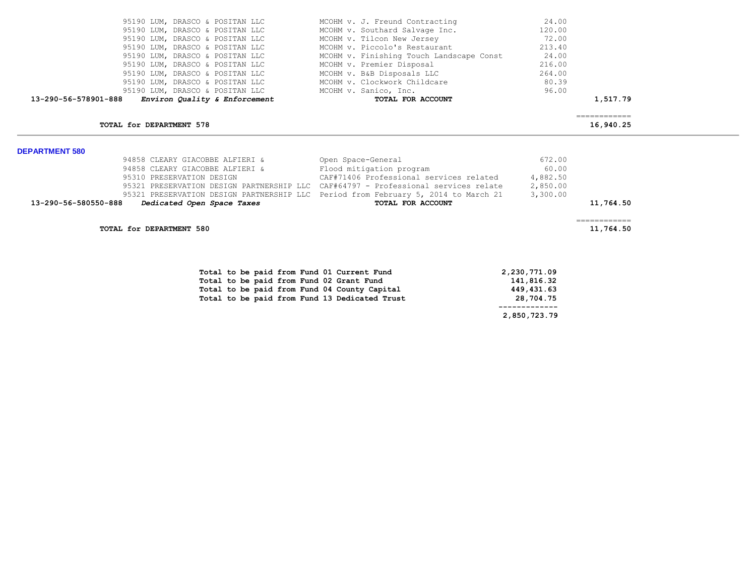| | | | | |
|---|---|---|---|---|
| | 95190 LUM, DRASCO & POSITAN LLC | MCOHM v. J. Freund Contracting | 24.00 | |
| | 95190 LUM, DRASCO & POSITAN LLC | MCOHM v. Southard Salvage Inc. | 120.00 | |
| | 95190 LUM, DRASCO & POSITAN LLC | MCOHM v. Tilcon New Jersey | 72.00 | |
| | 95190 LUM, DRASCO & POSITAN LLC | MCOHM v. Piccolo's Restaurant | 213.40 | |
| | 95190 LUM, DRASCO & POSITAN LLC | MCOHM v. Finishing Touch Landscape Const | 24.00 | |
| | 95190 LUM, DRASCO & POSITAN LLC | MCOHM v. Premier Disposal | 216.00 | |
| | 95190 LUM, DRASCO & POSITAN LLC | MCOHM v. B&B Disposals LLC | 264.00 | |
| | 95190 LUM, DRASCO & POSITAN LLC | MCOHM v. Clockwork Childcare | 80.39 | |
| | 95190 LUM, DRASCO & POSITAN LLC | MCOHM v. Sanico, Inc. | 96.00 | |
| **13-290-56-578901-888** | ***Environ Quality & Enforcement*** | **TOTAL FOR ACCOUNT** | | **1,517.79** |

**TOTAL for DEPARTMENT 578** ============ **16,940.25**

## DEPARTMENT 580

| | | | | |
|---|---|---|---|---|
| | 94858 CLEARY GIACOBBE ALFIERI & | Open Space-General | 672.00 | |
| | 94858 CLEARY GIACOBBE ALFIERI & | Flood mitigation program | 60.00 | |
| | 95310 PRESERVATION DESIGN | CAF#71406 Professional services related | 4,882.50 | |
| | 95321 PRESERVATION DESIGN PARTNERSHIP LLC | CAF#64797 - Professional services relate | 2,850.00 | |
| | 95321 PRESERVATION DESIGN PARTNERSHIP LLC | Period from February 5, 2014 to March 21 | 3,300.00 | |
| **13-290-56-580550-888** | ***Dedicated Open Space Taxes*** | **TOTAL FOR ACCOUNT** | | **11,764.50** |

**TOTAL for DEPARTMENT 580** ============ **11,764.50**

| | |
|---|---|
| **Total to be paid from Fund 01 Current Fund** | **2,230,771.09** |
| **Total to be paid from Fund 02 Grant Fund** | **141,816.32** |
| **Total to be paid from Fund 04 County Capital** | **449,431.63** |
| **Total to be paid from Fund 13 Dedicated Trust** | **28,704.75** |
| | ------------- |
| | **2,850,723.79** |